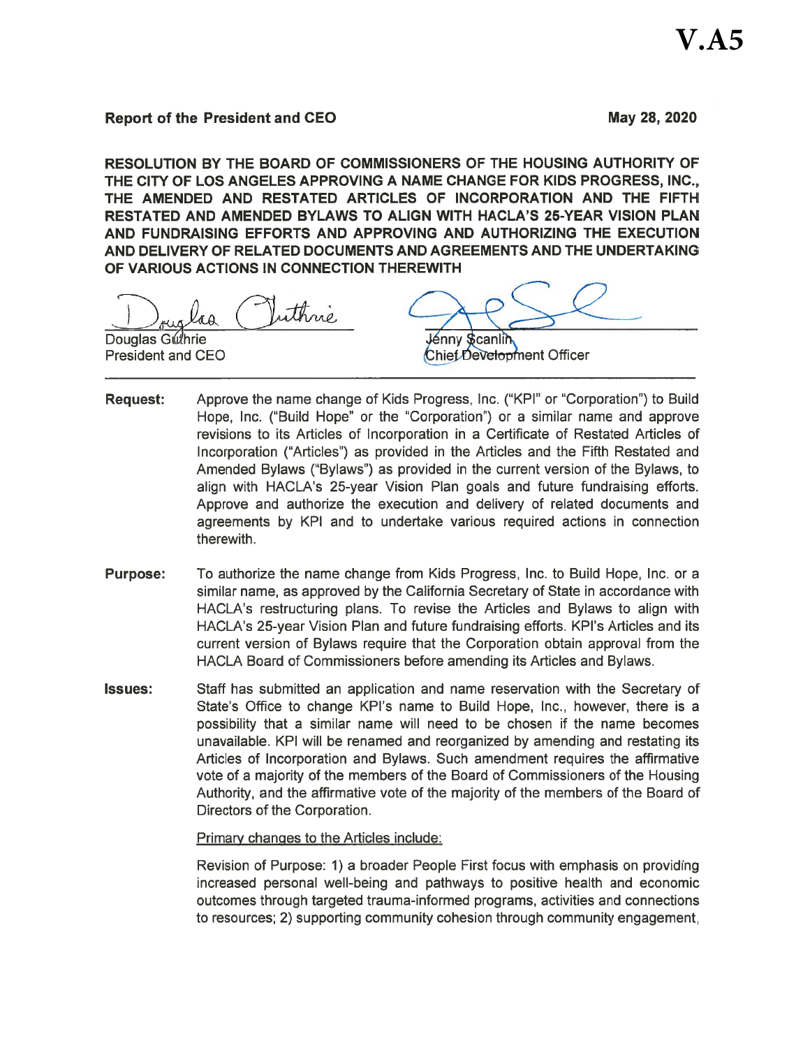V.A5

**Report of the President and CEO** **May 28, 2020**

**RESOLUTION BY THE BOARD OF COMMISSIONERS OF THE HOUSING AUTHORITY OF THE CITY OF LOS ANGELES APPROVING A NAME CHANGE FOR KIDS PROGRESS, INC., THE AMENDED AND RESTATED ARTICLES OF INCORPORATION AND THE FIFTH RESTATED AND AMENDED BYLAWS TO ALIGN WITH HACLA'S 25-YEAR VISION PLAN AND FUNDRAISING EFFORTS AND APPROVING AND AUTHORIZING THE EXECUTION AND DELIVERY OF RELATED DOCUMENTS AND AGREEMENTS AND THE UNDERTAKING OF VARIOUS ACTIONS IN CONNECTION THEREWITH**

Douglas Guthrie
President and CEO

Jenny Scanlin
Chief Development Officer

---

**Request:** Approve the name change of Kids Progress, Inc. ("KPI" or "Corporation") to Build Hope, Inc. ("Build Hope" or the "Corporation") or a similar name and approve revisions to its Articles of Incorporation in a Certificate of Restated Articles of Incorporation ("Articles") as provided in the Articles and the Fifth Restated and Amended Bylaws ("Bylaws") as provided in the current version of the Bylaws, to align with HACLA's 25-year Vision Plan goals and future fundraising efforts. Approve and authorize the execution and delivery of related documents and agreements by KPI and to undertake various required actions in connection therewith.

**Purpose:** To authorize the name change from Kids Progress, Inc. to Build Hope, Inc. or a similar name, as approved by the California Secretary of State in accordance with HACLA's restructuring plans. To revise the Articles and Bylaws to align with HACLA's 25-year Vision Plan and future fundraising efforts. KPI's Articles and its current version of Bylaws require that the Corporation obtain approval from the HACLA Board of Commissioners before amending its Articles and Bylaws.

**Issues:** Staff has submitted an application and name reservation with the Secretary of State's Office to change KPI's name to Build Hope, Inc., however, there is a possibility that a similar name will need to be chosen if the name becomes unavailable. KPI will be renamed and reorganized by amending and restating its Articles of Incorporation and Bylaws. Such amendment requires the affirmative vote of a majority of the members of the Board of Commissioners of the Housing Authority, and the affirmative vote of the majority of the members of the Board of Directors of the Corporation.

Primary changes to the Articles include:

Revision of Purpose: 1) a broader People First focus with emphasis on providing increased personal well-being and pathways to positive health and economic outcomes through targeted trauma-informed programs, activities and connections to resources; 2) supporting community cohesion through community engagement,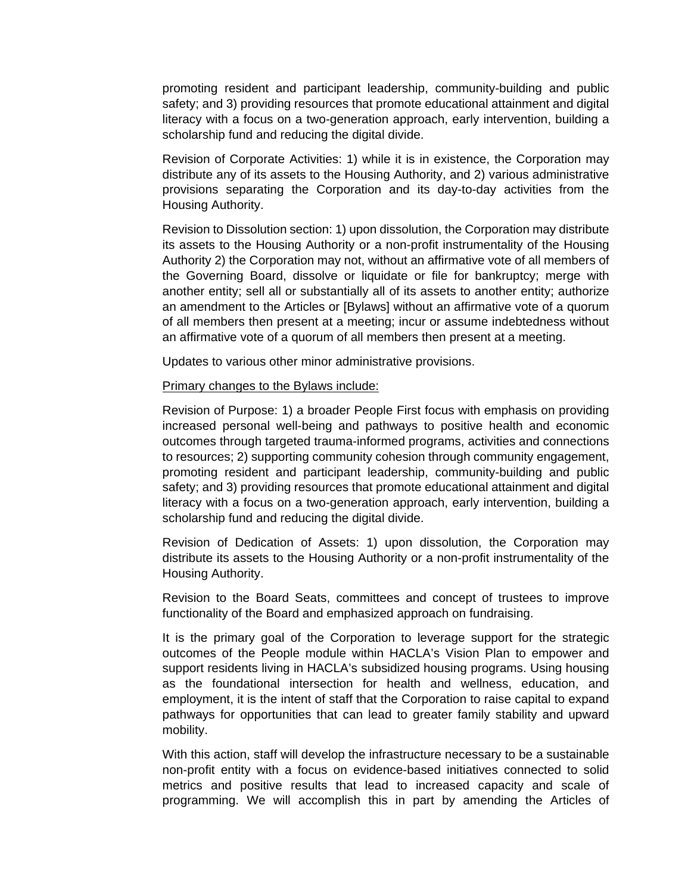promoting resident and participant leadership, community-building and public safety; and 3) providing resources that promote educational attainment and digital literacy with a focus on a two-generation approach, early intervention, building a scholarship fund and reducing the digital divide.

Revision of Corporate Activities: 1) while it is in existence, the Corporation may distribute any of its assets to the Housing Authority, and 2) various administrative provisions separating the Corporation and its day-to-day activities from the Housing Authority.

Revision to Dissolution section: 1) upon dissolution, the Corporation may distribute its assets to the Housing Authority or a non-profit instrumentality of the Housing Authority 2) the Corporation may not, without an affirmative vote of all members of the Governing Board, dissolve or liquidate or file for bankruptcy; merge with another entity; sell all or substantially all of its assets to another entity; authorize an amendment to the Articles or [Bylaws] without an affirmative vote of a quorum of all members then present at a meeting; incur or assume indebtedness without an affirmative vote of a quorum of all members then present at a meeting.

Updates to various other minor administrative provisions.

<u>Primary changes to the Bylaws include:</u>

Revision of Purpose: 1) a broader People First focus with emphasis on providing increased personal well-being and pathways to positive health and economic outcomes through targeted trauma-informed programs, activities and connections to resources; 2) supporting community cohesion through community engagement, promoting resident and participant leadership, community-building and public safety; and 3) providing resources that promote educational attainment and digital literacy with a focus on a two-generation approach, early intervention, building a scholarship fund and reducing the digital divide.

Revision of Dedication of Assets: 1) upon dissolution, the Corporation may distribute its assets to the Housing Authority or a non-profit instrumentality of the Housing Authority.

Revision to the Board Seats, committees and concept of trustees to improve functionality of the Board and emphasized approach on fundraising.

It is the primary goal of the Corporation to leverage support for the strategic outcomes of the People module within HACLA's Vision Plan to empower and support residents living in HACLA's subsidized housing programs. Using housing as the foundational intersection for health and wellness, education, and employment, it is the intent of staff that the Corporation to raise capital to expand pathways for opportunities that can lead to greater family stability and upward mobility.

With this action, staff will develop the infrastructure necessary to be a sustainable non-profit entity with a focus on evidence-based initiatives connected to solid metrics and positive results that lead to increased capacity and scale of programming. We will accomplish this in part by amending the Articles of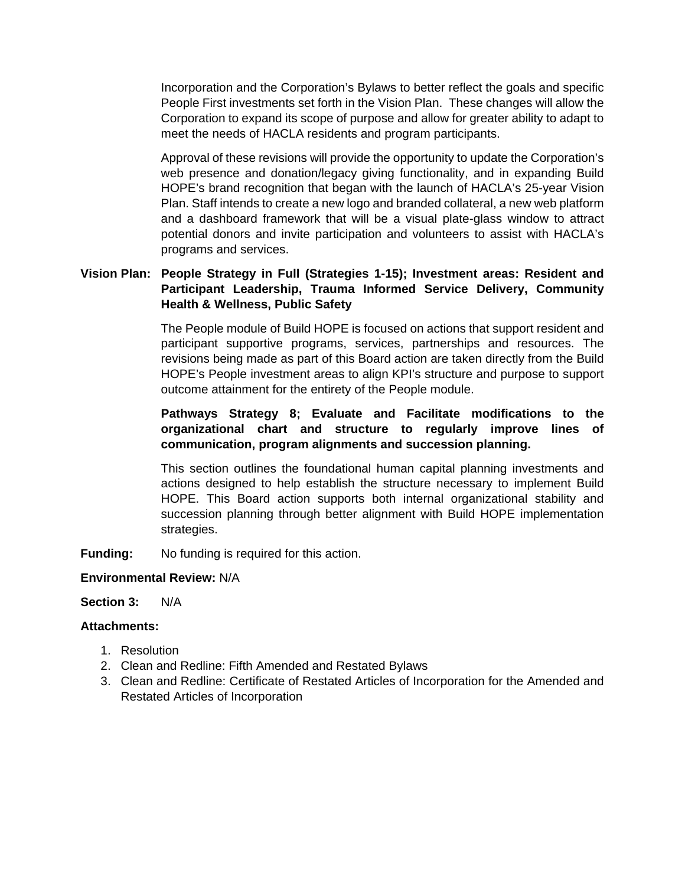Incorporation and the Corporation's Bylaws to better reflect the goals and specific People First investments set forth in the Vision Plan. These changes will allow the Corporation to expand its scope of purpose and allow for greater ability to adapt to meet the needs of HACLA residents and program participants.

Approval of these revisions will provide the opportunity to update the Corporation's web presence and donation/legacy giving functionality, and in expanding Build HOPE's brand recognition that began with the launch of HACLA's 25-year Vision Plan. Staff intends to create a new logo and branded collateral, a new web platform and a dashboard framework that will be a visual plate-glass window to attract potential donors and invite participation and volunteers to assist with HACLA's programs and services.

**Vision Plan: People Strategy in Full (Strategies 1-15); Investment areas: Resident and Participant Leadership, Trauma Informed Service Delivery, Community Health & Wellness, Public Safety**

The People module of Build HOPE is focused on actions that support resident and participant supportive programs, services, partnerships and resources. The revisions being made as part of this Board action are taken directly from the Build HOPE's People investment areas to align KPI's structure and purpose to support outcome attainment for the entirety of the People module.

**Pathways Strategy 8; Evaluate and Facilitate modifications to the organizational chart and structure to regularly improve lines of communication, program alignments and succession planning.**

This section outlines the foundational human capital planning investments and actions designed to help establish the structure necessary to implement Build HOPE. This Board action supports both internal organizational stability and succession planning through better alignment with Build HOPE implementation strategies.

**Funding:** No funding is required for this action.

**Environmental Review:** N/A

**Section 3:** N/A

**Attachments:**

1. Resolution
2. Clean and Redline: Fifth Amended and Restated Bylaws
3. Clean and Redline: Certificate of Restated Articles of Incorporation for the Amended and Restated Articles of Incorporation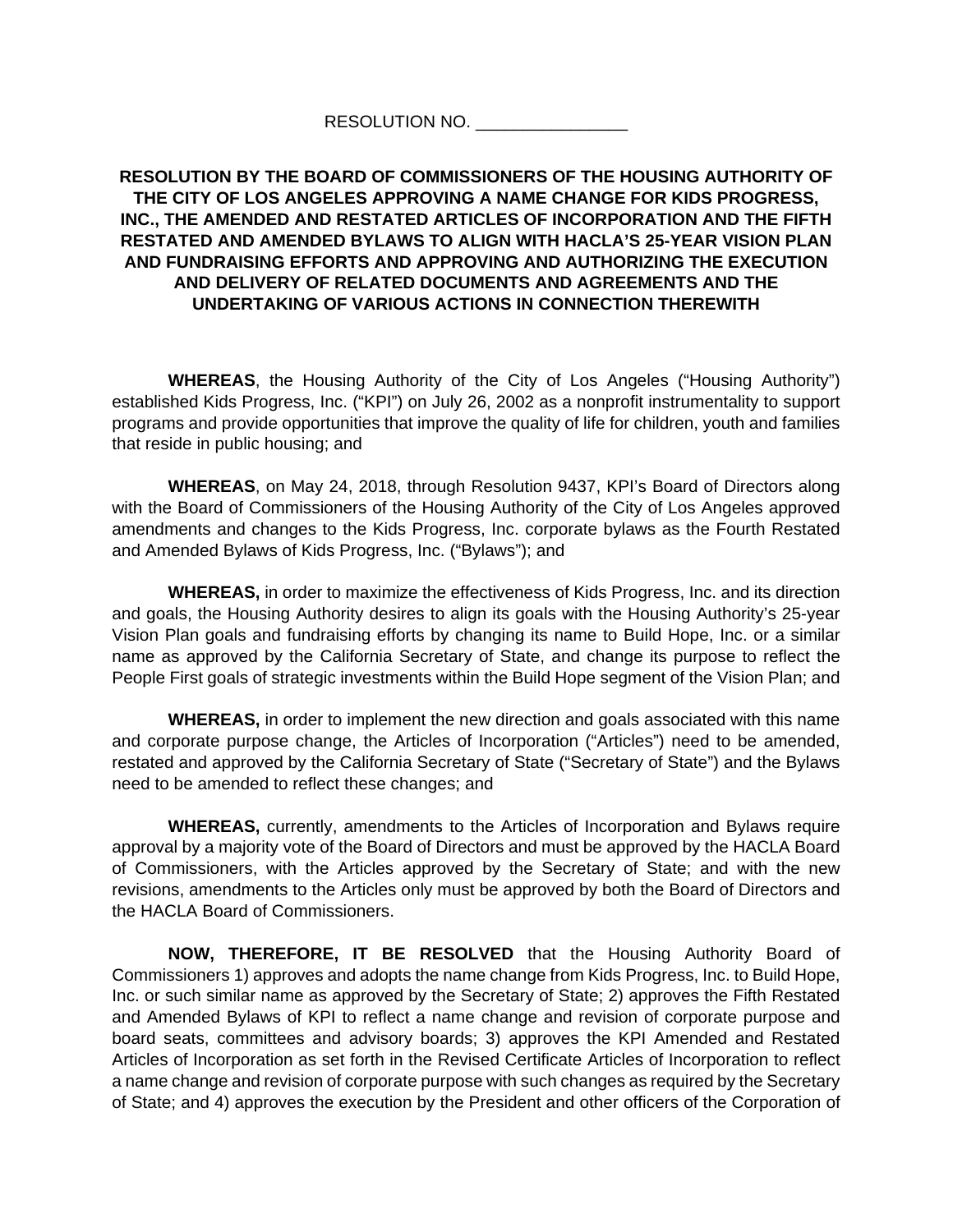RESOLUTION NO. ________________

**RESOLUTION BY THE BOARD OF COMMISSIONERS OF THE HOUSING AUTHORITY OF THE CITY OF LOS ANGELES APPROVING A NAME CHANGE FOR KIDS PROGRESS, INC., THE AMENDED AND RESTATED ARTICLES OF INCORPORATION AND THE FIFTH RESTATED AND AMENDED BYLAWS TO ALIGN WITH HACLA'S 25-YEAR VISION PLAN AND FUNDRAISING EFFORTS AND APPROVING AND AUTHORIZING THE EXECUTION AND DELIVERY OF RELATED DOCUMENTS AND AGREEMENTS AND THE UNDERTAKING OF VARIOUS ACTIONS IN CONNECTION THEREWITH**

**WHEREAS**, the Housing Authority of the City of Los Angeles ("Housing Authority") established Kids Progress, Inc. ("KPI") on July 26, 2002 as a nonprofit instrumentality to support programs and provide opportunities that improve the quality of life for children, youth and families that reside in public housing; and

**WHEREAS**, on May 24, 2018, through Resolution 9437, KPI's Board of Directors along with the Board of Commissioners of the Housing Authority of the City of Los Angeles approved amendments and changes to the Kids Progress, Inc. corporate bylaws as the Fourth Restated and Amended Bylaws of Kids Progress, Inc. ("Bylaws"); and

**WHEREAS,** in order to maximize the effectiveness of Kids Progress, Inc. and its direction and goals, the Housing Authority desires to align its goals with the Housing Authority's 25-year Vision Plan goals and fundraising efforts by changing its name to Build Hope, Inc. or a similar name as approved by the California Secretary of State, and change its purpose to reflect the People First goals of strategic investments within the Build Hope segment of the Vision Plan; and

**WHEREAS,** in order to implement the new direction and goals associated with this name and corporate purpose change, the Articles of Incorporation ("Articles") need to be amended, restated and approved by the California Secretary of State ("Secretary of State") and the Bylaws need to be amended to reflect these changes; and

**WHEREAS,** currently, amendments to the Articles of Incorporation and Bylaws require approval by a majority vote of the Board of Directors and must be approved by the HACLA Board of Commissioners, with the Articles approved by the Secretary of State; and with the new revisions, amendments to the Articles only must be approved by both the Board of Directors and the HACLA Board of Commissioners.

**NOW, THEREFORE, IT BE RESOLVED** that the Housing Authority Board of Commissioners 1) approves and adopts the name change from Kids Progress, Inc. to Build Hope, Inc. or such similar name as approved by the Secretary of State; 2) approves the Fifth Restated and Amended Bylaws of KPI to reflect a name change and revision of corporate purpose and board seats, committees and advisory boards; 3) approves the KPI Amended and Restated Articles of Incorporation as set forth in the Revised Certificate Articles of Incorporation to reflect a name change and revision of corporate purpose with such changes as required by the Secretary of State; and 4) approves the execution by the President and other officers of the Corporation of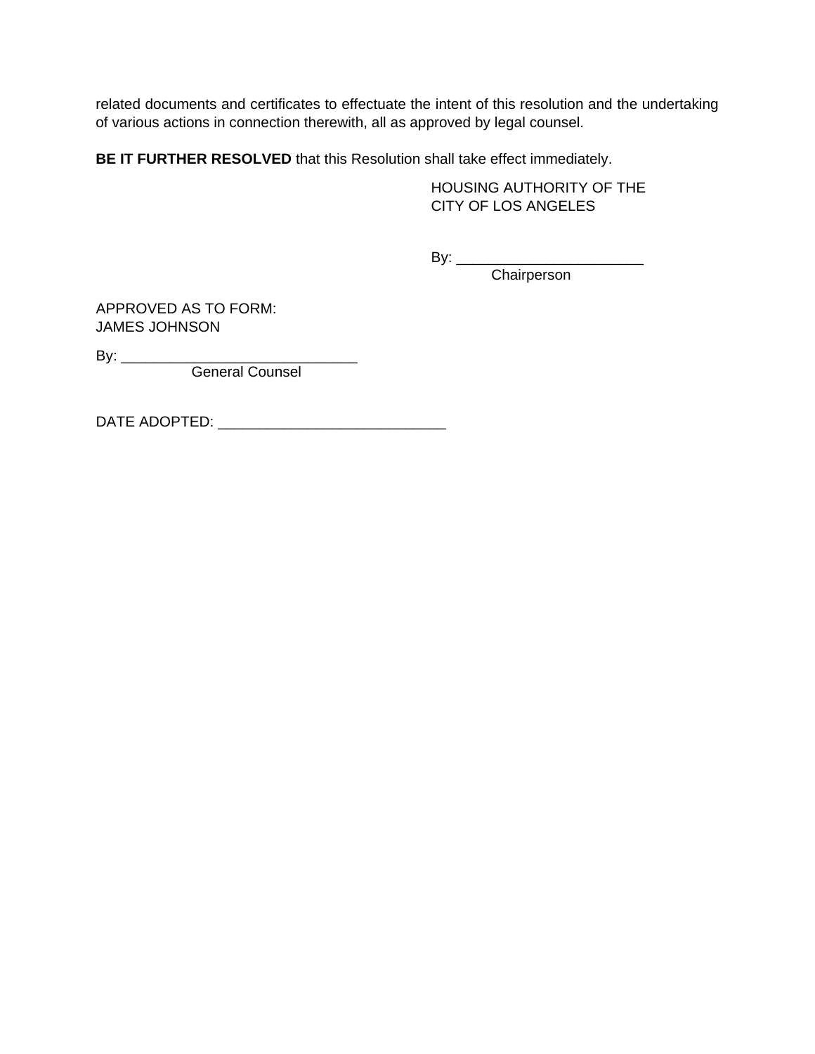related documents and certificates to effectuate the intent of this resolution and the undertaking of various actions in connection therewith, all as approved by legal counsel.

**BE IT FURTHER RESOLVED** that this Resolution shall take effect immediately.

HOUSING AUTHORITY OF THE
CITY OF LOS ANGELES

By: ________________________
Chairperson

APPROVED AS TO FORM:
JAMES JOHNSON

By: ______________________________
General Counsel

DATE ADOPTED: ____________________________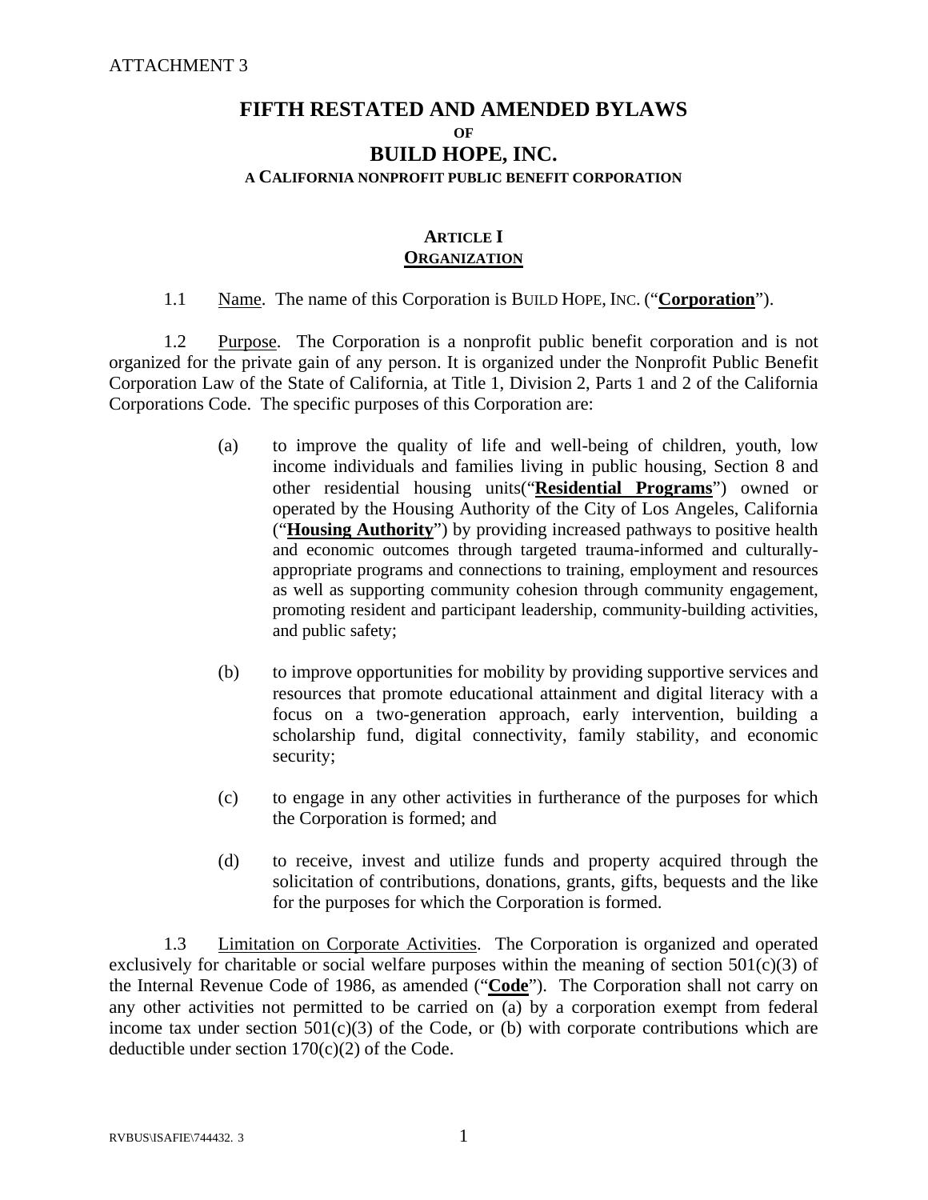ATTACHMENT 3

# FIFTH RESTATED AND AMENDED BYLAWS

**OF**

# BUILD HOPE, INC.

**A CALIFORNIA NONPROFIT PUBLIC BENEFIT CORPORATION**

## ARTICLE I
## ORGANIZATION

1.1 Name. The name of this Corporation is BUILD HOPE, INC. ("**Corporation**").

1.2 Purpose. The Corporation is a nonprofit public benefit corporation and is not organized for the private gain of any person. It is organized under the Nonprofit Public Benefit Corporation Law of the State of California, at Title 1, Division 2, Parts 1 and 2 of the California Corporations Code. The specific purposes of this Corporation are:

(a) to improve the quality of life and well-being of children, youth, low income individuals and families living in public housing, Section 8 and other residential housing units("**Residential Programs**") owned or operated by the Housing Authority of the City of Los Angeles, California ("**Housing Authority**") by providing increased pathways to positive health and economic outcomes through targeted trauma-informed and culturally-appropriate programs and connections to training, employment and resources as well as supporting community cohesion through community engagement, promoting resident and participant leadership, community-building activities, and public safety;

(b) to improve opportunities for mobility by providing supportive services and resources that promote educational attainment and digital literacy with a focus on a two-generation approach, early intervention, building a scholarship fund, digital connectivity, family stability, and economic security;

(c) to engage in any other activities in furtherance of the purposes for which the Corporation is formed; and

(d) to receive, invest and utilize funds and property acquired through the solicitation of contributions, donations, grants, gifts, bequests and the like for the purposes for which the Corporation is formed.

1.3 Limitation on Corporate Activities. The Corporation is organized and operated exclusively for charitable or social welfare purposes within the meaning of section 501(c)(3) of the Internal Revenue Code of 1986, as amended ("**Code**"). The Corporation shall not carry on any other activities not permitted to be carried on (a) by a corporation exempt from federal income tax under section 501(c)(3) of the Code, or (b) with corporate contributions which are deductible under section 170(c)(2) of the Code.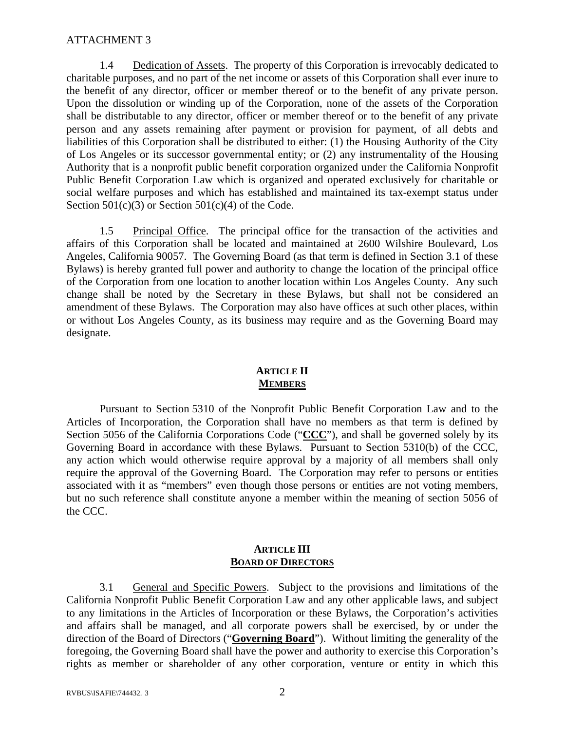ATTACHMENT 3

1.4 Dedication of Assets. The property of this Corporation is irrevocably dedicated to charitable purposes, and no part of the net income or assets of this Corporation shall ever inure to the benefit of any director, officer or member thereof or to the benefit of any private person. Upon the dissolution or winding up of the Corporation, none of the assets of the Corporation shall be distributable to any director, officer or member thereof or to the benefit of any private person and any assets remaining after payment or provision for payment, of all debts and liabilities of this Corporation shall be distributed to either: (1) the Housing Authority of the City of Los Angeles or its successor governmental entity; or (2) any instrumentality of the Housing Authority that is a nonprofit public benefit corporation organized under the California Nonprofit Public Benefit Corporation Law which is organized and operated exclusively for charitable or social welfare purposes and which has established and maintained its tax-exempt status under Section 501(c)(3) or Section 501(c)(4) of the Code.

1.5 Principal Office. The principal office for the transaction of the activities and affairs of this Corporation shall be located and maintained at 2600 Wilshire Boulevard, Los Angeles, California 90057. The Governing Board (as that term is defined in Section 3.1 of these Bylaws) is hereby granted full power and authority to change the location of the principal office of the Corporation from one location to another location within Los Angeles County. Any such change shall be noted by the Secretary in these Bylaws, but shall not be considered an amendment of these Bylaws. The Corporation may also have offices at such other places, within or without Los Angeles County, as its business may require and as the Governing Board may designate.

## ARTICLE II
## MEMBERS

Pursuant to Section 5310 of the Nonprofit Public Benefit Corporation Law and to the Articles of Incorporation, the Corporation shall have no members as that term is defined by Section 5056 of the California Corporations Code ("**CCC**"), and shall be governed solely by its Governing Board in accordance with these Bylaws. Pursuant to Section 5310(b) of the CCC, any action which would otherwise require approval by a majority of all members shall only require the approval of the Governing Board. The Corporation may refer to persons or entities associated with it as "members" even though those persons or entities are not voting members, but no such reference shall constitute anyone a member within the meaning of section 5056 of the CCC.

## ARTICLE III
## BOARD OF DIRECTORS

3.1 General and Specific Powers. Subject to the provisions and limitations of the California Nonprofit Public Benefit Corporation Law and any other applicable laws, and subject to any limitations in the Articles of Incorporation or these Bylaws, the Corporation's activities and affairs shall be managed, and all corporate powers shall be exercised, by or under the direction of the Board of Directors ("**Governing Board**"). Without limiting the generality of the foregoing, the Governing Board shall have the power and authority to exercise this Corporation's rights as member or shareholder of any other corporation, venture or entity in which this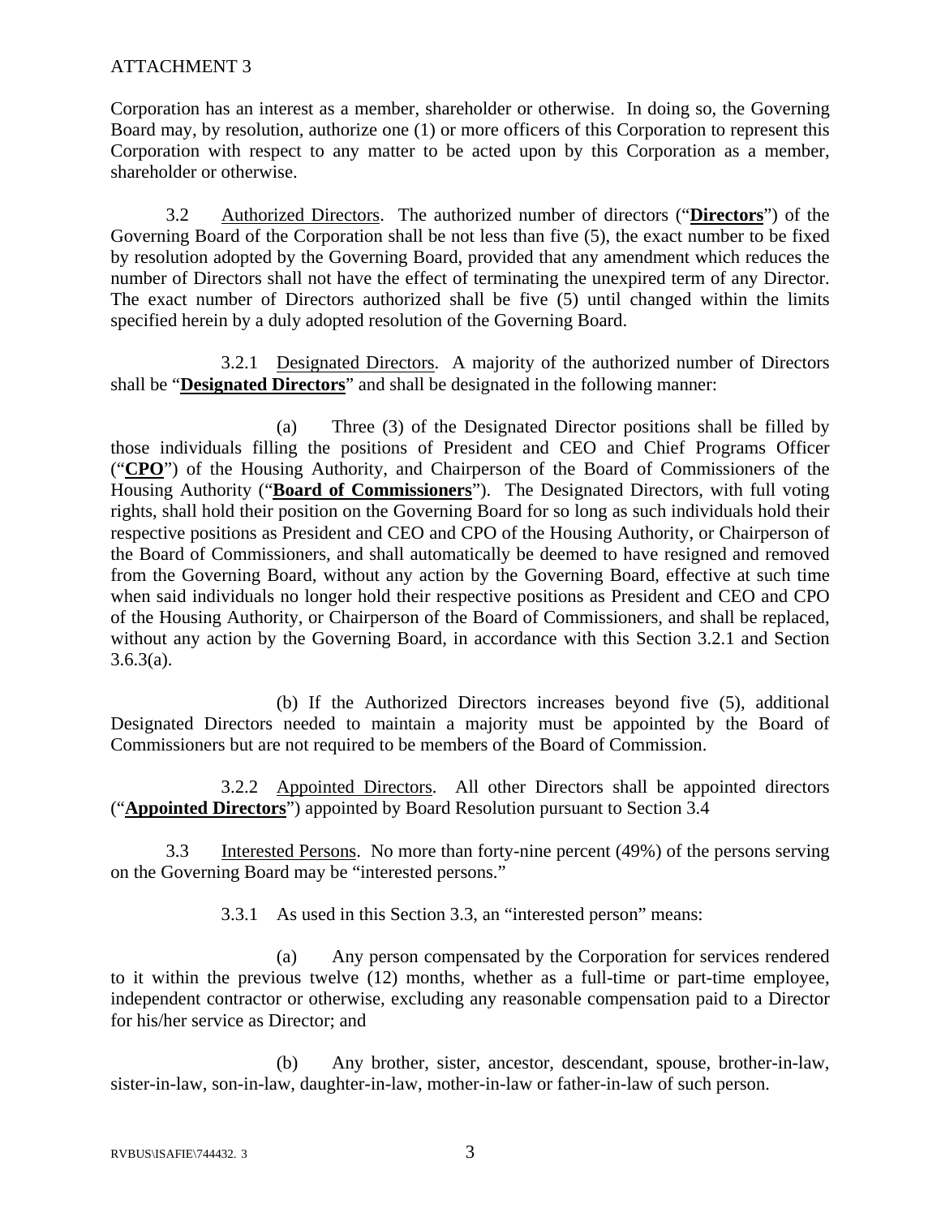ATTACHMENT 3

Corporation has an interest as a member, shareholder or otherwise. In doing so, the Governing Board may, by resolution, authorize one (1) or more officers of this Corporation to represent this Corporation with respect to any matter to be acted upon by this Corporation as a member, shareholder or otherwise.

3.2 Authorized Directors. The authorized number of directors ("**Directors**") of the Governing Board of the Corporation shall be not less than five (5), the exact number to be fixed by resolution adopted by the Governing Board, provided that any amendment which reduces the number of Directors shall not have the effect of terminating the unexpired term of any Director. The exact number of Directors authorized shall be five (5) until changed within the limits specified herein by a duly adopted resolution of the Governing Board.

3.2.1 Designated Directors. A majority of the authorized number of Directors shall be "**Designated Directors**" and shall be designated in the following manner:

(a) Three (3) of the Designated Director positions shall be filled by those individuals filling the positions of President and CEO and Chief Programs Officer ("**CPO**") of the Housing Authority, and Chairperson of the Board of Commissioners of the Housing Authority ("**Board of Commissioners**"). The Designated Directors, with full voting rights, shall hold their position on the Governing Board for so long as such individuals hold their respective positions as President and CEO and CPO of the Housing Authority, or Chairperson of the Board of Commissioners, and shall automatically be deemed to have resigned and removed from the Governing Board, without any action by the Governing Board, effective at such time when said individuals no longer hold their respective positions as President and CEO and CPO of the Housing Authority, or Chairperson of the Board of Commissioners, and shall be replaced, without any action by the Governing Board, in accordance with this Section 3.2.1 and Section 3.6.3(a).

(b) If the Authorized Directors increases beyond five (5), additional Designated Directors needed to maintain a majority must be appointed by the Board of Commissioners but are not required to be members of the Board of Commission.

3.2.2 Appointed Directors. All other Directors shall be appointed directors ("**Appointed Directors**") appointed by Board Resolution pursuant to Section 3.4

3.3 Interested Persons. No more than forty-nine percent (49%) of the persons serving on the Governing Board may be "interested persons."

3.3.1 As used in this Section 3.3, an "interested person" means:

(a) Any person compensated by the Corporation for services rendered to it within the previous twelve (12) months, whether as a full-time or part-time employee, independent contractor or otherwise, excluding any reasonable compensation paid to a Director for his/her service as Director; and

(b) Any brother, sister, ancestor, descendant, spouse, brother-in-law, sister-in-law, son-in-law, daughter-in-law, mother-in-law or father-in-law of such person.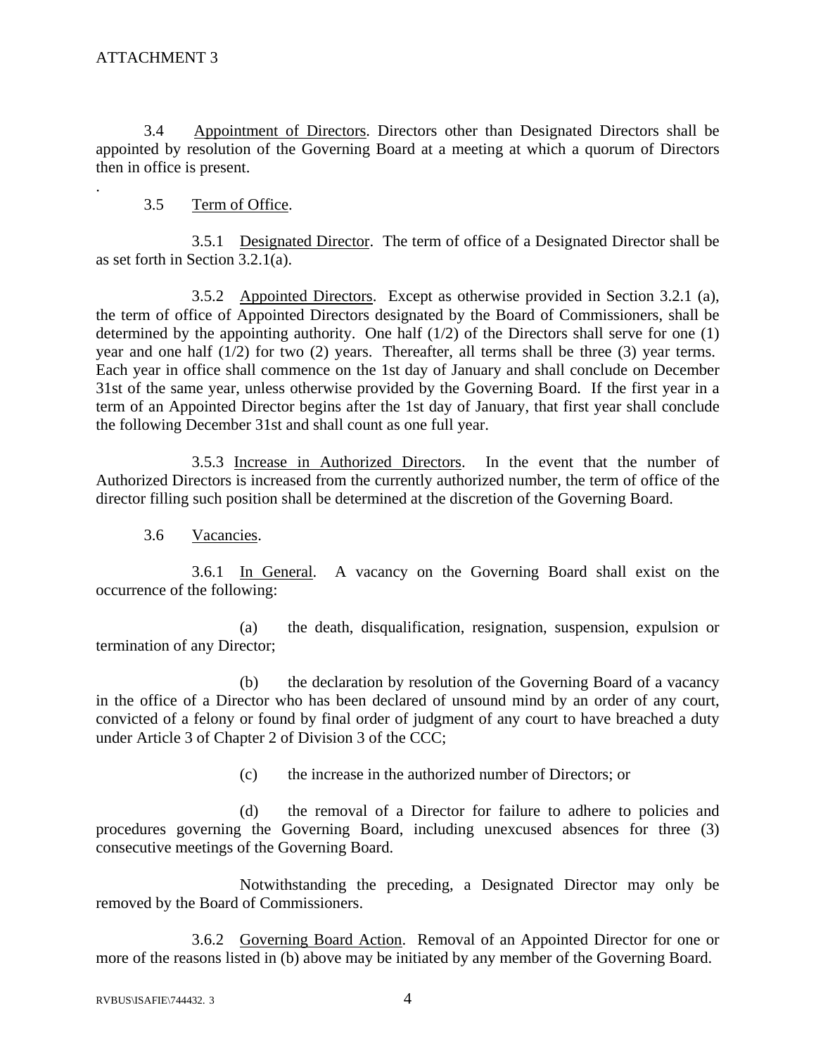ATTACHMENT 3

3.4 Appointment of Directors. Directors other than Designated Directors shall be appointed by resolution of the Governing Board at a meeting at which a quorum of Directors then in office is present.

.

3.5 Term of Office.

3.5.1 Designated Director. The term of office of a Designated Director shall be as set forth in Section 3.2.1(a).

3.5.2 Appointed Directors. Except as otherwise provided in Section 3.2.1 (a), the term of office of Appointed Directors designated by the Board of Commissioners, shall be determined by the appointing authority. One half (1/2) of the Directors shall serve for one (1) year and one half (1/2) for two (2) years. Thereafter, all terms shall be three (3) year terms. Each year in office shall commence on the 1st day of January and shall conclude on December 31st of the same year, unless otherwise provided by the Governing Board. If the first year in a term of an Appointed Director begins after the 1st day of January, that first year shall conclude the following December 31st and shall count as one full year.

3.5.3 Increase in Authorized Directors. In the event that the number of Authorized Directors is increased from the currently authorized number, the term of office of the director filling such position shall be determined at the discretion of the Governing Board.

3.6 Vacancies.

3.6.1 In General. A vacancy on the Governing Board shall exist on the occurrence of the following:

(a) the death, disqualification, resignation, suspension, expulsion or termination of any Director;

(b) the declaration by resolution of the Governing Board of a vacancy in the office of a Director who has been declared of unsound mind by an order of any court, convicted of a felony or found by final order of judgment of any court to have breached a duty under Article 3 of Chapter 2 of Division 3 of the CCC;

(c) the increase in the authorized number of Directors; or

(d) the removal of a Director for failure to adhere to policies and procedures governing the Governing Board, including unexcused absences for three (3) consecutive meetings of the Governing Board.

Notwithstanding the preceding, a Designated Director may only be removed by the Board of Commissioners.

3.6.2 Governing Board Action. Removal of an Appointed Director for one or more of the reasons listed in (b) above may be initiated by any member of the Governing Board.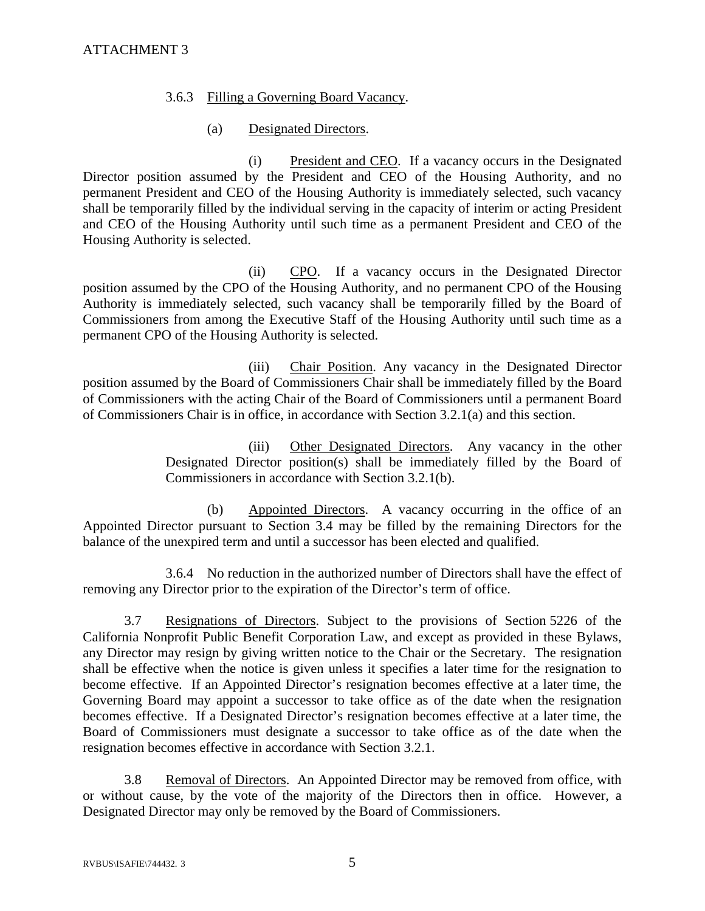ATTACHMENT 3

3.6.3 Filling a Governing Board Vacancy.

(a) Designated Directors.

(i) President and CEO. If a vacancy occurs in the Designated Director position assumed by the President and CEO of the Housing Authority, and no permanent President and CEO of the Housing Authority is immediately selected, such vacancy shall be temporarily filled by the individual serving in the capacity of interim or acting President and CEO of the Housing Authority until such time as a permanent President and CEO of the Housing Authority is selected.

(ii) CPO. If a vacancy occurs in the Designated Director position assumed by the CPO of the Housing Authority, and no permanent CPO of the Housing Authority is immediately selected, such vacancy shall be temporarily filled by the Board of Commissioners from among the Executive Staff of the Housing Authority until such time as a permanent CPO of the Housing Authority is selected.

(iii) Chair Position. Any vacancy in the Designated Director position assumed by the Board of Commissioners Chair shall be immediately filled by the Board of Commissioners with the acting Chair of the Board of Commissioners until a permanent Board of Commissioners Chair is in office, in accordance with Section 3.2.1(a) and this section.

(iii) Other Designated Directors. Any vacancy in the other Designated Director position(s) shall be immediately filled by the Board of Commissioners in accordance with Section 3.2.1(b).

(b) Appointed Directors. A vacancy occurring in the office of an Appointed Director pursuant to Section 3.4 may be filled by the remaining Directors for the balance of the unexpired term and until a successor has been elected and qualified.

3.6.4 No reduction in the authorized number of Directors shall have the effect of removing any Director prior to the expiration of the Director's term of office.

3.7 Resignations of Directors. Subject to the provisions of Section 5226 of the California Nonprofit Public Benefit Corporation Law, and except as provided in these Bylaws, any Director may resign by giving written notice to the Chair or the Secretary. The resignation shall be effective when the notice is given unless it specifies a later time for the resignation to become effective. If an Appointed Director's resignation becomes effective at a later time, the Governing Board may appoint a successor to take office as of the date when the resignation becomes effective. If a Designated Director's resignation becomes effective at a later time, the Board of Commissioners must designate a successor to take office as of the date when the resignation becomes effective in accordance with Section 3.2.1.

3.8 Removal of Directors. An Appointed Director may be removed from office, with or without cause, by the vote of the majority of the Directors then in office. However, a Designated Director may only be removed by the Board of Commissioners.

RVBUS\ISAFIE\744432. 3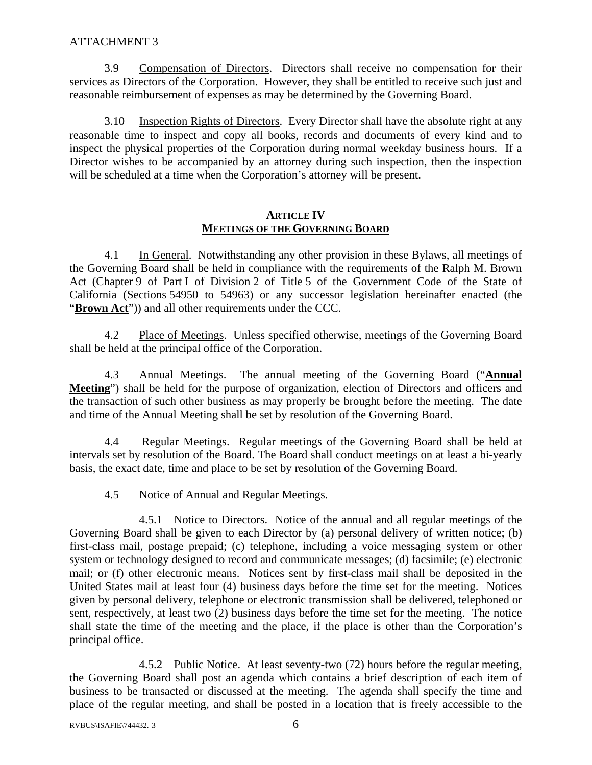ATTACHMENT 3

3.9 Compensation of Directors. Directors shall receive no compensation for their services as Directors of the Corporation. However, they shall be entitled to receive such just and reasonable reimbursement of expenses as may be determined by the Governing Board.

3.10 Inspection Rights of Directors. Every Director shall have the absolute right at any reasonable time to inspect and copy all books, records and documents of every kind and to inspect the physical properties of the Corporation during normal weekday business hours. If a Director wishes to be accompanied by an attorney during such inspection, then the inspection will be scheduled at a time when the Corporation's attorney will be present.

## ARTICLE IV
## MEETINGS OF THE GOVERNING BOARD

4.1 In General. Notwithstanding any other provision in these Bylaws, all meetings of the Governing Board shall be held in compliance with the requirements of the Ralph M. Brown Act (Chapter 9 of Part I of Division 2 of Title 5 of the Government Code of the State of California (Sections 54950 to 54963) or any successor legislation hereinafter enacted (the "**Brown Act**")) and all other requirements under the CCC.

4.2 Place of Meetings. Unless specified otherwise, meetings of the Governing Board shall be held at the principal office of the Corporation.

4.3 Annual Meetings. The annual meeting of the Governing Board ("**Annual Meeting**") shall be held for the purpose of organization, election of Directors and officers and the transaction of such other business as may properly be brought before the meeting. The date and time of the Annual Meeting shall be set by resolution of the Governing Board.

4.4 Regular Meetings. Regular meetings of the Governing Board shall be held at intervals set by resolution of the Board. The Board shall conduct meetings on at least a bi-yearly basis, the exact date, time and place to be set by resolution of the Governing Board.

4.5 Notice of Annual and Regular Meetings.

4.5.1 Notice to Directors. Notice of the annual and all regular meetings of the Governing Board shall be given to each Director by (a) personal delivery of written notice; (b) first-class mail, postage prepaid; (c) telephone, including a voice messaging system or other system or technology designed to record and communicate messages; (d) facsimile; (e) electronic mail; or (f) other electronic means. Notices sent by first-class mail shall be deposited in the United States mail at least four (4) business days before the time set for the meeting. Notices given by personal delivery, telephone or electronic transmission shall be delivered, telephoned or sent, respectively, at least two (2) business days before the time set for the meeting. The notice shall state the time of the meeting and the place, if the place is other than the Corporation's principal office.

4.5.2 Public Notice. At least seventy-two (72) hours before the regular meeting, the Governing Board shall post an agenda which contains a brief description of each item of business to be transacted or discussed at the meeting. The agenda shall specify the time and place of the regular meeting, and shall be posted in a location that is freely accessible to the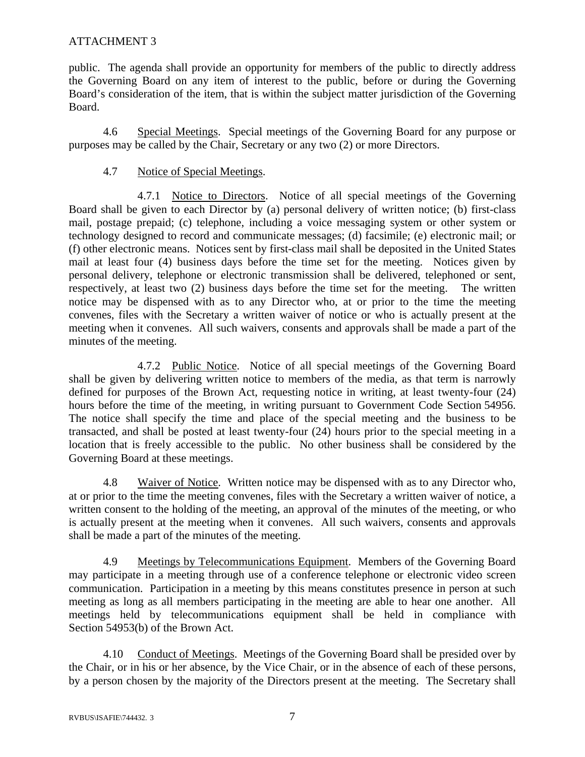public. The agenda shall provide an opportunity for members of the public to directly address the Governing Board on any item of interest to the public, before or during the Governing Board's consideration of the item, that is within the subject matter jurisdiction of the Governing Board.

4.6 Special Meetings. Special meetings of the Governing Board for any purpose or purposes may be called by the Chair, Secretary or any two (2) or more Directors.

4.7 Notice of Special Meetings.

4.7.1 Notice to Directors. Notice of all special meetings of the Governing Board shall be given to each Director by (a) personal delivery of written notice; (b) first-class mail, postage prepaid; (c) telephone, including a voice messaging system or other system or technology designed to record and communicate messages; (d) facsimile; (e) electronic mail; or (f) other electronic means. Notices sent by first-class mail shall be deposited in the United States mail at least four (4) business days before the time set for the meeting. Notices given by personal delivery, telephone or electronic transmission shall be delivered, telephoned or sent, respectively, at least two (2) business days before the time set for the meeting. The written notice may be dispensed with as to any Director who, at or prior to the time the meeting convenes, files with the Secretary a written waiver of notice or who is actually present at the meeting when it convenes. All such waivers, consents and approvals shall be made a part of the minutes of the meeting.

4.7.2 Public Notice. Notice of all special meetings of the Governing Board shall be given by delivering written notice to members of the media, as that term is narrowly defined for purposes of the Brown Act, requesting notice in writing, at least twenty-four (24) hours before the time of the meeting, in writing pursuant to Government Code Section 54956. The notice shall specify the time and place of the special meeting and the business to be transacted, and shall be posted at least twenty-four (24) hours prior to the special meeting in a location that is freely accessible to the public. No other business shall be considered by the Governing Board at these meetings.

4.8 Waiver of Notice. Written notice may be dispensed with as to any Director who, at or prior to the time the meeting convenes, files with the Secretary a written waiver of notice, a written consent to the holding of the meeting, an approval of the minutes of the meeting, or who is actually present at the meeting when it convenes. All such waivers, consents and approvals shall be made a part of the minutes of the meeting.

4.9 Meetings by Telecommunications Equipment. Members of the Governing Board may participate in a meeting through use of a conference telephone or electronic video screen communication. Participation in a meeting by this means constitutes presence in person at such meeting as long as all members participating in the meeting are able to hear one another. All meetings held by telecommunications equipment shall be held in compliance with Section 54953(b) of the Brown Act.

4.10 Conduct of Meetings. Meetings of the Governing Board shall be presided over by the Chair, or in his or her absence, by the Vice Chair, or in the absence of each of these persons, by a person chosen by the majority of the Directors present at the meeting. The Secretary shall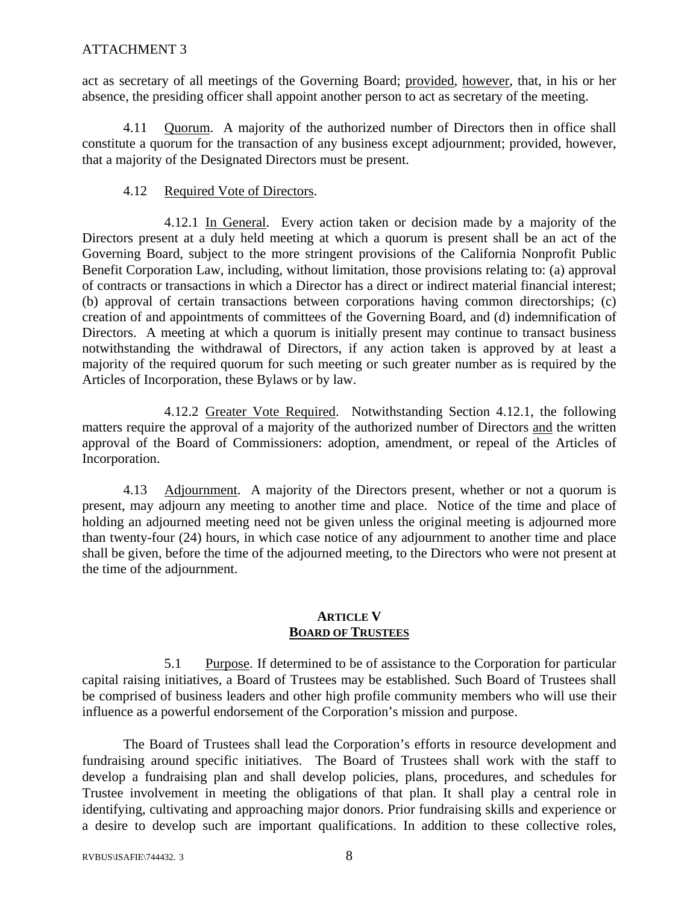act as secretary of all meetings of the Governing Board; provided, however, that, in his or her absence, the presiding officer shall appoint another person to act as secretary of the meeting.

4.11 Quorum. A majority of the authorized number of Directors then in office shall constitute a quorum for the transaction of any business except adjournment; provided, however, that a majority of the Designated Directors must be present.

4.12 Required Vote of Directors.

4.12.1 In General. Every action taken or decision made by a majority of the Directors present at a duly held meeting at which a quorum is present shall be an act of the Governing Board, subject to the more stringent provisions of the California Nonprofit Public Benefit Corporation Law, including, without limitation, those provisions relating to: (a) approval of contracts or transactions in which a Director has a direct or indirect material financial interest; (b) approval of certain transactions between corporations having common directorships; (c) creation of and appointments of committees of the Governing Board, and (d) indemnification of Directors. A meeting at which a quorum is initially present may continue to transact business notwithstanding the withdrawal of Directors, if any action taken is approved by at least a majority of the required quorum for such meeting or such greater number as is required by the Articles of Incorporation, these Bylaws or by law.

4.12.2 Greater Vote Required. Notwithstanding Section 4.12.1, the following matters require the approval of a majority of the authorized number of Directors and the written approval of the Board of Commissioners: adoption, amendment, or repeal of the Articles of Incorporation.

4.13 Adjournment. A majority of the Directors present, whether or not a quorum is present, may adjourn any meeting to another time and place. Notice of the time and place of holding an adjourned meeting need not be given unless the original meeting is adjourned more than twenty-four (24) hours, in which case notice of any adjournment to another time and place shall be given, before the time of the adjourned meeting, to the Directors who were not present at the time of the adjournment.

## ARTICLE V
## BOARD OF TRUSTEES

5.1 Purpose. If determined to be of assistance to the Corporation for particular capital raising initiatives, a Board of Trustees may be established. Such Board of Trustees shall be comprised of business leaders and other high profile community members who will use their influence as a powerful endorsement of the Corporation's mission and purpose.

The Board of Trustees shall lead the Corporation's efforts in resource development and fundraising around specific initiatives. The Board of Trustees shall work with the staff to develop a fundraising plan and shall develop policies, plans, procedures, and schedules for Trustee involvement in meeting the obligations of that plan. It shall play a central role in identifying, cultivating and approaching major donors. Prior fundraising skills and experience or a desire to develop such are important qualifications. In addition to these collective roles,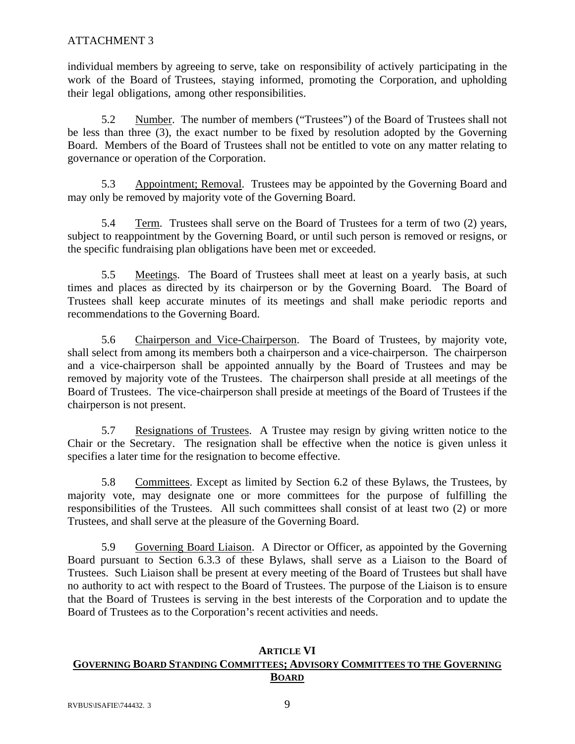ATTACHMENT 3

individual members by agreeing to serve, take on responsibility of actively participating in the work of the Board of Trustees, staying informed, promoting the Corporation, and upholding their legal obligations, among other responsibilities.

5.2 Number. The number of members ("Trustees") of the Board of Trustees shall not be less than three (3), the exact number to be fixed by resolution adopted by the Governing Board. Members of the Board of Trustees shall not be entitled to vote on any matter relating to governance or operation of the Corporation.

5.3 Appointment; Removal. Trustees may be appointed by the Governing Board and may only be removed by majority vote of the Governing Board.

5.4 Term. Trustees shall serve on the Board of Trustees for a term of two (2) years, subject to reappointment by the Governing Board, or until such person is removed or resigns, or the specific fundraising plan obligations have been met or exceeded.

5.5 Meetings. The Board of Trustees shall meet at least on a yearly basis, at such times and places as directed by its chairperson or by the Governing Board. The Board of Trustees shall keep accurate minutes of its meetings and shall make periodic reports and recommendations to the Governing Board.

5.6 Chairperson and Vice-Chairperson. The Board of Trustees, by majority vote, shall select from among its members both a chairperson and a vice-chairperson. The chairperson and a vice-chairperson shall be appointed annually by the Board of Trustees and may be removed by majority vote of the Trustees. The chairperson shall preside at all meetings of the Board of Trustees. The vice-chairperson shall preside at meetings of the Board of Trustees if the chairperson is not present.

5.7 Resignations of Trustees. A Trustee may resign by giving written notice to the Chair or the Secretary. The resignation shall be effective when the notice is given unless it specifies a later time for the resignation to become effective.

5.8 Committees. Except as limited by Section 6.2 of these Bylaws, the Trustees, by majority vote, may designate one or more committees for the purpose of fulfilling the responsibilities of the Trustees. All such committees shall consist of at least two (2) or more Trustees, and shall serve at the pleasure of the Governing Board.

5.9 Governing Board Liaison. A Director or Officer, as appointed by the Governing Board pursuant to Section 6.3.3 of these Bylaws, shall serve as a Liaison to the Board of Trustees. Such Liaison shall be present at every meeting of the Board of Trustees but shall have no authority to act with respect to the Board of Trustees. The purpose of the Liaison is to ensure that the Board of Trustees is serving in the best interests of the Corporation and to update the Board of Trustees as to the Corporation's recent activities and needs.

## ARTICLE VI
## GOVERNING BOARD STANDING COMMITTEES; ADVISORY COMMITTEES TO THE GOVERNING BOARD

RVBUS\ISAFIE\744432. 3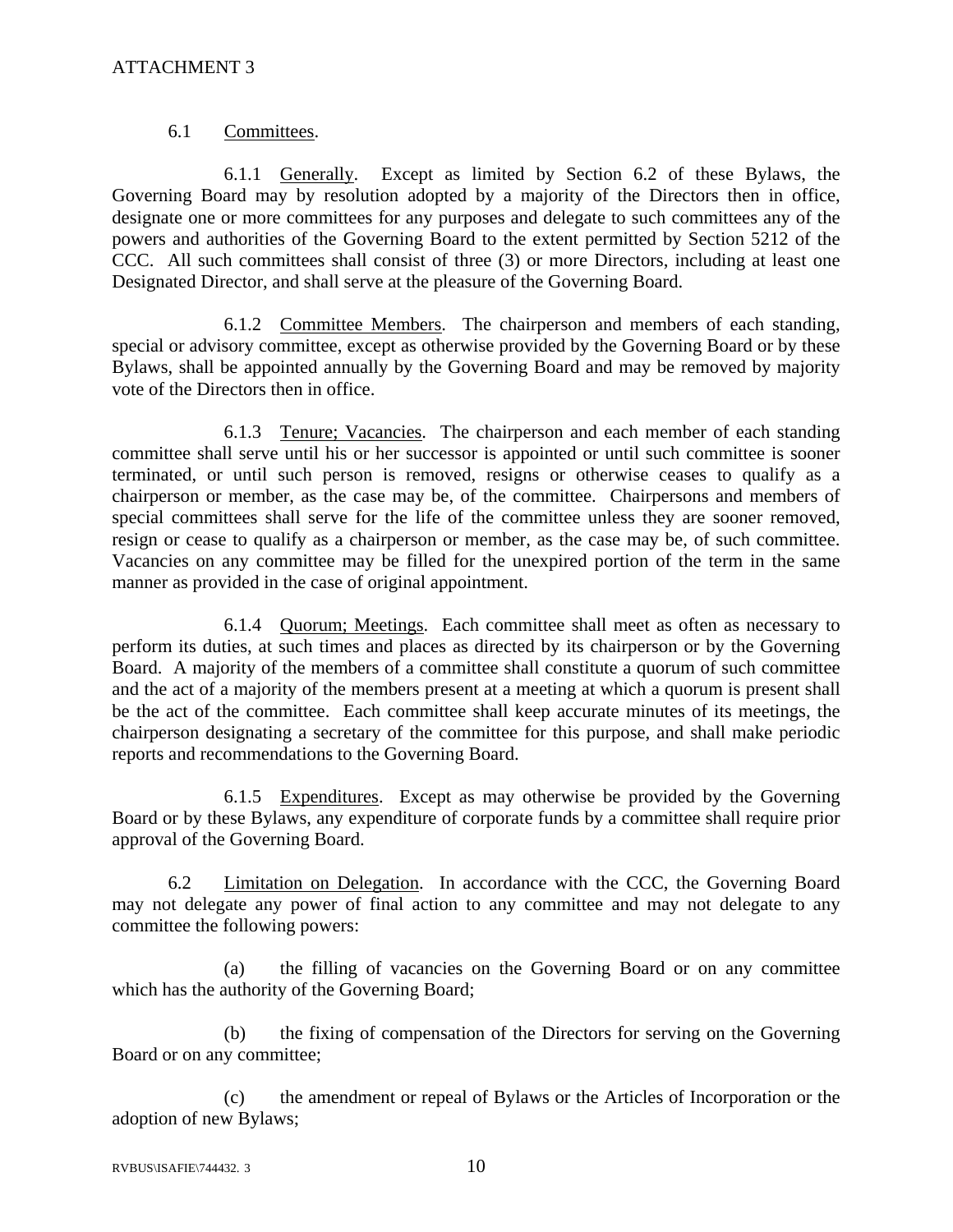ATTACHMENT 3

6.1 Committees.

6.1.1 Generally. Except as limited by Section 6.2 of these Bylaws, the Governing Board may by resolution adopted by a majority of the Directors then in office, designate one or more committees for any purposes and delegate to such committees any of the powers and authorities of the Governing Board to the extent permitted by Section 5212 of the CCC. All such committees shall consist of three (3) or more Directors, including at least one Designated Director, and shall serve at the pleasure of the Governing Board.

6.1.2 Committee Members. The chairperson and members of each standing, special or advisory committee, except as otherwise provided by the Governing Board or by these Bylaws, shall be appointed annually by the Governing Board and may be removed by majority vote of the Directors then in office.

6.1.3 Tenure; Vacancies. The chairperson and each member of each standing committee shall serve until his or her successor is appointed or until such committee is sooner terminated, or until such person is removed, resigns or otherwise ceases to qualify as a chairperson or member, as the case may be, of the committee. Chairpersons and members of special committees shall serve for the life of the committee unless they are sooner removed, resign or cease to qualify as a chairperson or member, as the case may be, of such committee. Vacancies on any committee may be filled for the unexpired portion of the term in the same manner as provided in the case of original appointment.

6.1.4 Quorum; Meetings. Each committee shall meet as often as necessary to perform its duties, at such times and places as directed by its chairperson or by the Governing Board. A majority of the members of a committee shall constitute a quorum of such committee and the act of a majority of the members present at a meeting at which a quorum is present shall be the act of the committee. Each committee shall keep accurate minutes of its meetings, the chairperson designating a secretary of the committee for this purpose, and shall make periodic reports and recommendations to the Governing Board.

6.1.5 Expenditures. Except as may otherwise be provided by the Governing Board or by these Bylaws, any expenditure of corporate funds by a committee shall require prior approval of the Governing Board.

6.2 Limitation on Delegation. In accordance with the CCC, the Governing Board may not delegate any power of final action to any committee and may not delegate to any committee the following powers:

(a) the filling of vacancies on the Governing Board or on any committee which has the authority of the Governing Board;

(b) the fixing of compensation of the Directors for serving on the Governing Board or on any committee;

(c) the amendment or repeal of Bylaws or the Articles of Incorporation or the adoption of new Bylaws;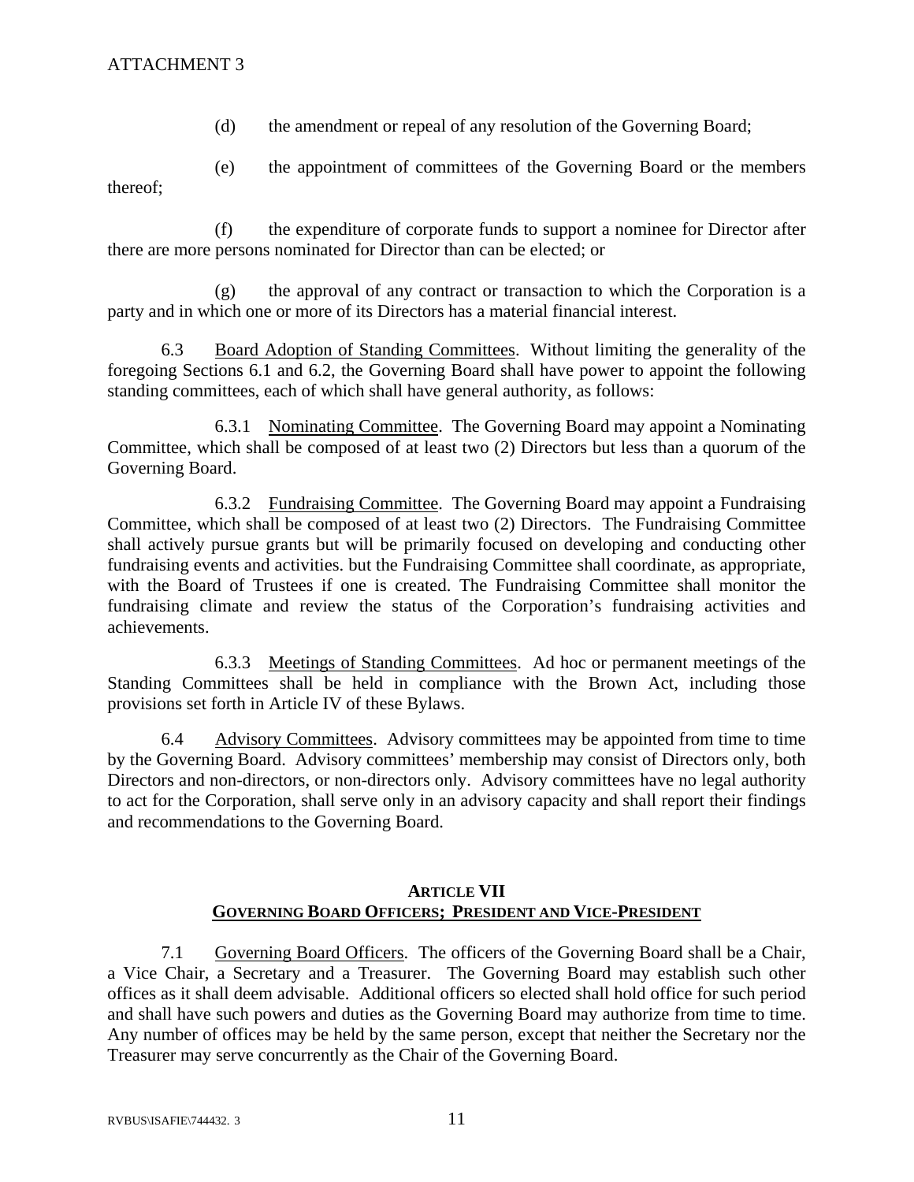ATTACHMENT 3

(d) the amendment or repeal of any resolution of the Governing Board;

(e) the appointment of committees of the Governing Board or the members thereof;

(f) the expenditure of corporate funds to support a nominee for Director after there are more persons nominated for Director than can be elected; or

(g) the approval of any contract or transaction to which the Corporation is a party and in which one or more of its Directors has a material financial interest.

6.3 Board Adoption of Standing Committees. Without limiting the generality of the foregoing Sections 6.1 and 6.2, the Governing Board shall have power to appoint the following standing committees, each of which shall have general authority, as follows:

6.3.1 Nominating Committee. The Governing Board may appoint a Nominating Committee, which shall be composed of at least two (2) Directors but less than a quorum of the Governing Board.

6.3.2 Fundraising Committee. The Governing Board may appoint a Fundraising Committee, which shall be composed of at least two (2) Directors. The Fundraising Committee shall actively pursue grants but will be primarily focused on developing and conducting other fundraising events and activities. but the Fundraising Committee shall coordinate, as appropriate, with the Board of Trustees if one is created. The Fundraising Committee shall monitor the fundraising climate and review the status of the Corporation's fundraising activities and achievements.

6.3.3 Meetings of Standing Committees. Ad hoc or permanent meetings of the Standing Committees shall be held in compliance with the Brown Act, including those provisions set forth in Article IV of these Bylaws.

6.4 Advisory Committees. Advisory committees may be appointed from time to time by the Governing Board. Advisory committees' membership may consist of Directors only, both Directors and non-directors, or non-directors only. Advisory committees have no legal authority to act for the Corporation, shall serve only in an advisory capacity and shall report their findings and recommendations to the Governing Board.

## ARTICLE VII
## GOVERNING BOARD OFFICERS; PRESIDENT AND VICE-PRESIDENT

7.1 Governing Board Officers. The officers of the Governing Board shall be a Chair, a Vice Chair, a Secretary and a Treasurer. The Governing Board may establish such other offices as it shall deem advisable. Additional officers so elected shall hold office for such period and shall have such powers and duties as the Governing Board may authorize from time to time. Any number of offices may be held by the same person, except that neither the Secretary nor the Treasurer may serve concurrently as the Chair of the Governing Board.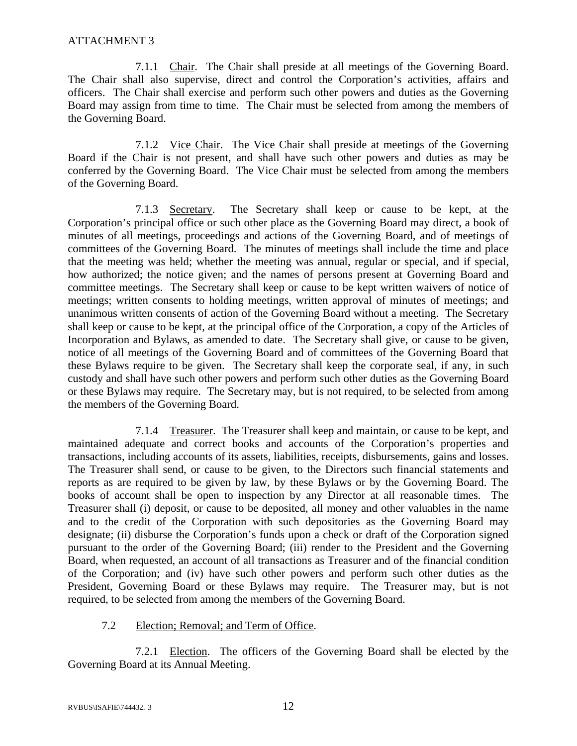ATTACHMENT 3

7.1.1 Chair. The Chair shall preside at all meetings of the Governing Board. The Chair shall also supervise, direct and control the Corporation's activities, affairs and officers. The Chair shall exercise and perform such other powers and duties as the Governing Board may assign from time to time. The Chair must be selected from among the members of the Governing Board.

7.1.2 Vice Chair. The Vice Chair shall preside at meetings of the Governing Board if the Chair is not present, and shall have such other powers and duties as may be conferred by the Governing Board. The Vice Chair must be selected from among the members of the Governing Board.

7.1.3 Secretary. The Secretary shall keep or cause to be kept, at the Corporation's principal office or such other place as the Governing Board may direct, a book of minutes of all meetings, proceedings and actions of the Governing Board, and of meetings of committees of the Governing Board. The minutes of meetings shall include the time and place that the meeting was held; whether the meeting was annual, regular or special, and if special, how authorized; the notice given; and the names of persons present at Governing Board and committee meetings. The Secretary shall keep or cause to be kept written waivers of notice of meetings; written consents to holding meetings, written approval of minutes of meetings; and unanimous written consents of action of the Governing Board without a meeting. The Secretary shall keep or cause to be kept, at the principal office of the Corporation, a copy of the Articles of Incorporation and Bylaws, as amended to date. The Secretary shall give, or cause to be given, notice of all meetings of the Governing Board and of committees of the Governing Board that these Bylaws require to be given. The Secretary shall keep the corporate seal, if any, in such custody and shall have such other powers and perform such other duties as the Governing Board or these Bylaws may require. The Secretary may, but is not required, to be selected from among the members of the Governing Board.

7.1.4 Treasurer. The Treasurer shall keep and maintain, or cause to be kept, and maintained adequate and correct books and accounts of the Corporation's properties and transactions, including accounts of its assets, liabilities, receipts, disbursements, gains and losses. The Treasurer shall send, or cause to be given, to the Directors such financial statements and reports as are required to be given by law, by these Bylaws or by the Governing Board. The books of account shall be open to inspection by any Director at all reasonable times. The Treasurer shall (i) deposit, or cause to be deposited, all money and other valuables in the name and to the credit of the Corporation with such depositories as the Governing Board may designate; (ii) disburse the Corporation's funds upon a check or draft of the Corporation signed pursuant to the order of the Governing Board; (iii) render to the President and the Governing Board, when requested, an account of all transactions as Treasurer and of the financial condition of the Corporation; and (iv) have such other powers and perform such other duties as the President, Governing Board or these Bylaws may require. The Treasurer may, but is not required, to be selected from among the members of the Governing Board.

7.2 Election; Removal; and Term of Office.

7.2.1 Election. The officers of the Governing Board shall be elected by the Governing Board at its Annual Meeting.

RVBUS\ISAFIE\744432. 3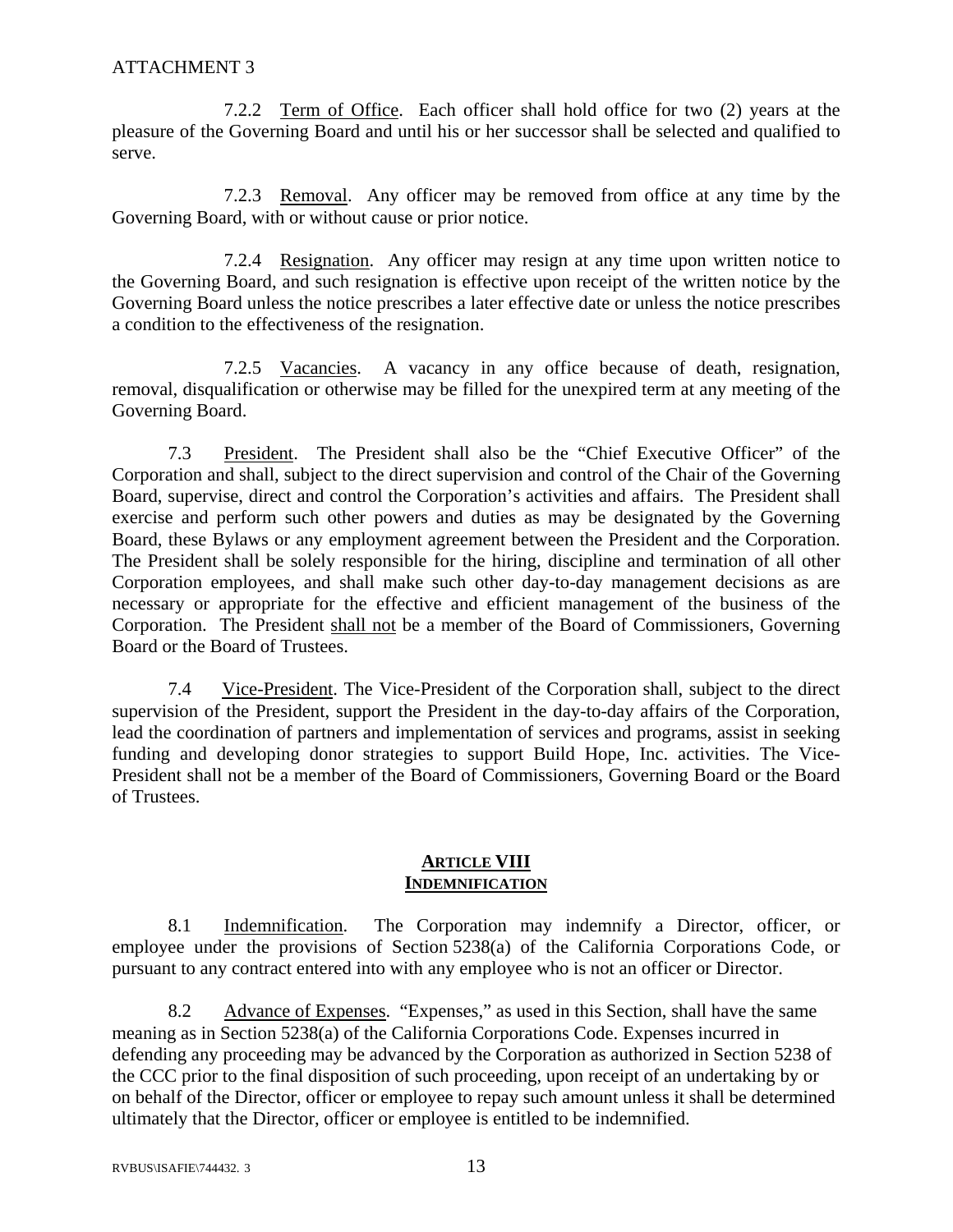ATTACHMENT 3

7.2.2 Term of Office. Each officer shall hold office for two (2) years at the pleasure of the Governing Board and until his or her successor shall be selected and qualified to serve.

7.2.3 Removal. Any officer may be removed from office at any time by the Governing Board, with or without cause or prior notice.

7.2.4 Resignation. Any officer may resign at any time upon written notice to the Governing Board, and such resignation is effective upon receipt of the written notice by the Governing Board unless the notice prescribes a later effective date or unless the notice prescribes a condition to the effectiveness of the resignation.

7.2.5 Vacancies. A vacancy in any office because of death, resignation, removal, disqualification or otherwise may be filled for the unexpired term at any meeting of the Governing Board.

7.3 President. The President shall also be the "Chief Executive Officer" of the Corporation and shall, subject to the direct supervision and control of the Chair of the Governing Board, supervise, direct and control the Corporation's activities and affairs. The President shall exercise and perform such other powers and duties as may be designated by the Governing Board, these Bylaws or any employment agreement between the President and the Corporation. The President shall be solely responsible for the hiring, discipline and termination of all other Corporation employees, and shall make such other day-to-day management decisions as are necessary or appropriate for the effective and efficient management of the business of the Corporation. The President shall not be a member of the Board of Commissioners, Governing Board or the Board of Trustees.

7.4 Vice-President. The Vice-President of the Corporation shall, subject to the direct supervision of the President, support the President in the day-to-day affairs of the Corporation, lead the coordination of partners and implementation of services and programs, assist in seeking funding and developing donor strategies to support Build Hope, Inc. activities. The Vice-President shall not be a member of the Board of Commissioners, Governing Board or the Board of Trustees.

## ARTICLE VIII
## INDEMNIFICATION

8.1 Indemnification. The Corporation may indemnify a Director, officer, or employee under the provisions of Section 5238(a) of the California Corporations Code, or pursuant to any contract entered into with any employee who is not an officer or Director.

8.2 Advance of Expenses. "Expenses," as used in this Section, shall have the same meaning as in Section 5238(a) of the California Corporations Code. Expenses incurred in defending any proceeding may be advanced by the Corporation as authorized in Section 5238 of the CCC prior to the final disposition of such proceeding, upon receipt of an undertaking by or on behalf of the Director, officer or employee to repay such amount unless it shall be determined ultimately that the Director, officer or employee is entitled to be indemnified.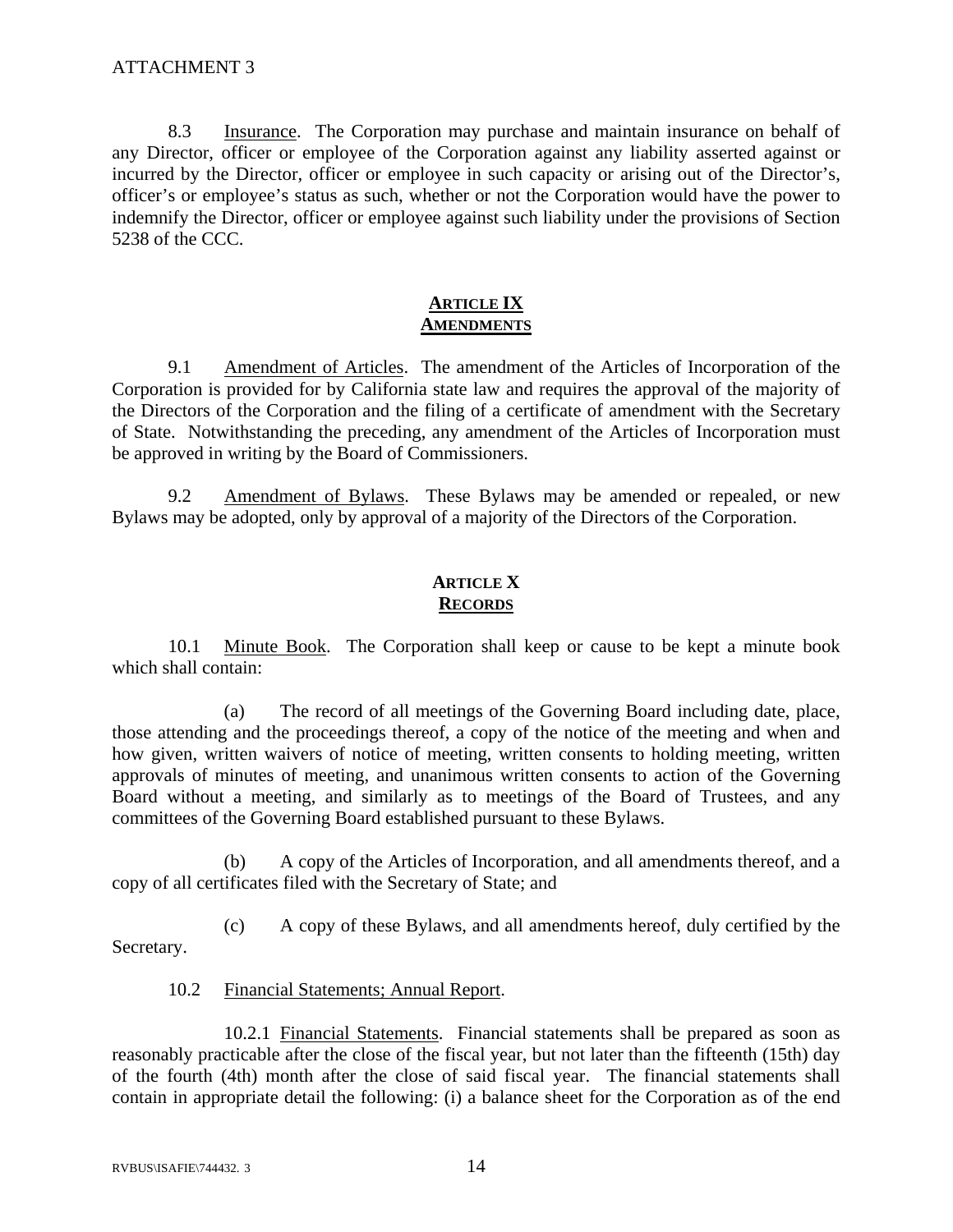ATTACHMENT 3

8.3 Insurance. The Corporation may purchase and maintain insurance on behalf of any Director, officer or employee of the Corporation against any liability asserted against or incurred by the Director, officer or employee in such capacity or arising out of the Director's, officer's or employee's status as such, whether or not the Corporation would have the power to indemnify the Director, officer or employee against such liability under the provisions of Section 5238 of the CCC.

## ARTICLE IX
## AMENDMENTS

9.1 Amendment of Articles. The amendment of the Articles of Incorporation of the Corporation is provided for by California state law and requires the approval of the majority of the Directors of the Corporation and the filing of a certificate of amendment with the Secretary of State. Notwithstanding the preceding, any amendment of the Articles of Incorporation must be approved in writing by the Board of Commissioners.

9.2 Amendment of Bylaws. These Bylaws may be amended or repealed, or new Bylaws may be adopted, only by approval of a majority of the Directors of the Corporation.

## ARTICLE X
## RECORDS

10.1 Minute Book. The Corporation shall keep or cause to be kept a minute book which shall contain:

(a) The record of all meetings of the Governing Board including date, place, those attending and the proceedings thereof, a copy of the notice of the meeting and when and how given, written waivers of notice of meeting, written consents to holding meeting, written approvals of minutes of meeting, and unanimous written consents to action of the Governing Board without a meeting, and similarly as to meetings of the Board of Trustees, and any committees of the Governing Board established pursuant to these Bylaws.

(b) A copy of the Articles of Incorporation, and all amendments thereof, and a copy of all certificates filed with the Secretary of State; and

(c) A copy of these Bylaws, and all amendments hereof, duly certified by the Secretary.

10.2 Financial Statements; Annual Report.

10.2.1 Financial Statements. Financial statements shall be prepared as soon as reasonably practicable after the close of the fiscal year, but not later than the fifteenth (15th) day of the fourth (4th) month after the close of said fiscal year. The financial statements shall contain in appropriate detail the following: (i) a balance sheet for the Corporation as of the end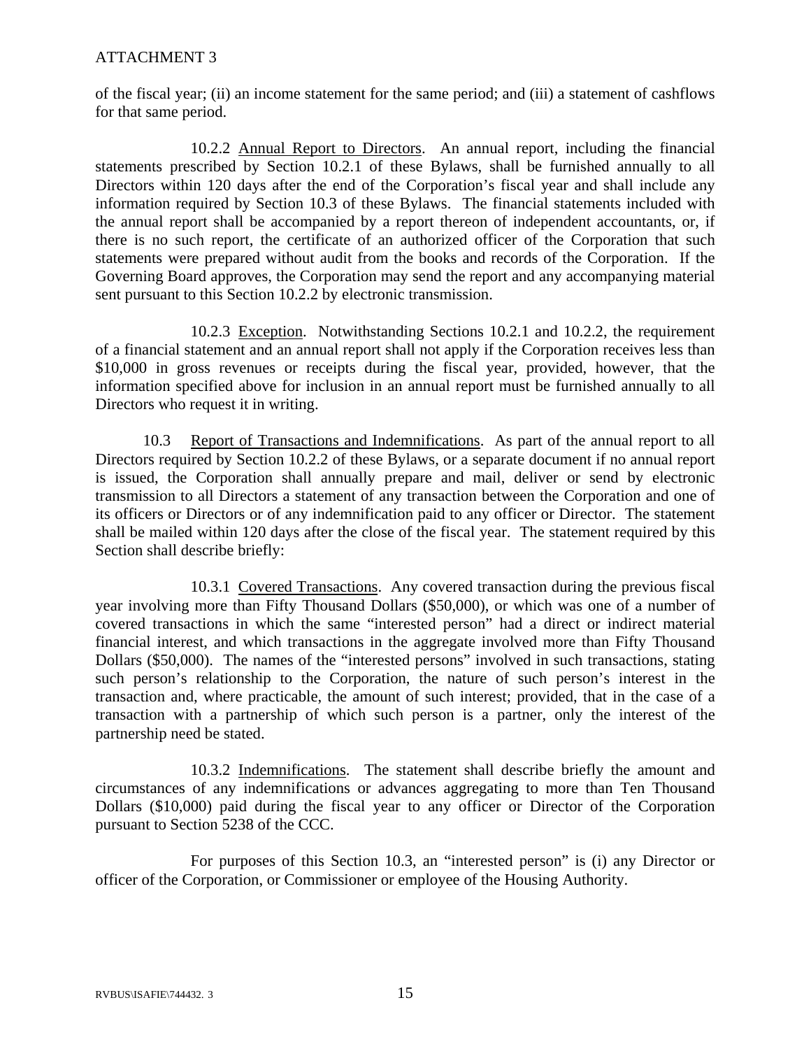of the fiscal year; (ii) an income statement for the same period; and (iii) a statement of cashflows for that same period.

10.2.2 Annual Report to Directors. An annual report, including the financial statements prescribed by Section 10.2.1 of these Bylaws, shall be furnished annually to all Directors within 120 days after the end of the Corporation's fiscal year and shall include any information required by Section 10.3 of these Bylaws. The financial statements included with the annual report shall be accompanied by a report thereon of independent accountants, or, if there is no such report, the certificate of an authorized officer of the Corporation that such statements were prepared without audit from the books and records of the Corporation. If the Governing Board approves, the Corporation may send the report and any accompanying material sent pursuant to this Section 10.2.2 by electronic transmission.

10.2.3 Exception. Notwithstanding Sections 10.2.1 and 10.2.2, the requirement of a financial statement and an annual report shall not apply if the Corporation receives less than $10,000 in gross revenues or receipts during the fiscal year, provided, however, that the information specified above for inclusion in an annual report must be furnished annually to all Directors who request it in writing.

10.3 Report of Transactions and Indemnifications. As part of the annual report to all Directors required by Section 10.2.2 of these Bylaws, or a separate document if no annual report is issued, the Corporation shall annually prepare and mail, deliver or send by electronic transmission to all Directors a statement of any transaction between the Corporation and one of its officers or Directors or of any indemnification paid to any officer or Director. The statement shall be mailed within 120 days after the close of the fiscal year. The statement required by this Section shall describe briefly:

10.3.1 Covered Transactions. Any covered transaction during the previous fiscal year involving more than Fifty Thousand Dollars ($50,000), or which was one of a number of covered transactions in which the same "interested person" had a direct or indirect material financial interest, and which transactions in the aggregate involved more than Fifty Thousand Dollars ($50,000). The names of the "interested persons" involved in such transactions, stating such person's relationship to the Corporation, the nature of such person's interest in the transaction and, where practicable, the amount of such interest; provided, that in the case of a transaction with a partnership of which such person is a partner, only the interest of the partnership need be stated.

10.3.2 Indemnifications. The statement shall describe briefly the amount and circumstances of any indemnifications or advances aggregating to more than Ten Thousand Dollars ($10,000) paid during the fiscal year to any officer or Director of the Corporation pursuant to Section 5238 of the CCC.

For purposes of this Section 10.3, an "interested person" is (i) any Director or officer of the Corporation, or Commissioner or employee of the Housing Authority.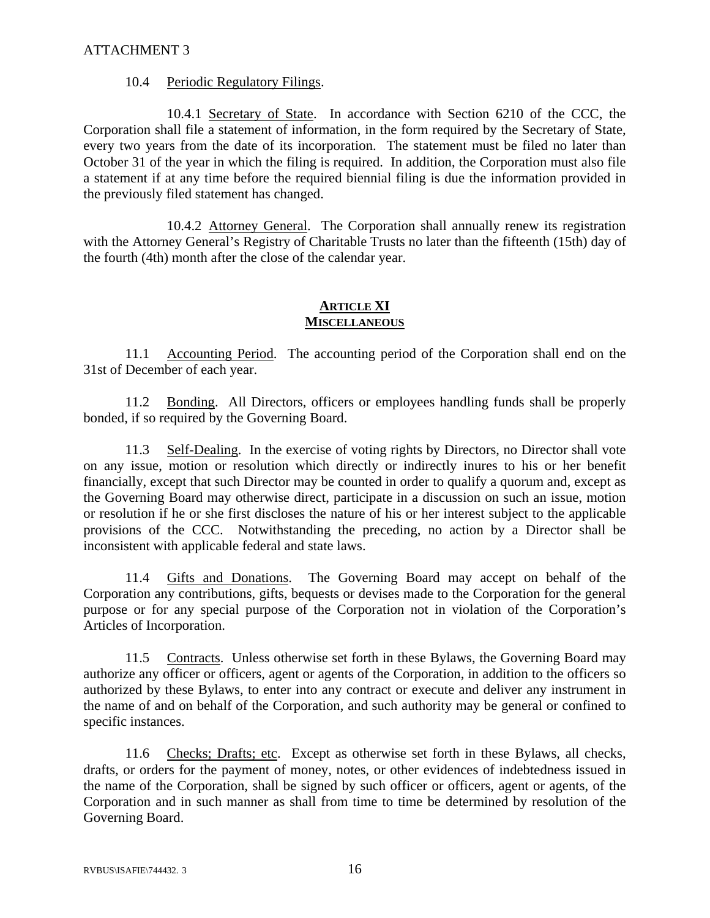ATTACHMENT 3

10.4 Periodic Regulatory Filings.

10.4.1 Secretary of State. In accordance with Section 6210 of the CCC, the Corporation shall file a statement of information, in the form required by the Secretary of State, every two years from the date of its incorporation. The statement must be filed no later than October 31 of the year in which the filing is required. In addition, the Corporation must also file a statement if at any time before the required biennial filing is due the information provided in the previously filed statement has changed.

10.4.2 Attorney General. The Corporation shall annually renew its registration with the Attorney General's Registry of Charitable Trusts no later than the fifteenth (15th) day of the fourth (4th) month after the close of the calendar year.

## ARTICLE XI
## MISCELLANEOUS

11.1 Accounting Period. The accounting period of the Corporation shall end on the 31st of December of each year.

11.2 Bonding. All Directors, officers or employees handling funds shall be properly bonded, if so required by the Governing Board.

11.3 Self-Dealing. In the exercise of voting rights by Directors, no Director shall vote on any issue, motion or resolution which directly or indirectly inures to his or her benefit financially, except that such Director may be counted in order to qualify a quorum and, except as the Governing Board may otherwise direct, participate in a discussion on such an issue, motion or resolution if he or she first discloses the nature of his or her interest subject to the applicable provisions of the CCC. Notwithstanding the preceding, no action by a Director shall be inconsistent with applicable federal and state laws.

11.4 Gifts and Donations. The Governing Board may accept on behalf of the Corporation any contributions, gifts, bequests or devises made to the Corporation for the general purpose or for any special purpose of the Corporation not in violation of the Corporation's Articles of Incorporation.

11.5 Contracts. Unless otherwise set forth in these Bylaws, the Governing Board may authorize any officer or officers, agent or agents of the Corporation, in addition to the officers so authorized by these Bylaws, to enter into any contract or execute and deliver any instrument in the name of and on behalf of the Corporation, and such authority may be general or confined to specific instances.

11.6 Checks; Drafts; etc. Except as otherwise set forth in these Bylaws, all checks, drafts, or orders for the payment of money, notes, or other evidences of indebtedness issued in the name of the Corporation, shall be signed by such officer or officers, agent or agents, of the Corporation and in such manner as shall from time to time be determined by resolution of the Governing Board.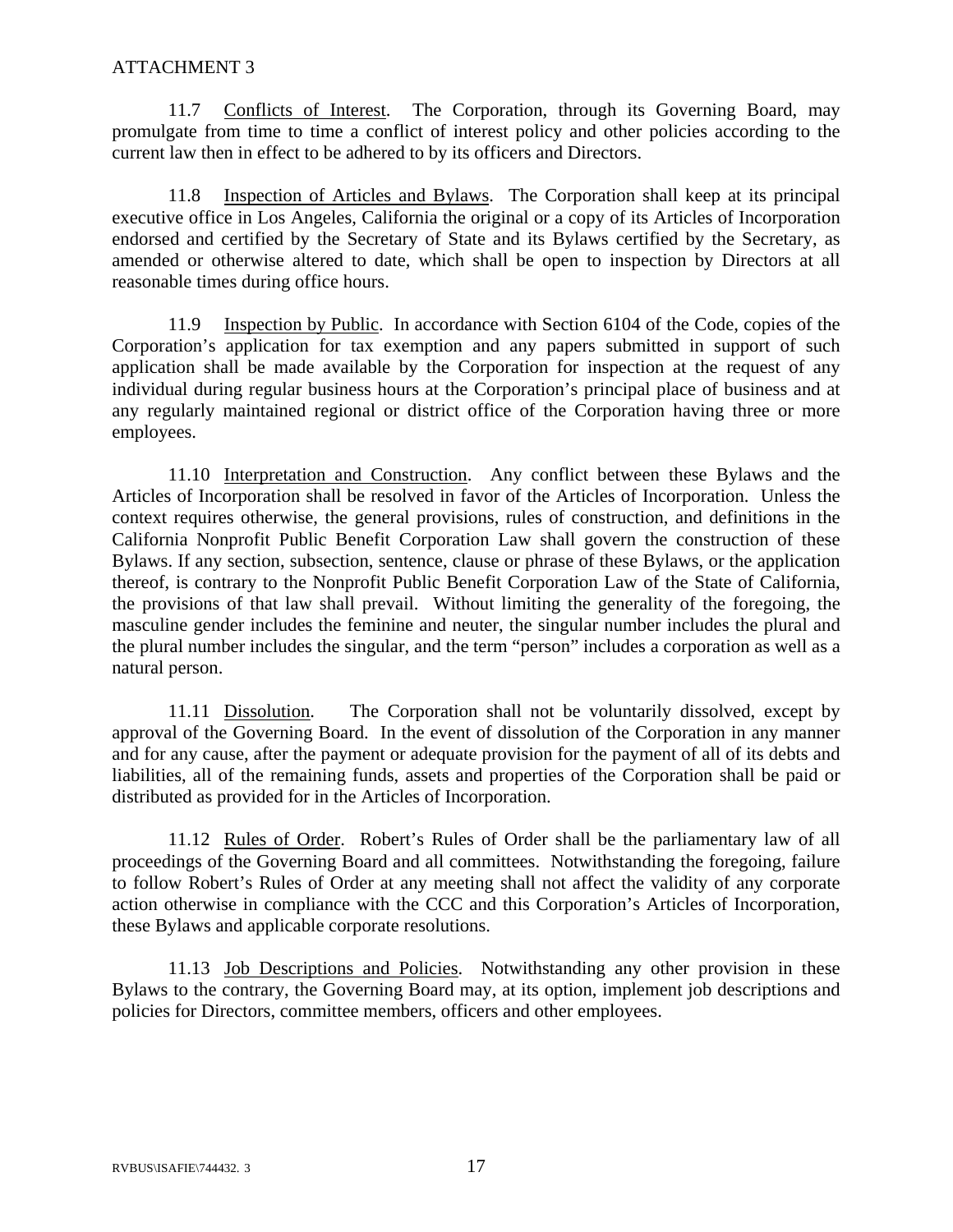ATTACHMENT 3

11.7 Conflicts of Interest. The Corporation, through its Governing Board, may promulgate from time to time a conflict of interest policy and other policies according to the current law then in effect to be adhered to by its officers and Directors.

11.8 Inspection of Articles and Bylaws. The Corporation shall keep at its principal executive office in Los Angeles, California the original or a copy of its Articles of Incorporation endorsed and certified by the Secretary of State and its Bylaws certified by the Secretary, as amended or otherwise altered to date, which shall be open to inspection by Directors at all reasonable times during office hours.

11.9 Inspection by Public. In accordance with Section 6104 of the Code, copies of the Corporation's application for tax exemption and any papers submitted in support of such application shall be made available by the Corporation for inspection at the request of any individual during regular business hours at the Corporation's principal place of business and at any regularly maintained regional or district office of the Corporation having three or more employees.

11.10 Interpretation and Construction. Any conflict between these Bylaws and the Articles of Incorporation shall be resolved in favor of the Articles of Incorporation. Unless the context requires otherwise, the general provisions, rules of construction, and definitions in the California Nonprofit Public Benefit Corporation Law shall govern the construction of these Bylaws. If any section, subsection, sentence, clause or phrase of these Bylaws, or the application thereof, is contrary to the Nonprofit Public Benefit Corporation Law of the State of California, the provisions of that law shall prevail. Without limiting the generality of the foregoing, the masculine gender includes the feminine and neuter, the singular number includes the plural and the plural number includes the singular, and the term "person" includes a corporation as well as a natural person.

11.11 Dissolution. The Corporation shall not be voluntarily dissolved, except by approval of the Governing Board. In the event of dissolution of the Corporation in any manner and for any cause, after the payment or adequate provision for the payment of all of its debts and liabilities, all of the remaining funds, assets and properties of the Corporation shall be paid or distributed as provided for in the Articles of Incorporation.

11.12 Rules of Order. Robert's Rules of Order shall be the parliamentary law of all proceedings of the Governing Board and all committees. Notwithstanding the foregoing, failure to follow Robert's Rules of Order at any meeting shall not affect the validity of any corporate action otherwise in compliance with the CCC and this Corporation's Articles of Incorporation, these Bylaws and applicable corporate resolutions.

11.13 Job Descriptions and Policies. Notwithstanding any other provision in these Bylaws to the contrary, the Governing Board may, at its option, implement job descriptions and policies for Directors, committee members, officers and other employees.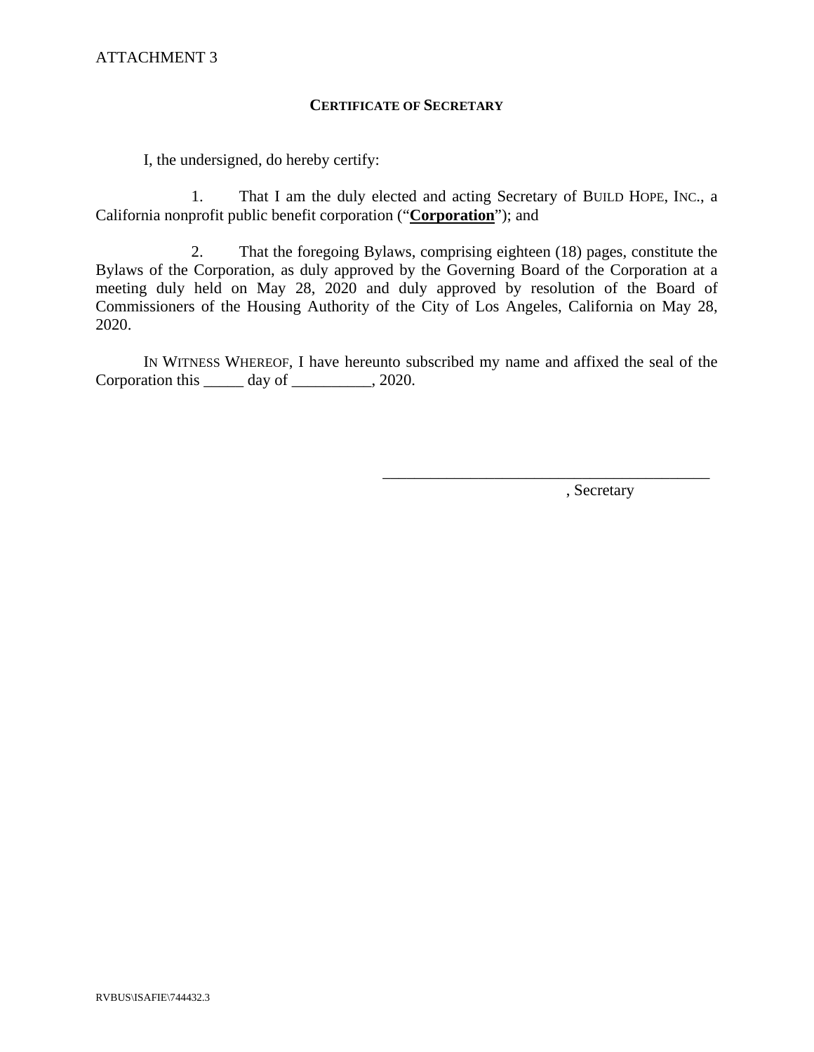ATTACHMENT 3

**CERTIFICATE OF SECRETARY**

I, the undersigned, do hereby certify:

1. That I am the duly elected and acting Secretary of BUILD HOPE, INC., a California nonprofit public benefit corporation ("**Corporation**"); and

2. That the foregoing Bylaws, comprising eighteen (18) pages, constitute the Bylaws of the Corporation, as duly approved by the Governing Board of the Corporation at a meeting duly held on May 28, 2020 and duly approved by resolution of the Board of Commissioners of the Housing Authority of the City of Los Angeles, California on May 28, 2020.

IN WITNESS WHEREOF, I have hereunto subscribed my name and affixed the seal of the Corporation this _____ day of __________, 2020.

__________________________________________

, Secretary

RVBUS\ISAFIE\744432.3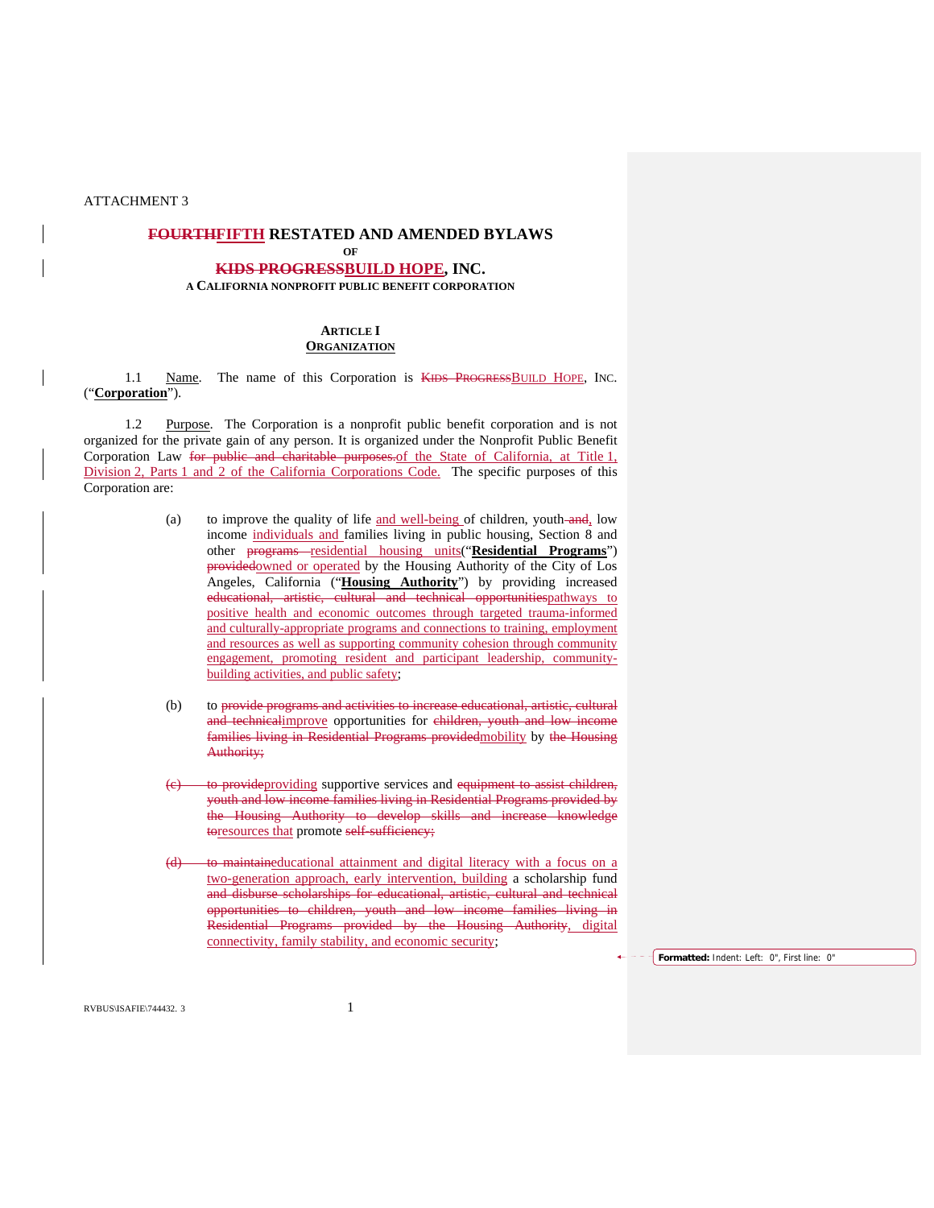ATTACHMENT 3

**~~FOURTH~~FIFTH RESTATED AND AMENDED BYLAWS**

**OF**

**~~KIDS PROGRESS~~BUILD HOPE, INC.**

**A CALIFORNIA NONPROFIT PUBLIC BENEFIT CORPORATION**

**ARTICLE I**

**ORGANIZATION**

1.1 Name. The name of this Corporation is ~~KIDS PROGRESS~~BUILD HOPE, INC. ("**Corporation**").

1.2 Purpose. The Corporation is a nonprofit public benefit corporation and is not organized for the private gain of any person. It is organized under the Nonprofit Public Benefit Corporation Law ~~for public and charitable purposes.~~of the State of California, at Title 1, Division 2, Parts 1 and 2 of the California Corporations Code. The specific purposes of this Corporation are:

(a) to improve the quality of life and well-being of children, youth ~~and~~, low income individuals and families living in public housing, Section 8 and other ~~programs~~ residential housing units("**Residential Programs**") ~~provided~~owned or operated by the Housing Authority of the City of Los Angeles, California ("**Housing Authority**") by providing increased ~~educational, artistic, cultural and technical opportunities~~pathways to positive health and economic outcomes through targeted trauma-informed and culturally-appropriate programs and connections to training, employment and resources as well as supporting community cohesion through community engagement, promoting resident and participant leadership, community-building activities, and public safety;

(b) to ~~provide programs and activities to increase educational, artistic, cultural and technical~~improve opportunities for ~~children, youth and low income families living in Residential Programs provided~~mobility by ~~the Housing Authority;~~

~~(c) to provide~~providing supportive services and ~~equipment to assist children, youth and low income families living in Residential Programs provided by the Housing Authority to develop skills and increase knowledge to~~resources that promote ~~self-sufficiency;~~

~~(d) to maintain~~educational attainment and digital literacy with a focus on a two-generation approach, early intervention, building a scholarship fund ~~and disburse scholarships for educational, artistic, cultural and technical opportunities to children, youth and low income families living in Residential Programs provided by the Housing Authority~~, digital connectivity, family stability, and economic security;

**Formatted:** Indent: Left: 0", First line: 0"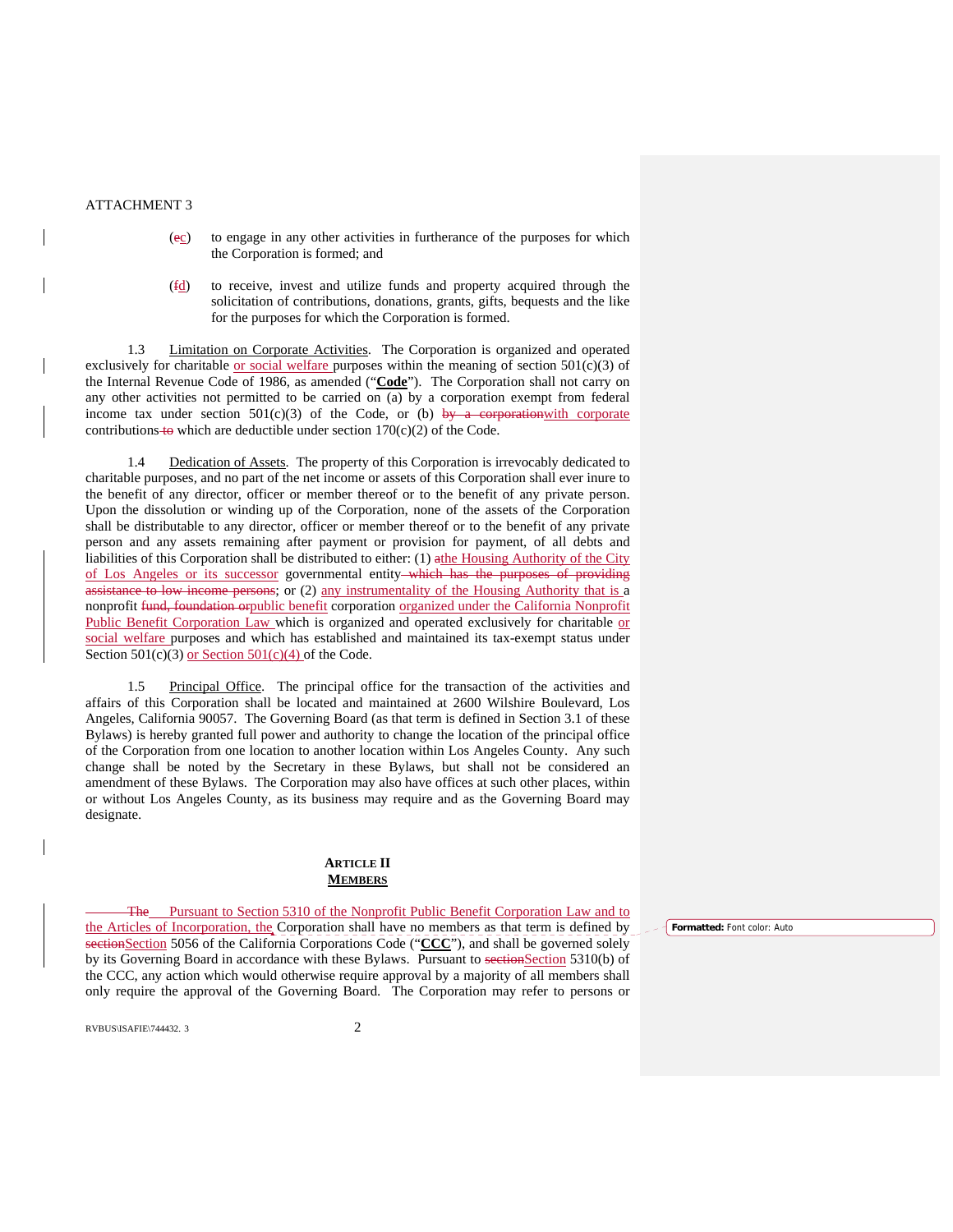ATTACHMENT 3

(ec) to engage in any other activities in furtherance of the purposes for which the Corporation is formed; and

(fd) to receive, invest and utilize funds and property acquired through the solicitation of contributions, donations, grants, gifts, bequests and the like for the purposes for which the Corporation is formed.

1.3 Limitation on Corporate Activities. The Corporation is organized and operated exclusively for charitable or social welfare purposes within the meaning of section 501(c)(3) of the Internal Revenue Code of 1986, as amended ("**Code**"). The Corporation shall not carry on any other activities not permitted to be carried on (a) by a corporation exempt from federal income tax under section 501(c)(3) of the Code, or (b) by a corporationwith corporate contributions to which are deductible under section 170(c)(2) of the Code.

1.4 Dedication of Assets. The property of this Corporation is irrevocably dedicated to charitable purposes, and no part of the net income or assets of this Corporation shall ever inure to the benefit of any director, officer or member thereof or to the benefit of any private person. Upon the dissolution or winding up of the Corporation, none of the assets of the Corporation shall be distributable to any director, officer or member thereof or to the benefit of any private person and any assets remaining after payment or provision for payment, of all debts and liabilities of this Corporation shall be distributed to either: (1) athe Housing Authority of the City of Los Angeles or its successor governmental entity which has the purposes of providing assistance to low income persons; or (2) any instrumentality of the Housing Authority that is a nonprofit fund, foundation orpublic benefit corporation organized under the California Nonprofit Public Benefit Corporation Law which is organized and operated exclusively for charitable or social welfare purposes and which has established and maintained its tax-exempt status under Section 501(c)(3) or Section 501(c)(4) of the Code.

1.5 Principal Office. The principal office for the transaction of the activities and affairs of this Corporation shall be located and maintained at 2600 Wilshire Boulevard, Los Angeles, California 90057. The Governing Board (as that term is defined in Section 3.1 of these Bylaws) is hereby granted full power and authority to change the location of the principal office of the Corporation from one location to another location within Los Angeles County. Any such change shall be noted by the Secretary in these Bylaws, but shall not be considered an amendment of these Bylaws. The Corporation may also have offices at such other places, within or without Los Angeles County, as its business may require and as the Governing Board may designate.

## ARTICLE II
## MEMBERS

The Pursuant to Section 5310 of the Nonprofit Public Benefit Corporation Law and to the Articles of Incorporation, the Corporation shall have no members as that term is defined by sectionSection 5056 of the California Corporations Code ("**CCC**"), and shall be governed solely by its Governing Board in accordance with these Bylaws. Pursuant to sectionSection 5310(b) of the CCC, any action which would otherwise require approval by a majority of all members shall only require the approval of the Governing Board. The Corporation may refer to persons or

Formatted: Font color: Auto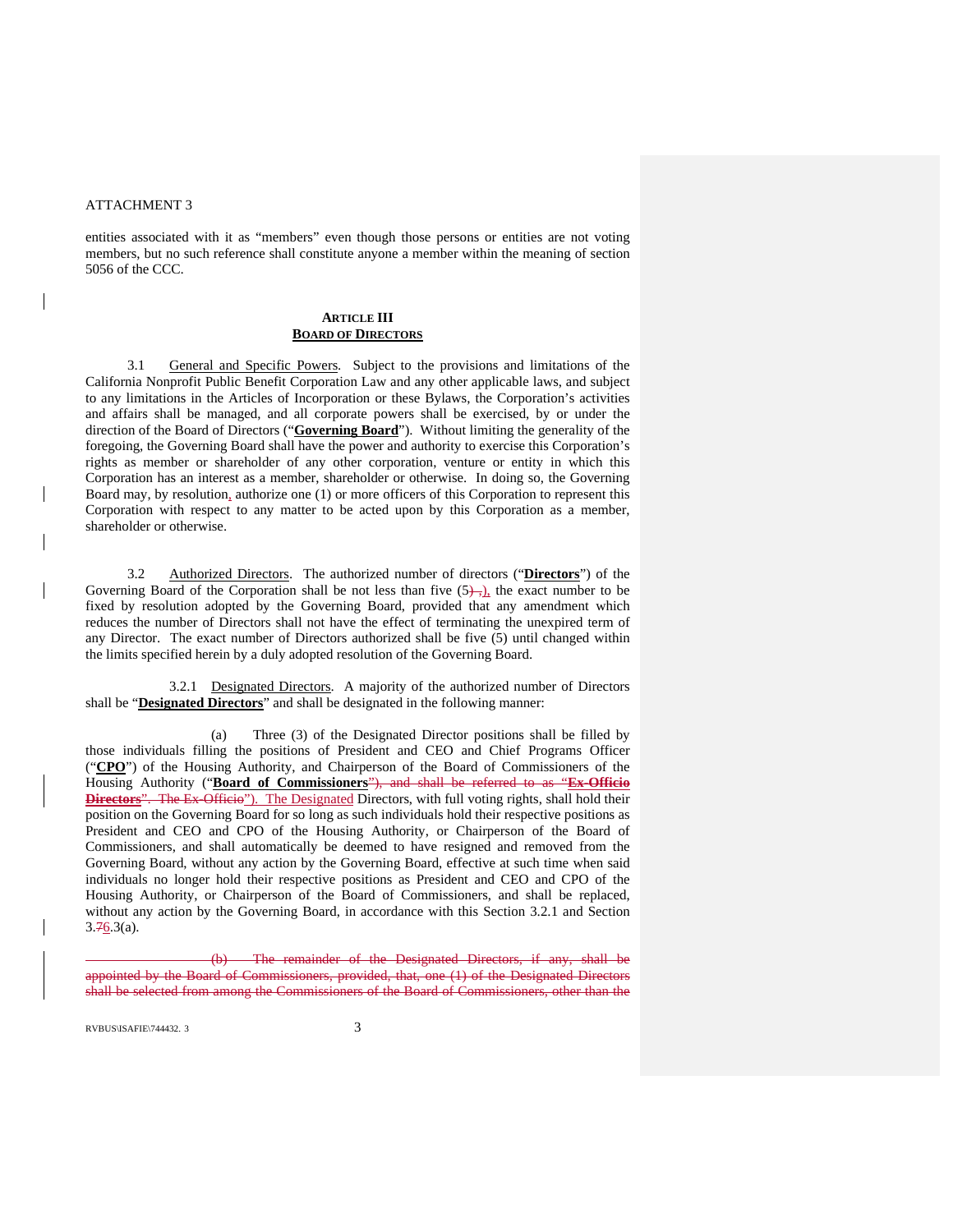ATTACHMENT 3

entities associated with it as "members" even though those persons or entities are not voting members, but no such reference shall constitute anyone a member within the meaning of section 5056 of the CCC.

## ARTICLE III
## BOARD OF DIRECTORS

3.1 General and Specific Powers. Subject to the provisions and limitations of the California Nonprofit Public Benefit Corporation Law and any other applicable laws, and subject to any limitations in the Articles of Incorporation or these Bylaws, the Corporation's activities and affairs shall be managed, and all corporate powers shall be exercised, by or under the direction of the Board of Directors ("**Governing Board**"). Without limiting the generality of the foregoing, the Governing Board shall have the power and authority to exercise this Corporation's rights as member or shareholder of any other corporation, venture or entity in which this Corporation has an interest as a member, shareholder or otherwise. In doing so, the Governing Board may, by resolution, authorize one (1) or more officers of this Corporation to represent this Corporation with respect to any matter to be acted upon by this Corporation as a member, shareholder or otherwise.

3.2 Authorized Directors. The authorized number of directors ("**Directors**") of the Governing Board of the Corporation shall be not less than five (5) ,), the exact number to be fixed by resolution adopted by the Governing Board, provided that any amendment which reduces the number of Directors shall not have the effect of terminating the unexpired term of any Director. The exact number of Directors authorized shall be five (5) until changed within the limits specified herein by a duly adopted resolution of the Governing Board.

3.2.1 Designated Directors. A majority of the authorized number of Directors shall be "**Designated Directors**" and shall be designated in the following manner:

(a) Three (3) of the Designated Director positions shall be filled by those individuals filling the positions of President and CEO and Chief Programs Officer ("**CPO**") of the Housing Authority, and Chairperson of the Board of Commissioners of the Housing Authority ("**Board of Commissioners**"), and shall be referred to as "**Ex-Officio Directors**". The Ex-Officio"). The Designated Directors, with full voting rights, shall hold their position on the Governing Board for so long as such individuals hold their respective positions as President and CEO and CPO of the Housing Authority, or Chairperson of the Board of Commissioners, and shall automatically be deemed to have resigned and removed from the Governing Board, without any action by the Governing Board, effective at such time when said individuals no longer hold their respective positions as President and CEO and CPO of the Housing Authority, or Chairperson of the Board of Commissioners, and shall be replaced, without any action by the Governing Board, in accordance with this Section 3.2.1 and Section 3.76.3(a).

~~(b) The remainder of the Designated Directors, if any, shall be appointed by the Board of Commissioners, provided, that, one (1) of the Designated Directors shall be selected from among the Commissioners of the Board of Commissioners, other than the~~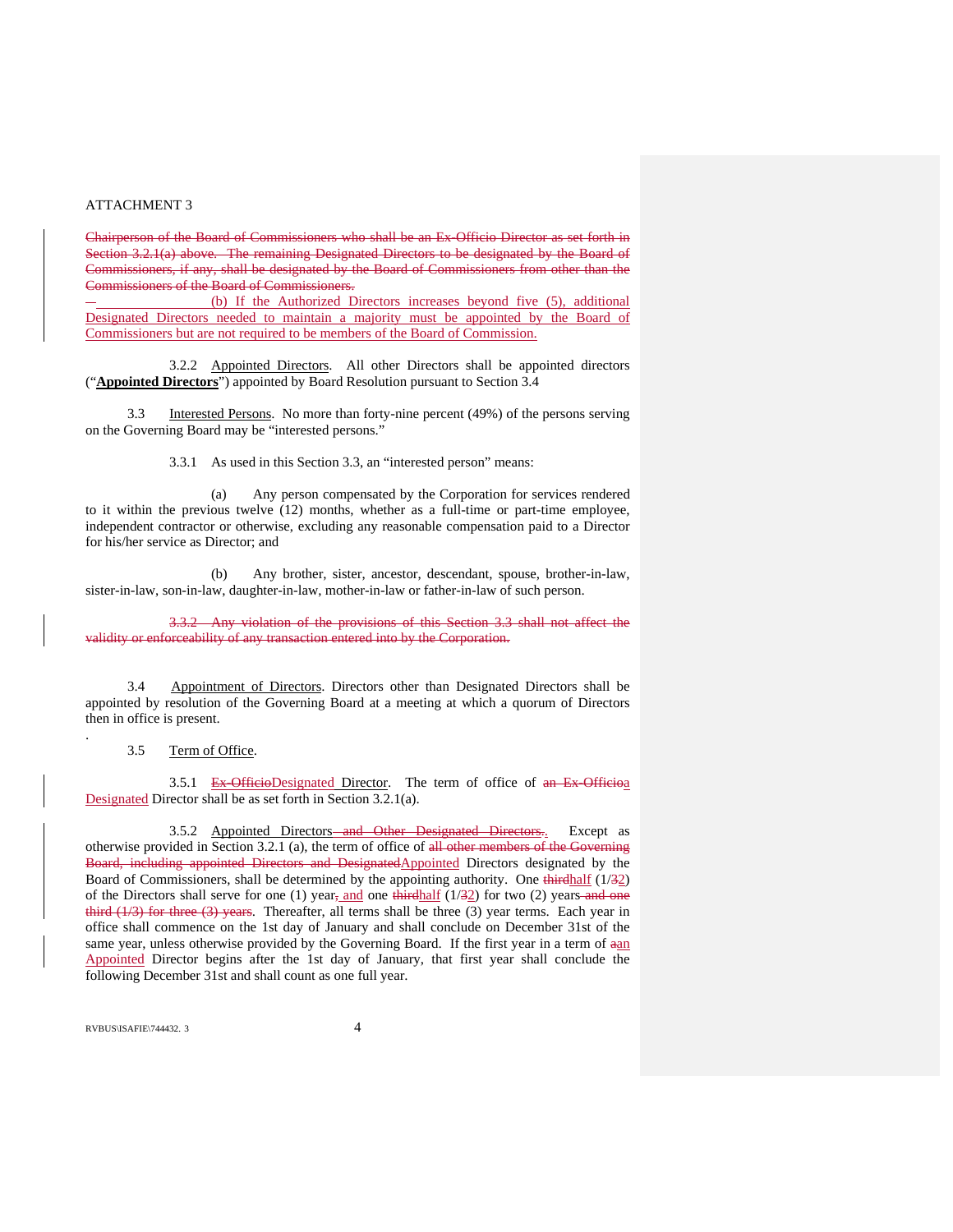ATTACHMENT 3

~~Chairperson of the Board of Commissioners who shall be an Ex-Officio Director as set forth in Section 3.2.1(a) above. The remaining Designated Directors to be designated by the Board of Commissioners, if any, shall be designated by the Board of Commissioners from other than the Commissioners of the Board of Commissioners.~~

(b) If the Authorized Directors increases beyond five (5), additional Designated Directors needed to maintain a majority must be appointed by the Board of Commissioners but are not required to be members of the Board of Commission.

3.2.2 Appointed Directors. All other Directors shall be appointed directors ("**Appointed Directors**") appointed by Board Resolution pursuant to Section 3.4

3.3 Interested Persons. No more than forty-nine percent (49%) of the persons serving on the Governing Board may be "interested persons."

3.3.1 As used in this Section 3.3, an "interested person" means:

(a) Any person compensated by the Corporation for services rendered to it within the previous twelve (12) months, whether as a full-time or part-time employee, independent contractor or otherwise, excluding any reasonable compensation paid to a Director for his/her service as Director; and

(b) Any brother, sister, ancestor, descendant, spouse, brother-in-law, sister-in-law, son-in-law, daughter-in-law, mother-in-law or father-in-law of such person.

~~3.3.2 Any violation of the provisions of this Section 3.3 shall not affect the validity or enforceability of any transaction entered into by the Corporation.~~

3.4 Appointment of Directors. Directors other than Designated Directors shall be appointed by resolution of the Governing Board at a meeting at which a quorum of Directors then in office is present.

3.5 Term of Office.

3.5.1 ~~Ex-Officio~~Designated Director. The term of office of ~~an Ex-Officio~~a Designated Director shall be as set forth in Section 3.2.1(a).

3.5.2 Appointed Directors~~ and Other Designated Directors.~~. Except as otherwise provided in Section 3.2.1 (a), the term of office of ~~all other members of the Governing Board, including appointed Directors and Designated~~Appointed Directors designated by the Board of Commissioners, shall be determined by the appointing authority. One ~~third~~half (1/~~3~~2) of the Directors shall serve for one (1) year~~,~~ and one ~~third~~half (1/~~3~~2) for two (2) years~~ and one third (1/3) for three (3) years~~. Thereafter, all terms shall be three (3) year terms. Each year in office shall commence on the 1st day of January and shall conclude on December 31st of the same year, unless otherwise provided by the Governing Board. If the first year in a term of ~~a~~an Appointed Director begins after the 1st day of January, that first year shall conclude the following December 31st and shall count as one full year.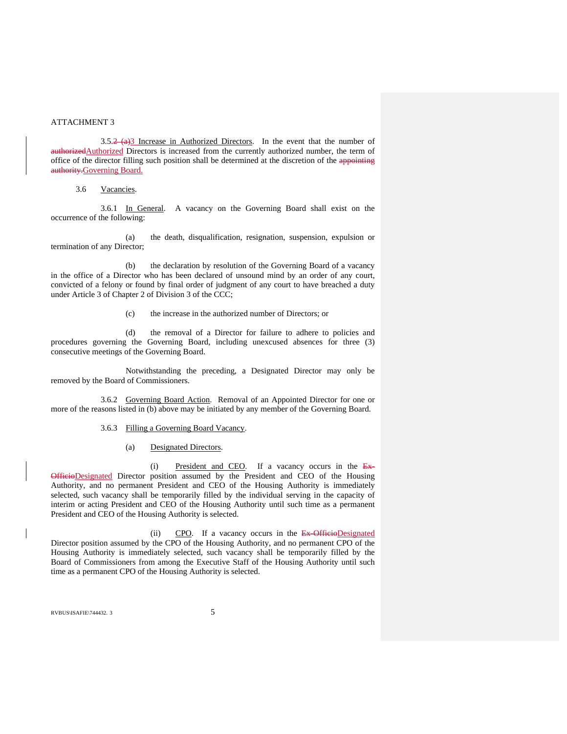ATTACHMENT 3

3.5.~~2 (a)~~3 Increase in Authorized Directors. In the event that the number of ~~authorized~~Authorized Directors is increased from the currently authorized number, the term of office of the director filling such position shall be determined at the discretion of the ~~appointing authority.~~Governing Board.

3.6 Vacancies.

3.6.1 In General. A vacancy on the Governing Board shall exist on the occurrence of the following:

(a) the death, disqualification, resignation, suspension, expulsion or termination of any Director;

(b) the declaration by resolution of the Governing Board of a vacancy in the office of a Director who has been declared of unsound mind by an order of any court, convicted of a felony or found by final order of judgment of any court to have breached a duty under Article 3 of Chapter 2 of Division 3 of the CCC;

(c) the increase in the authorized number of Directors; or

(d) the removal of a Director for failure to adhere to policies and procedures governing the Governing Board, including unexcused absences for three (3) consecutive meetings of the Governing Board.

Notwithstanding the preceding, a Designated Director may only be removed by the Board of Commissioners.

3.6.2 Governing Board Action. Removal of an Appointed Director for one or more of the reasons listed in (b) above may be initiated by any member of the Governing Board.

3.6.3 Filling a Governing Board Vacancy.

(a) Designated Directors.

(i) President and CEO. If a vacancy occurs in the ~~Ex-Officio~~Designated Director position assumed by the President and CEO of the Housing Authority, and no permanent President and CEO of the Housing Authority is immediately selected, such vacancy shall be temporarily filled by the individual serving in the capacity of interim or acting President and CEO of the Housing Authority until such time as a permanent President and CEO of the Housing Authority is selected.

(ii) CPO. If a vacancy occurs in the ~~Ex-Officio~~Designated Director position assumed by the CPO of the Housing Authority, and no permanent CPO of the Housing Authority is immediately selected, such vacancy shall be temporarily filled by the Board of Commissioners from among the Executive Staff of the Housing Authority until such time as a permanent CPO of the Housing Authority is selected.

RVBUS\ISAFIE\744432. 3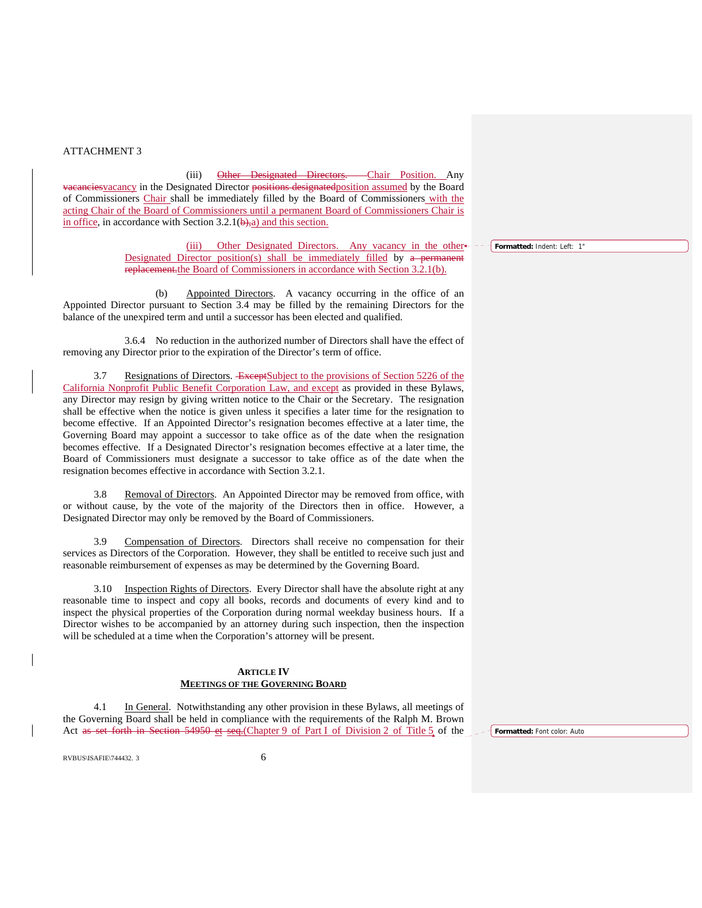ATTACHMENT 3

(iii) ~~Other Designated Directors.~~ Chair Position. Any ~~vacancies~~vacancy in the Designated Director ~~positions designated~~position assumed by the Board of Commissioners Chair shall be immediately filled by the Board of Commissioners with the acting Chair of the Board of Commissioners until a permanent Board of Commissioners Chair is in office, in accordance with Section 3.2.1(~~b),~~a) and this section.

(iii) Other Designated Directors. Any vacancy in the other Designated Director position(s) shall be immediately filled by ~~a permanent replacement.~~the Board of Commissioners in accordance with Section 3.2.1(b).

(b) Appointed Directors. A vacancy occurring in the office of an Appointed Director pursuant to Section 3.4 may be filled by the remaining Directors for the balance of the unexpired term and until a successor has been elected and qualified.

3.6.4 No reduction in the authorized number of Directors shall have the effect of removing any Director prior to the expiration of the Director's term of office.

3.7 Resignations of Directors. ~~Except~~Subject to the provisions of Section 5226 of the California Nonprofit Public Benefit Corporation Law, and except as provided in these Bylaws, any Director may resign by giving written notice to the Chair or the Secretary. The resignation shall be effective when the notice is given unless it specifies a later time for the resignation to become effective. If an Appointed Director's resignation becomes effective at a later time, the Governing Board may appoint a successor to take office as of the date when the resignation becomes effective. If a Designated Director's resignation becomes effective at a later time, the Board of Commissioners must designate a successor to take office as of the date when the resignation becomes effective in accordance with Section 3.2.1.

3.8 Removal of Directors. An Appointed Director may be removed from office, with or without cause, by the vote of the majority of the Directors then in office. However, a Designated Director may only be removed by the Board of Commissioners.

3.9 Compensation of Directors. Directors shall receive no compensation for their services as Directors of the Corporation. However, they shall be entitled to receive such just and reasonable reimbursement of expenses as may be determined by the Governing Board.

3.10 Inspection Rights of Directors. Every Director shall have the absolute right at any reasonable time to inspect and copy all books, records and documents of every kind and to inspect the physical properties of the Corporation during normal weekday business hours. If a Director wishes to be accompanied by an attorney during such inspection, then the inspection will be scheduled at a time when the Corporation's attorney will be present.

## ARTICLE IV
## MEETINGS OF THE GOVERNING BOARD

4.1 In General. Notwithstanding any other provision in these Bylaws, all meetings of the Governing Board shall be held in compliance with the requirements of the Ralph M. Brown Act ~~as set forth in Section 54950 et seq.~~(Chapter 9 of Part I of Division 2 of Title 5 of the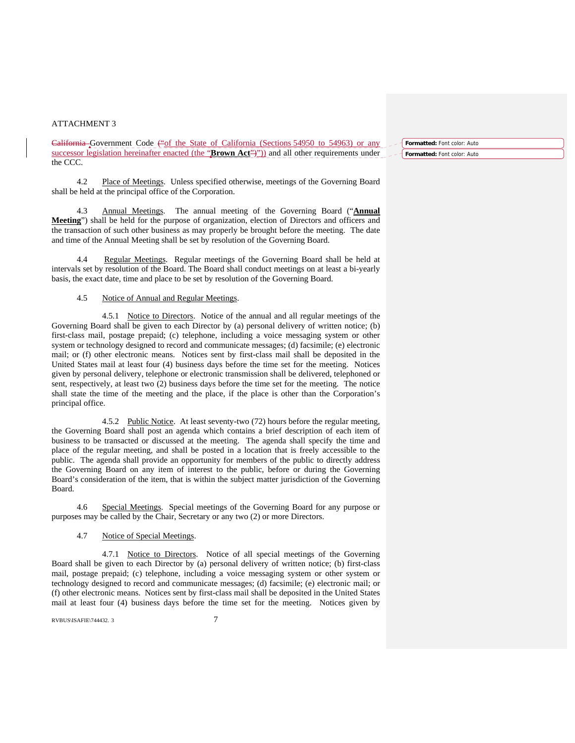ATTACHMENT 3

~~California~~ Government Code ~~(~~"of the State of California (Sections 54950 to 54963) or any successor legislation hereinafter enacted (the "**Brown Act**"~~)~~")) and all other requirements under the CCC.

4.2 Place of Meetings. Unless specified otherwise, meetings of the Governing Board shall be held at the principal office of the Corporation.

4.3 Annual Meetings. The annual meeting of the Governing Board ("**Annual Meeting**") shall be held for the purpose of organization, election of Directors and officers and the transaction of such other business as may properly be brought before the meeting. The date and time of the Annual Meeting shall be set by resolution of the Governing Board.

4.4 Regular Meetings. Regular meetings of the Governing Board shall be held at intervals set by resolution of the Board. The Board shall conduct meetings on at least a bi-yearly basis, the exact date, time and place to be set by resolution of the Governing Board.

4.5 Notice of Annual and Regular Meetings.

4.5.1 Notice to Directors. Notice of the annual and all regular meetings of the Governing Board shall be given to each Director by (a) personal delivery of written notice; (b) first-class mail, postage prepaid; (c) telephone, including a voice messaging system or other system or technology designed to record and communicate messages; (d) facsimile; (e) electronic mail; or (f) other electronic means. Notices sent by first-class mail shall be deposited in the United States mail at least four (4) business days before the time set for the meeting. Notices given by personal delivery, telephone or electronic transmission shall be delivered, telephoned or sent, respectively, at least two (2) business days before the time set for the meeting. The notice shall state the time of the meeting and the place, if the place is other than the Corporation's principal office.

4.5.2 Public Notice. At least seventy-two (72) hours before the regular meeting, the Governing Board shall post an agenda which contains a brief description of each item of business to be transacted or discussed at the meeting. The agenda shall specify the time and place of the regular meeting, and shall be posted in a location that is freely accessible to the public. The agenda shall provide an opportunity for members of the public to directly address the Governing Board on any item of interest to the public, before or during the Governing Board's consideration of the item, that is within the subject matter jurisdiction of the Governing Board.

4.6 Special Meetings. Special meetings of the Governing Board for any purpose or purposes may be called by the Chair, Secretary or any two (2) or more Directors.

4.7 Notice of Special Meetings.

4.7.1 Notice to Directors. Notice of all special meetings of the Governing Board shall be given to each Director by (a) personal delivery of written notice; (b) first-class mail, postage prepaid; (c) telephone, including a voice messaging system or other system or technology designed to record and communicate messages; (d) facsimile; (e) electronic mail; or (f) other electronic means. Notices sent by first-class mail shall be deposited in the United States mail at least four (4) business days before the time set for the meeting. Notices given by

RVBUS\ISAFIE\744432. 3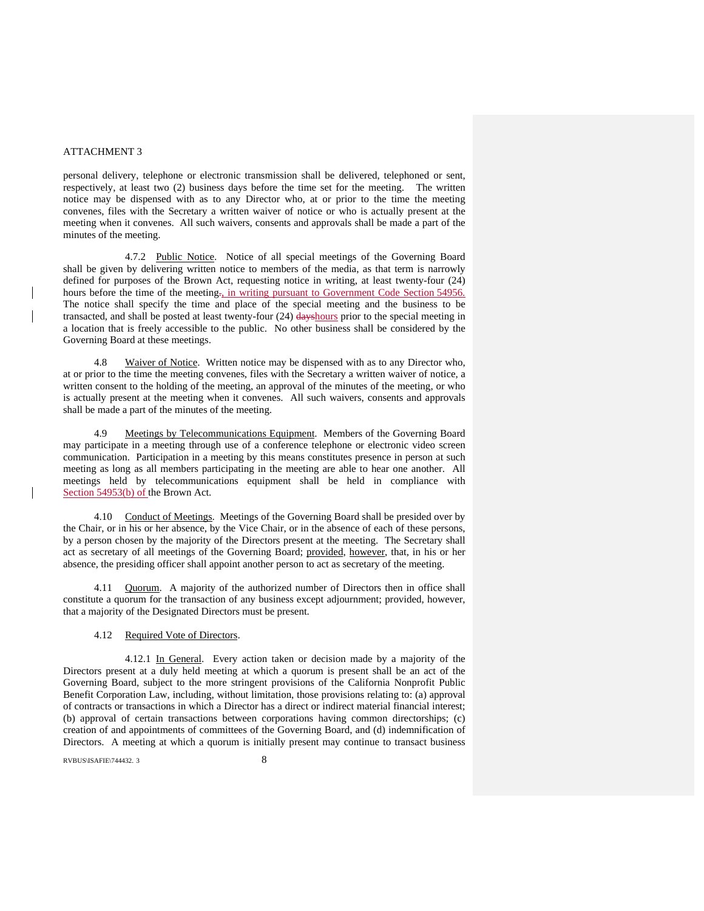ATTACHMENT 3

personal delivery, telephone or electronic transmission shall be delivered, telephoned or sent, respectively, at least two (2) business days before the time set for the meeting. The written notice may be dispensed with as to any Director who, at or prior to the time the meeting convenes, files with the Secretary a written waiver of notice or who is actually present at the meeting when it convenes. All such waivers, consents and approvals shall be made a part of the minutes of the meeting.

4.7.2 Public Notice. Notice of all special meetings of the Governing Board shall be given by delivering written notice to members of the media, as that term is narrowly defined for purposes of the Brown Act, requesting notice in writing, at least twenty-four (24) hours before the time of the meeting~~.~~, in writing pursuant to Government Code Section 54956. The notice shall specify the time and place of the special meeting and the business to be transacted, and shall be posted at least twenty-four (24) ~~days~~hours prior to the special meeting in a location that is freely accessible to the public. No other business shall be considered by the Governing Board at these meetings.

4.8 Waiver of Notice. Written notice may be dispensed with as to any Director who, at or prior to the time the meeting convenes, files with the Secretary a written waiver of notice, a written consent to the holding of the meeting, an approval of the minutes of the meeting, or who is actually present at the meeting when it convenes. All such waivers, consents and approvals shall be made a part of the minutes of the meeting.

4.9 Meetings by Telecommunications Equipment. Members of the Governing Board may participate in a meeting through use of a conference telephone or electronic video screen communication. Participation in a meeting by this means constitutes presence in person at such meeting as long as all members participating in the meeting are able to hear one another. All meetings held by telecommunications equipment shall be held in compliance with Section 54953(b) of the Brown Act.

4.10 Conduct of Meetings. Meetings of the Governing Board shall be presided over by the Chair, or in his or her absence, by the Vice Chair, or in the absence of each of these persons, by a person chosen by the majority of the Directors present at the meeting. The Secretary shall act as secretary of all meetings of the Governing Board; provided, however, that, in his or her absence, the presiding officer shall appoint another person to act as secretary of the meeting.

4.11 Quorum. A majority of the authorized number of Directors then in office shall constitute a quorum for the transaction of any business except adjournment; provided, however, that a majority of the Designated Directors must be present.

4.12 Required Vote of Directors.

4.12.1 In General. Every action taken or decision made by a majority of the Directors present at a duly held meeting at which a quorum is present shall be an act of the Governing Board, subject to the more stringent provisions of the California Nonprofit Public Benefit Corporation Law, including, without limitation, those provisions relating to: (a) approval of contracts or transactions in which a Director has a direct or indirect material financial interest; (b) approval of certain transactions between corporations having common directorships; (c) creation of and appointments of committees of the Governing Board, and (d) indemnification of Directors. A meeting at which a quorum is initially present may continue to transact business

RVBUS\ISAFIE\744432. 3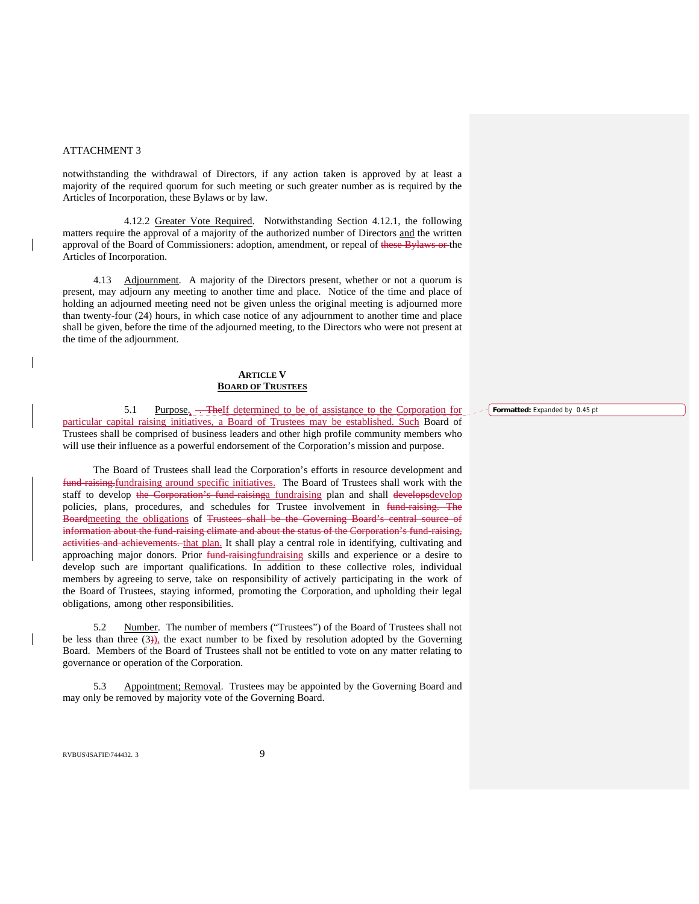ATTACHMENT 3

notwithstanding the withdrawal of Directors, if any action taken is approved by at least a majority of the required quorum for such meeting or such greater number as is required by the Articles of Incorporation, these Bylaws or by law.

4.12.2 Greater Vote Required. Notwithstanding Section 4.12.1, the following matters require the approval of a majority of the authorized number of Directors and the written approval of the Board of Commissioners: adoption, amendment, or repeal of ~~these Bylaws or~~ the Articles of Incorporation.

4.13 Adjournment. A majority of the Directors present, whether or not a quorum is present, may adjourn any meeting to another time and place. Notice of the time and place of holding an adjourned meeting need not be given unless the original meeting is adjourned more than twenty-four (24) hours, in which case notice of any adjournment to another time and place shall be given, before the time of the adjourned meeting, to the Directors who were not present at the time of the adjournment.

## ARTICLE V
## BOARD OF TRUSTEES

5.1 Purpose. ~~. The~~If determined to be of assistance to the Corporation for particular capital raising initiatives, a Board of Trustees may be established. Such Board of Trustees shall be comprised of business leaders and other high profile community members who will use their influence as a powerful endorsement of the Corporation's mission and purpose.

The Board of Trustees shall lead the Corporation's efforts in resource development and ~~fund-raising.~~fundraising around specific initiatives. The Board of Trustees shall work with the staff to develop ~~the Corporation's fund-raising~~a fundraising plan and shall ~~develops~~develop policies, plans, procedures, and schedules for Trustee involvement in ~~fund-raising. The Board~~meeting the obligations of ~~Trustees shall be the Governing Board's central source of information about the fund-raising climate and about the status of the Corporation's fund-raising, activities and achievements.~~ that plan. It shall play a central role in identifying, cultivating and approaching major donors. Prior ~~fund-raising~~fundraising skills and experience or a desire to develop such are important qualifications. In addition to these collective roles, individual members by agreeing to serve, take on responsibility of actively participating in the work of the Board of Trustees, staying informed, promoting the Corporation, and upholding their legal obligations, among other responsibilities.

5.2 Number. The number of members ("Trustees") of the Board of Trustees shall not be less than three (3~~)~~), the exact number to be fixed by resolution adopted by the Governing Board. Members of the Board of Trustees shall not be entitled to vote on any matter relating to governance or operation of the Corporation.

5.3 Appointment; Removal. Trustees may be appointed by the Governing Board and may only be removed by majority vote of the Governing Board.

**Formatted:** Expanded by 0.45 pt

RVBUS\ISAFIE\744432. 3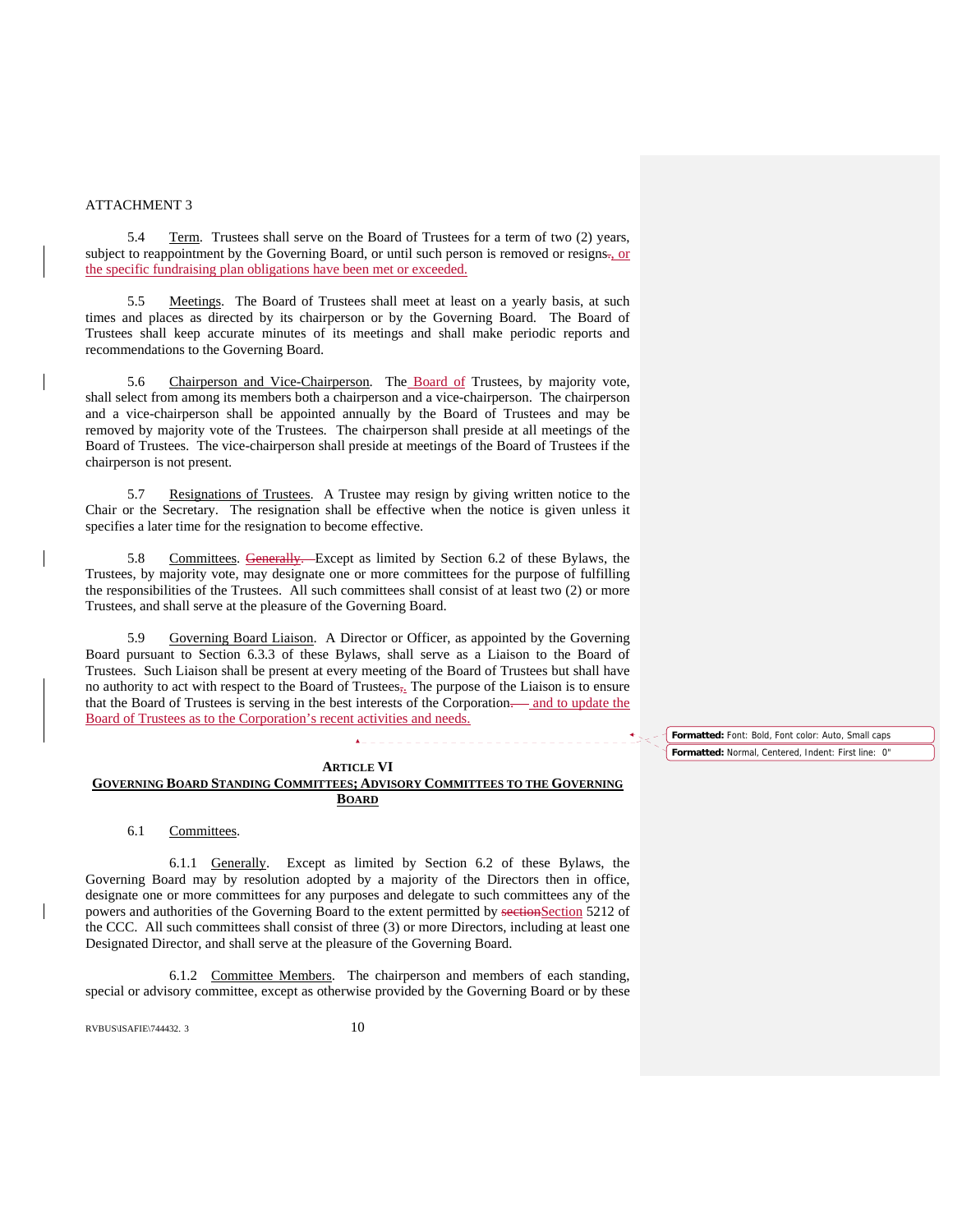ATTACHMENT 3

5.4 Term. Trustees shall serve on the Board of Trustees for a term of two (2) years, subject to reappointment by the Governing Board, or until such person is removed or resigns., or the specific fundraising plan obligations have been met or exceeded.

5.5 Meetings. The Board of Trustees shall meet at least on a yearly basis, at such times and places as directed by its chairperson or by the Governing Board. The Board of Trustees shall keep accurate minutes of its meetings and shall make periodic reports and recommendations to the Governing Board.

5.6 Chairperson and Vice-Chairperson. The Board of Trustees, by majority vote, shall select from among its members both a chairperson and a vice-chairperson. The chairperson and a vice-chairperson shall be appointed annually by the Board of Trustees and may be removed by majority vote of the Trustees. The chairperson shall preside at all meetings of the Board of Trustees. The vice-chairperson shall preside at meetings of the Board of Trustees if the chairperson is not present.

5.7 Resignations of Trustees. A Trustee may resign by giving written notice to the Chair or the Secretary. The resignation shall be effective when the notice is given unless it specifies a later time for the resignation to become effective.

5.8 Committees. Generally. Except as limited by Section 6.2 of these Bylaws, the Trustees, by majority vote, may designate one or more committees for the purpose of fulfilling the responsibilities of the Trustees. All such committees shall consist of at least two (2) or more Trustees, and shall serve at the pleasure of the Governing Board.

5.9 Governing Board Liaison. A Director or Officer, as appointed by the Governing Board pursuant to Section 6.3.3 of these Bylaws, shall serve as a Liaison to the Board of Trustees. Such Liaison shall be present at every meeting of the Board of Trustees but shall have no authority to act with respect to the Board of Trustees,. The purpose of the Liaison is to ensure that the Board of Trustees is serving in the best interests of the Corporation. and to update the Board of Trustees as to the Corporation's recent activities and needs.

Formatted: Font: Bold, Font color: Auto, Small caps

Formatted: Normal, Centered, Indent: First line: 0"

## ARTICLE VI
## GOVERNING BOARD STANDING COMMITTEES; ADVISORY COMMITTEES TO THE GOVERNING BOARD

6.1 Committees.

6.1.1 Generally. Except as limited by Section 6.2 of these Bylaws, the Governing Board may by resolution adopted by a majority of the Directors then in office, designate one or more committees for any purposes and delegate to such committees any of the powers and authorities of the Governing Board to the extent permitted by sectionSection 5212 of the CCC. All such committees shall consist of three (3) or more Directors, including at least one Designated Director, and shall serve at the pleasure of the Governing Board.

6.1.2 Committee Members. The chairperson and members of each standing, special or advisory committee, except as otherwise provided by the Governing Board or by these

RVBUS\ISAFIE\744432. 3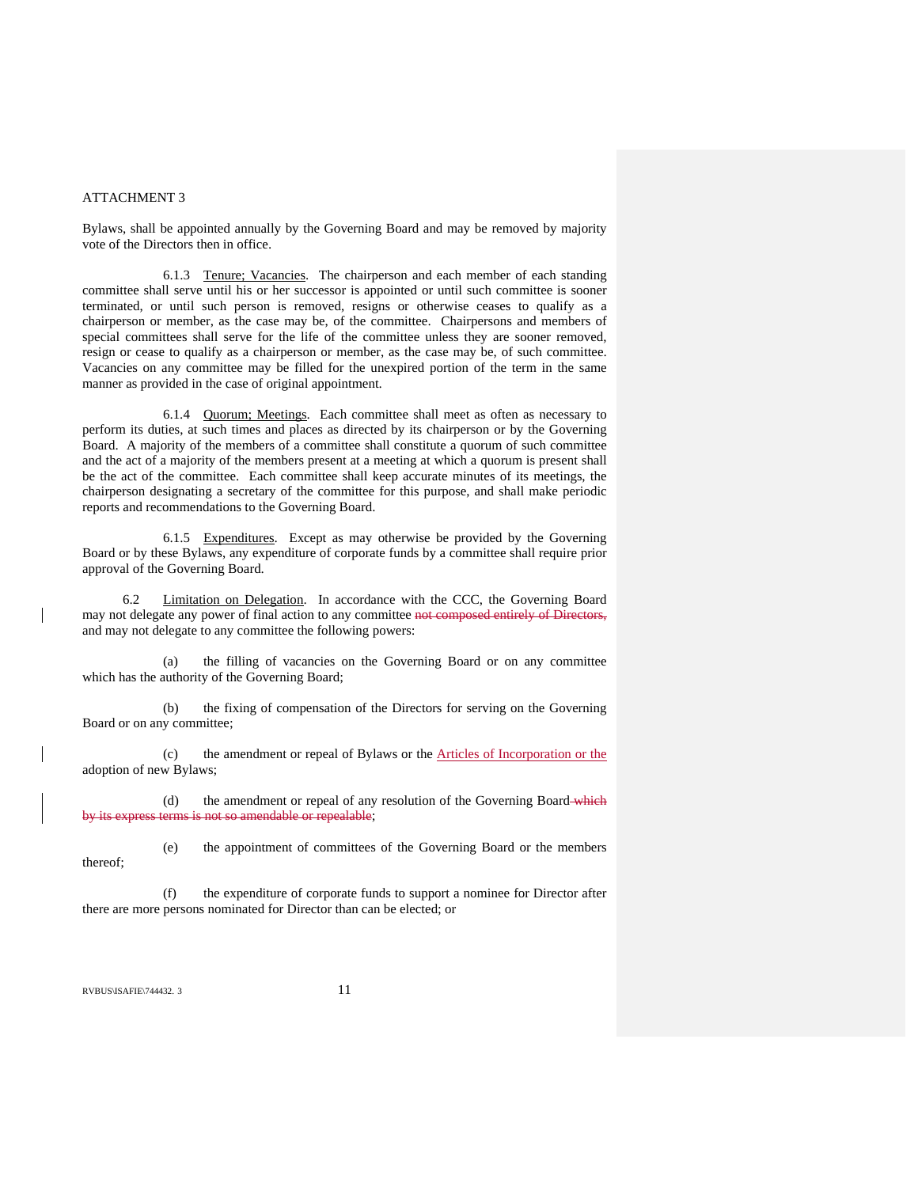ATTACHMENT 3

Bylaws, shall be appointed annually by the Governing Board and may be removed by majority vote of the Directors then in office.

6.1.3 Tenure; Vacancies. The chairperson and each member of each standing committee shall serve until his or her successor is appointed or until such committee is sooner terminated, or until such person is removed, resigns or otherwise ceases to qualify as a chairperson or member, as the case may be, of the committee. Chairpersons and members of special committees shall serve for the life of the committee unless they are sooner removed, resign or cease to qualify as a chairperson or member, as the case may be, of such committee. Vacancies on any committee may be filled for the unexpired portion of the term in the same manner as provided in the case of original appointment.

6.1.4 Quorum; Meetings. Each committee shall meet as often as necessary to perform its duties, at such times and places as directed by its chairperson or by the Governing Board. A majority of the members of a committee shall constitute a quorum of such committee and the act of a majority of the members present at a meeting at which a quorum is present shall be the act of the committee. Each committee shall keep accurate minutes of its meetings, the chairperson designating a secretary of the committee for this purpose, and shall make periodic reports and recommendations to the Governing Board.

6.1.5 Expenditures. Except as may otherwise be provided by the Governing Board or by these Bylaws, any expenditure of corporate funds by a committee shall require prior approval of the Governing Board.

6.2 Limitation on Delegation. In accordance with the CCC, the Governing Board may not delegate any power of final action to any committee ~~not composed entirely of Directors,~~ and may not delegate to any committee the following powers:

(a) the filling of vacancies on the Governing Board or on any committee which has the authority of the Governing Board;

(b) the fixing of compensation of the Directors for serving on the Governing Board or on any committee;

(c) the amendment or repeal of Bylaws or the Articles of Incorporation or the adoption of new Bylaws;

(d) the amendment or repeal of any resolution of the Governing Board ~~which by its express terms is not so amendable or repealable~~;

(e) the appointment of committees of the Governing Board or the members thereof;

(f) the expenditure of corporate funds to support a nominee for Director after there are more persons nominated for Director than can be elected; or

RVBUS\ISAFIE\744432. 3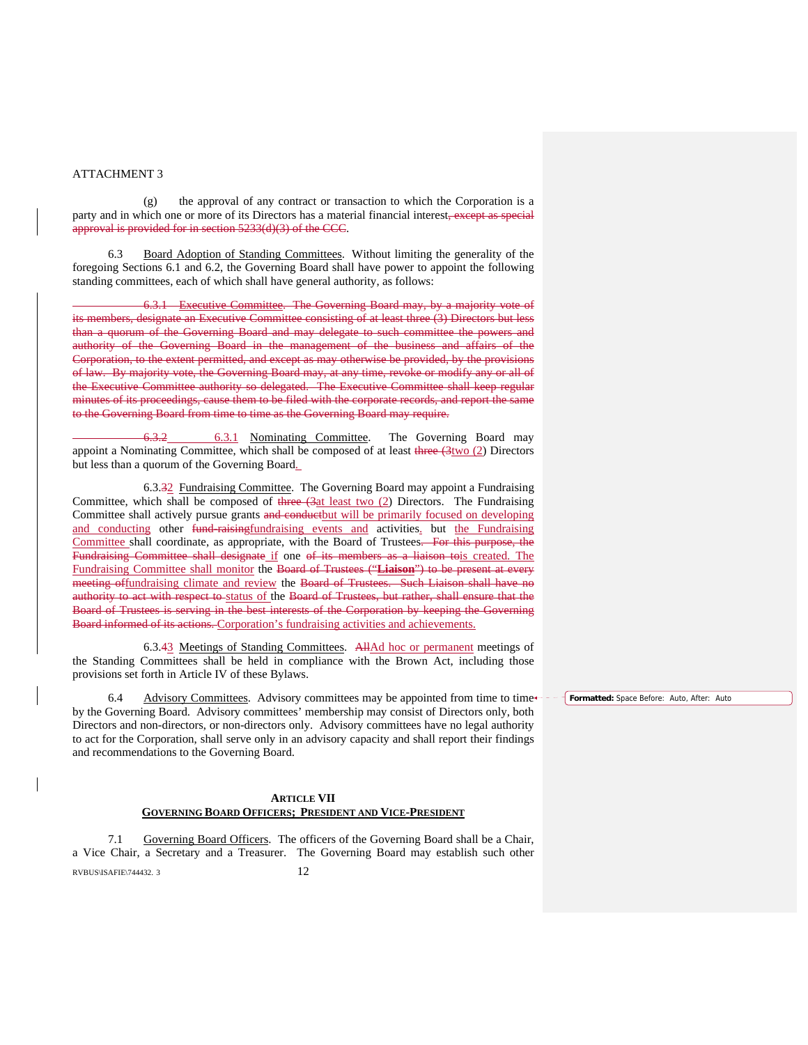ATTACHMENT 3

(g) the approval of any contract or transaction to which the Corporation is a party and in which one or more of its Directors has a material financial interest~~, except as special approval is provided for in section 5233(d)(3) of the CCC~~.

6.3 Board Adoption of Standing Committees. Without limiting the generality of the foregoing Sections 6.1 and 6.2, the Governing Board shall have power to appoint the following standing committees, each of which shall have general authority, as follows:

~~6.3.1 Executive Committee. The Governing Board may, by a majority vote of its members, designate an Executive Committee consisting of at least three (3) Directors but less than a quorum of the Governing Board and may delegate to such committee the powers and authority of the Governing Board in the management of the business and affairs of the Corporation, to the extent permitted, and except as may otherwise be provided, by the provisions of law. By majority vote, the Governing Board may, at any time, revoke or modify any or all of the Executive Committee authority so delegated. The Executive Committee shall keep regular minutes of its proceedings, cause them to be filed with the corporate records, and report the same to the Governing Board from time to time as the Governing Board may require.~~

~~6.3.2~~ 6.3.1 Nominating Committee. The Governing Board may appoint a Nominating Committee, which shall be composed of at least ~~three (3~~two (2) Directors but less than a quorum of the Governing Board.

6.3.~~3~~2 Fundraising Committee. The Governing Board may appoint a Fundraising Committee, which shall be composed of ~~three (3~~at least two (2) Directors. The Fundraising Committee shall actively pursue grants ~~and conduct~~but will be primarily focused on developing and conducting other ~~fund-raising~~fundraising events and activities. but the Fundraising Committee shall coordinate, as appropriate, with the Board of Trustees~~. For this purpose, the Fundraising Committee shall designate~~ if one ~~of its members as a liaison to~~is created. The Fundraising Committee shall monitor the ~~Board of Trustees ("**Liaison**") to be present at every meeting of~~fundraising climate and review the ~~Board of Trustees. Such Liaison shall have no authority to act with respect to~~ status of the ~~Board of Trustees, but rather, shall ensure that the Board of Trustees is serving in the best interests of the Corporation by keeping the Governing Board informed of its actions.~~ Corporation's fundraising activities and achievements.

6.3.~~4~~3 Meetings of Standing Committees. ~~All~~Ad hoc or permanent meetings of the Standing Committees shall be held in compliance with the Brown Act, including those provisions set forth in Article IV of these Bylaws.

6.4 Advisory Committees. Advisory committees may be appointed from time to time by the Governing Board. Advisory committees' membership may consist of Directors only, both Directors and non-directors, or non-directors only. Advisory committees have no legal authority to act for the Corporation, shall serve only in an advisory capacity and shall report their findings and recommendations to the Governing Board.

**Formatted:** Space Before: Auto, After: Auto

## ARTICLE VII
## GOVERNING BOARD OFFICERS; PRESIDENT AND VICE-PRESIDENT

7.1 Governing Board Officers. The officers of the Governing Board shall be a Chair, a Vice Chair, a Secretary and a Treasurer. The Governing Board may establish such other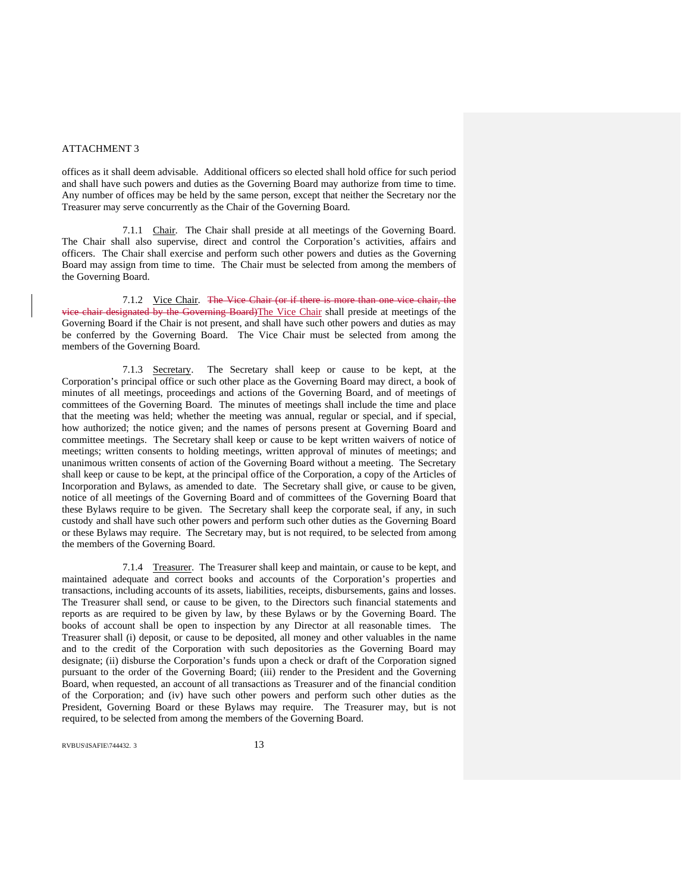ATTACHMENT 3

offices as it shall deem advisable. Additional officers so elected shall hold office for such period and shall have such powers and duties as the Governing Board may authorize from time to time. Any number of offices may be held by the same person, except that neither the Secretary nor the Treasurer may serve concurrently as the Chair of the Governing Board.

7.1.1 Chair. The Chair shall preside at all meetings of the Governing Board. The Chair shall also supervise, direct and control the Corporation's activities, affairs and officers. The Chair shall exercise and perform such other powers and duties as the Governing Board may assign from time to time. The Chair must be selected from among the members of the Governing Board.

7.1.2 Vice Chair. ~~The Vice Chair (or if there is more than one vice chair, the vice chair designated by the Governing Board)~~The Vice Chair shall preside at meetings of the Governing Board if the Chair is not present, and shall have such other powers and duties as may be conferred by the Governing Board. The Vice Chair must be selected from among the members of the Governing Board.

7.1.3 Secretary. The Secretary shall keep or cause to be kept, at the Corporation's principal office or such other place as the Governing Board may direct, a book of minutes of all meetings, proceedings and actions of the Governing Board, and of meetings of committees of the Governing Board. The minutes of meetings shall include the time and place that the meeting was held; whether the meeting was annual, regular or special, and if special, how authorized; the notice given; and the names of persons present at Governing Board and committee meetings. The Secretary shall keep or cause to be kept written waivers of notice of meetings; written consents to holding meetings, written approval of minutes of meetings; and unanimous written consents of action of the Governing Board without a meeting. The Secretary shall keep or cause to be kept, at the principal office of the Corporation, a copy of the Articles of Incorporation and Bylaws, as amended to date. The Secretary shall give, or cause to be given, notice of all meetings of the Governing Board and of committees of the Governing Board that these Bylaws require to be given. The Secretary shall keep the corporate seal, if any, in such custody and shall have such other powers and perform such other duties as the Governing Board or these Bylaws may require. The Secretary may, but is not required, to be selected from among the members of the Governing Board.

7.1.4 Treasurer. The Treasurer shall keep and maintain, or cause to be kept, and maintained adequate and correct books and accounts of the Corporation's properties and transactions, including accounts of its assets, liabilities, receipts, disbursements, gains and losses. The Treasurer shall send, or cause to be given, to the Directors such financial statements and reports as are required to be given by law, by these Bylaws or by the Governing Board. The books of account shall be open to inspection by any Director at all reasonable times. The Treasurer shall (i) deposit, or cause to be deposited, all money and other valuables in the name and to the credit of the Corporation with such depositories as the Governing Board may designate; (ii) disburse the Corporation's funds upon a check or draft of the Corporation signed pursuant to the order of the Governing Board; (iii) render to the President and the Governing Board, when requested, an account of all transactions as Treasurer and of the financial condition of the Corporation; and (iv) have such other powers and perform such other duties as the President, Governing Board or these Bylaws may require. The Treasurer may, but is not required, to be selected from among the members of the Governing Board.

RVBUS\ISAFIE\744432. 3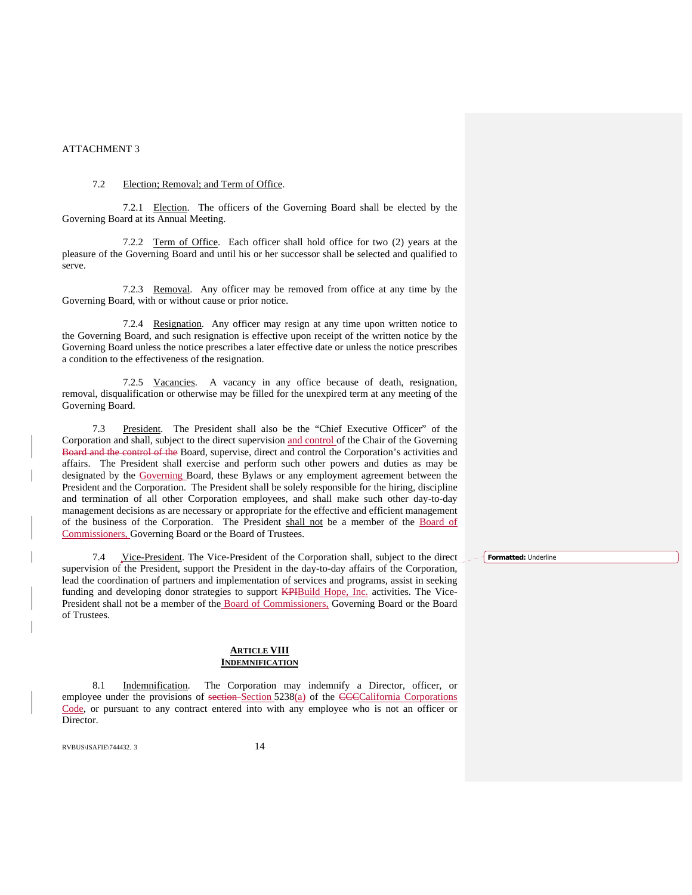ATTACHMENT 3

7.2 Election; Removal; and Term of Office.

7.2.1 Election. The officers of the Governing Board shall be elected by the Governing Board at its Annual Meeting.

7.2.2 Term of Office. Each officer shall hold office for two (2) years at the pleasure of the Governing Board and until his or her successor shall be selected and qualified to serve.

7.2.3 Removal. Any officer may be removed from office at any time by the Governing Board, with or without cause or prior notice.

7.2.4 Resignation. Any officer may resign at any time upon written notice to the Governing Board, and such resignation is effective upon receipt of the written notice by the Governing Board unless the notice prescribes a later effective date or unless the notice prescribes a condition to the effectiveness of the resignation.

7.2.5 Vacancies. A vacancy in any office because of death, resignation, removal, disqualification or otherwise may be filled for the unexpired term at any meeting of the Governing Board.

7.3 President. The President shall also be the "Chief Executive Officer" of the Corporation and shall, subject to the direct supervision and control of the Chair of the Governing ~~Board and the control of the~~ Board, supervise, direct and control the Corporation's activities and affairs. The President shall exercise and perform such other powers and duties as may be designated by the Governing Board, these Bylaws or any employment agreement between the President and the Corporation. The President shall be solely responsible for the hiring, discipline and termination of all other Corporation employees, and shall make such other day-to-day management decisions as are necessary or appropriate for the effective and efficient management of the business of the Corporation. The President shall not be a member of the Board of Commissioners, Governing Board or the Board of Trustees.

7.4 Vice-President. The Vice-President of the Corporation shall, subject to the direct supervision of the President, support the President in the day-to-day affairs of the Corporation, lead the coordination of partners and implementation of services and programs, assist in seeking funding and developing donor strategies to support ~~KPI~~Build Hope, Inc. activities. The Vice-President shall not be a member of the Board of Commissioners, Governing Board or the Board of Trustees.

Formatted: Underline

## ARTICLE VIII
## INDEMNIFICATION

8.1 Indemnification. The Corporation may indemnify a Director, officer, or employee under the provisions of ~~section~~ Section 5238(a) of the ~~CCC~~California Corporations Code, or pursuant to any contract entered into with any employee who is not an officer or Director.

RVBUS\ISAFIE\744432. 3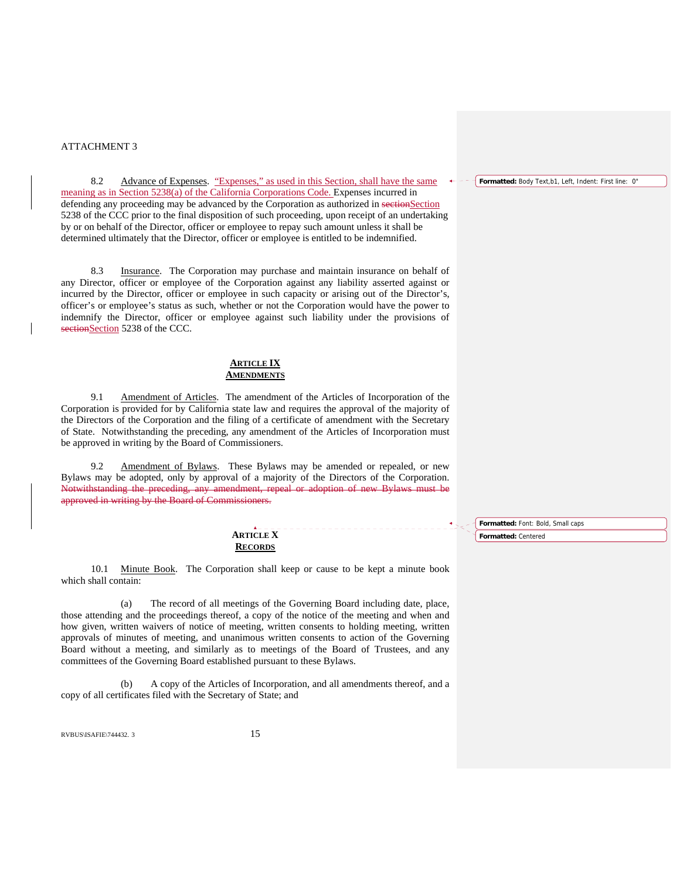ATTACHMENT 3

8.2 Advance of Expenses. "Expenses," as used in this Section, shall have the same meaning as in Section 5238(a) of the California Corporations Code. Expenses incurred in defending any proceeding may be advanced by the Corporation as authorized in ~~section~~Section 5238 of the CCC prior to the final disposition of such proceeding, upon receipt of an undertaking by or on behalf of the Director, officer or employee to repay such amount unless it shall be determined ultimately that the Director, officer or employee is entitled to be indemnified.

8.3 Insurance. The Corporation may purchase and maintain insurance on behalf of any Director, officer or employee of the Corporation against any liability asserted against or incurred by the Director, officer or employee in such capacity or arising out of the Director's, officer's or employee's status as such, whether or not the Corporation would have the power to indemnify the Director, officer or employee against such liability under the provisions of ~~section~~Section 5238 of the CCC.

## ARTICLE IX
## AMENDMENTS

9.1 Amendment of Articles. The amendment of the Articles of Incorporation of the Corporation is provided for by California state law and requires the approval of the majority of the Directors of the Corporation and the filing of a certificate of amendment with the Secretary of State. Notwithstanding the preceding, any amendment of the Articles of Incorporation must be approved in writing by the Board of Commissioners.

9.2 Amendment of Bylaws. These Bylaws may be amended or repealed, or new Bylaws may be adopted, only by approval of a majority of the Directors of the Corporation. ~~Notwithstanding the preceding, any amendment, repeal or adoption of new Bylaws must be approved in writing by the Board of Commissioners.~~

## ARTICLE X
## RECORDS

10.1 Minute Book. The Corporation shall keep or cause to be kept a minute book which shall contain:

(a) The record of all meetings of the Governing Board including date, place, those attending and the proceedings thereof, a copy of the notice of the meeting and when and how given, written waivers of notice of meeting, written consents to holding meeting, written approvals of minutes of meeting, and unanimous written consents to action of the Governing Board without a meeting, and similarly as to meetings of the Board of Trustees, and any committees of the Governing Board established pursuant to these Bylaws.

(b) A copy of the Articles of Incorporation, and all amendments thereof, and a copy of all certificates filed with the Secretary of State; and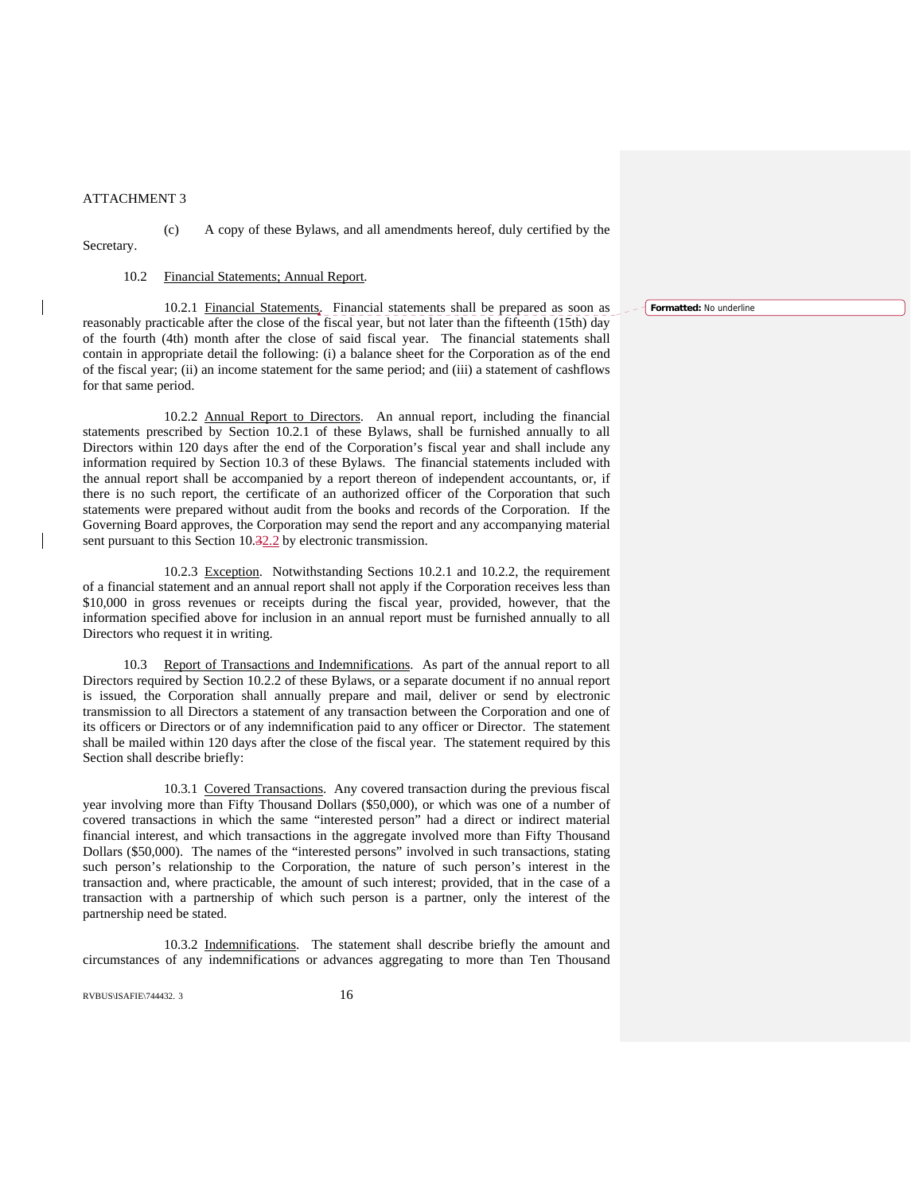ATTACHMENT 3

(c) A copy of these Bylaws, and all amendments hereof, duly certified by the Secretary.

10.2 Financial Statements; Annual Report.

10.2.1 Financial Statements. Financial statements shall be prepared as soon as reasonably practicable after the close of the fiscal year, but not later than the fifteenth (15th) day of the fourth (4th) month after the close of said fiscal year. The financial statements shall contain in appropriate detail the following: (i) a balance sheet for the Corporation as of the end of the fiscal year; (ii) an income statement for the same period; and (iii) a statement of cashflows for that same period.

10.2.2 Annual Report to Directors. An annual report, including the financial statements prescribed by Section 10.2.1 of these Bylaws, shall be furnished annually to all Directors within 120 days after the end of the Corporation's fiscal year and shall include any information required by Section 10.3 of these Bylaws. The financial statements included with the annual report shall be accompanied by a report thereon of independent accountants, or, if there is no such report, the certificate of an authorized officer of the Corporation that such statements were prepared without audit from the books and records of the Corporation. If the Governing Board approves, the Corporation may send the report and any accompanying material sent pursuant to this Section 10.~~3~~2.2 by electronic transmission.

10.2.3 Exception. Notwithstanding Sections 10.2.1 and 10.2.2, the requirement of a financial statement and an annual report shall not apply if the Corporation receives less than $10,000 in gross revenues or receipts during the fiscal year, provided, however, that the information specified above for inclusion in an annual report must be furnished annually to all Directors who request it in writing.

10.3 Report of Transactions and Indemnifications. As part of the annual report to all Directors required by Section 10.2.2 of these Bylaws, or a separate document if no annual report is issued, the Corporation shall annually prepare and mail, deliver or send by electronic transmission to all Directors a statement of any transaction between the Corporation and one of its officers or Directors or of any indemnification paid to any officer or Director. The statement shall be mailed within 120 days after the close of the fiscal year. The statement required by this Section shall describe briefly:

10.3.1 Covered Transactions. Any covered transaction during the previous fiscal year involving more than Fifty Thousand Dollars ($50,000), or which was one of a number of covered transactions in which the same "interested person" had a direct or indirect material financial interest, and which transactions in the aggregate involved more than Fifty Thousand Dollars ($50,000). The names of the "interested persons" involved in such transactions, stating such person's relationship to the Corporation, the nature of such person's interest in the transaction and, where practicable, the amount of such interest; provided, that in the case of a transaction with a partnership of which such person is a partner, only the interest of the partnership need be stated.

10.3.2 Indemnifications. The statement shall describe briefly the amount and circumstances of any indemnifications or advances aggregating to more than Ten Thousand

Formatted: No underline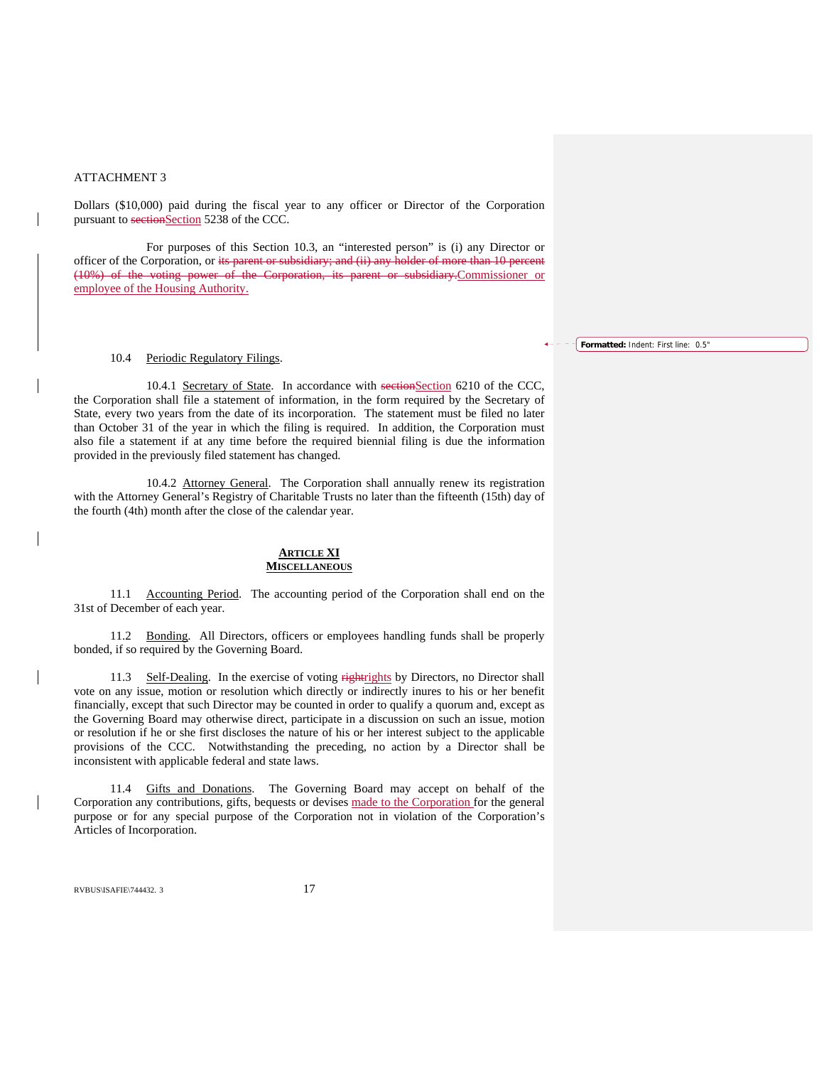ATTACHMENT 3

Dollars ($10,000) paid during the fiscal year to any officer or Director of the Corporation pursuant to ~~section~~Section 5238 of the CCC.

For purposes of this Section 10.3, an "interested person" is (i) any Director or officer of the Corporation, or ~~its parent or subsidiary; and (ii) any holder of more than 10 percent (10%) of the voting power of the Corporation, its parent or subsidiary.~~Commissioner or employee of the Housing Authority.

10.4 Periodic Regulatory Filings.

10.4.1 Secretary of State. In accordance with ~~section~~Section 6210 of the CCC, the Corporation shall file a statement of information, in the form required by the Secretary of State, every two years from the date of its incorporation. The statement must be filed no later than October 31 of the year in which the filing is required. In addition, the Corporation must also file a statement if at any time before the required biennial filing is due the information provided in the previously filed statement has changed.

10.4.2 Attorney General. The Corporation shall annually renew its registration with the Attorney General's Registry of Charitable Trusts no later than the fifteenth (15th) day of the fourth (4th) month after the close of the calendar year.

## ARTICLE XI
## MISCELLANEOUS

11.1 Accounting Period. The accounting period of the Corporation shall end on the 31st of December of each year.

11.2 Bonding. All Directors, officers or employees handling funds shall be properly bonded, if so required by the Governing Board.

11.3 Self-Dealing. In the exercise of voting ~~right~~rights by Directors, no Director shall vote on any issue, motion or resolution which directly or indirectly inures to his or her benefit financially, except that such Director may be counted in order to qualify a quorum and, except as the Governing Board may otherwise direct, participate in a discussion on such an issue, motion or resolution if he or she first discloses the nature of his or her interest subject to the applicable provisions of the CCC. Notwithstanding the preceding, no action by a Director shall be inconsistent with applicable federal and state laws.

11.4 Gifts and Donations. The Governing Board may accept on behalf of the Corporation any contributions, gifts, bequests or devises made to the Corporation for the general purpose or for any special purpose of the Corporation not in violation of the Corporation's Articles of Incorporation.

RVBUS\ISAFIE\744432. 3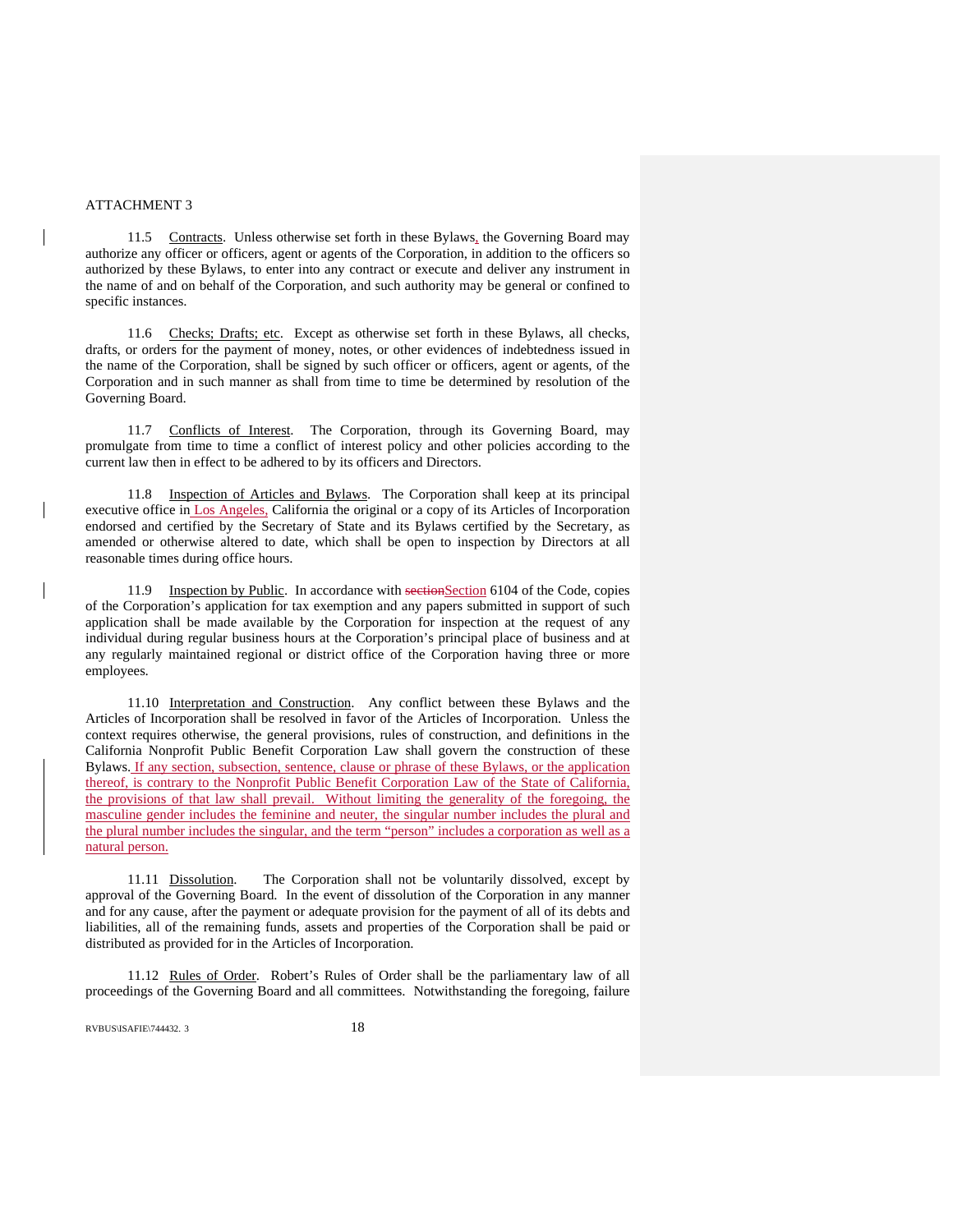ATTACHMENT 3

11.5 Contracts. Unless otherwise set forth in these Bylaws, the Governing Board may authorize any officer or officers, agent or agents of the Corporation, in addition to the officers so authorized by these Bylaws, to enter into any contract or execute and deliver any instrument in the name of and on behalf of the Corporation, and such authority may be general or confined to specific instances.

11.6 Checks; Drafts; etc. Except as otherwise set forth in these Bylaws, all checks, drafts, or orders for the payment of money, notes, or other evidences of indebtedness issued in the name of the Corporation, shall be signed by such officer or officers, agent or agents, of the Corporation and in such manner as shall from time to time be determined by resolution of the Governing Board.

11.7 Conflicts of Interest. The Corporation, through its Governing Board, may promulgate from time to time a conflict of interest policy and other policies according to the current law then in effect to be adhered to by its officers and Directors.

11.8 Inspection of Articles and Bylaws. The Corporation shall keep at its principal executive office in Los Angeles, California the original or a copy of its Articles of Incorporation endorsed and certified by the Secretary of State and its Bylaws certified by the Secretary, as amended or otherwise altered to date, which shall be open to inspection by Directors at all reasonable times during office hours.

11.9 Inspection by Public. In accordance with ~~section~~Section 6104 of the Code, copies of the Corporation's application for tax exemption and any papers submitted in support of such application shall be made available by the Corporation for inspection at the request of any individual during regular business hours at the Corporation's principal place of business and at any regularly maintained regional or district office of the Corporation having three or more employees.

11.10 Interpretation and Construction. Any conflict between these Bylaws and the Articles of Incorporation shall be resolved in favor of the Articles of Incorporation. Unless the context requires otherwise, the general provisions, rules of construction, and definitions in the California Nonprofit Public Benefit Corporation Law shall govern the construction of these Bylaws. If any section, subsection, sentence, clause or phrase of these Bylaws, or the application thereof, is contrary to the Nonprofit Public Benefit Corporation Law of the State of California, the provisions of that law shall prevail. Without limiting the generality of the foregoing, the masculine gender includes the feminine and neuter, the singular number includes the plural and the plural number includes the singular, and the term "person" includes a corporation as well as a natural person.

11.11 Dissolution. The Corporation shall not be voluntarily dissolved, except by approval of the Governing Board. In the event of dissolution of the Corporation in any manner and for any cause, after the payment or adequate provision for the payment of all of its debts and liabilities, all of the remaining funds, assets and properties of the Corporation shall be paid or distributed as provided for in the Articles of Incorporation.

11.12 Rules of Order. Robert's Rules of Order shall be the parliamentary law of all proceedings of the Governing Board and all committees. Notwithstanding the foregoing, failure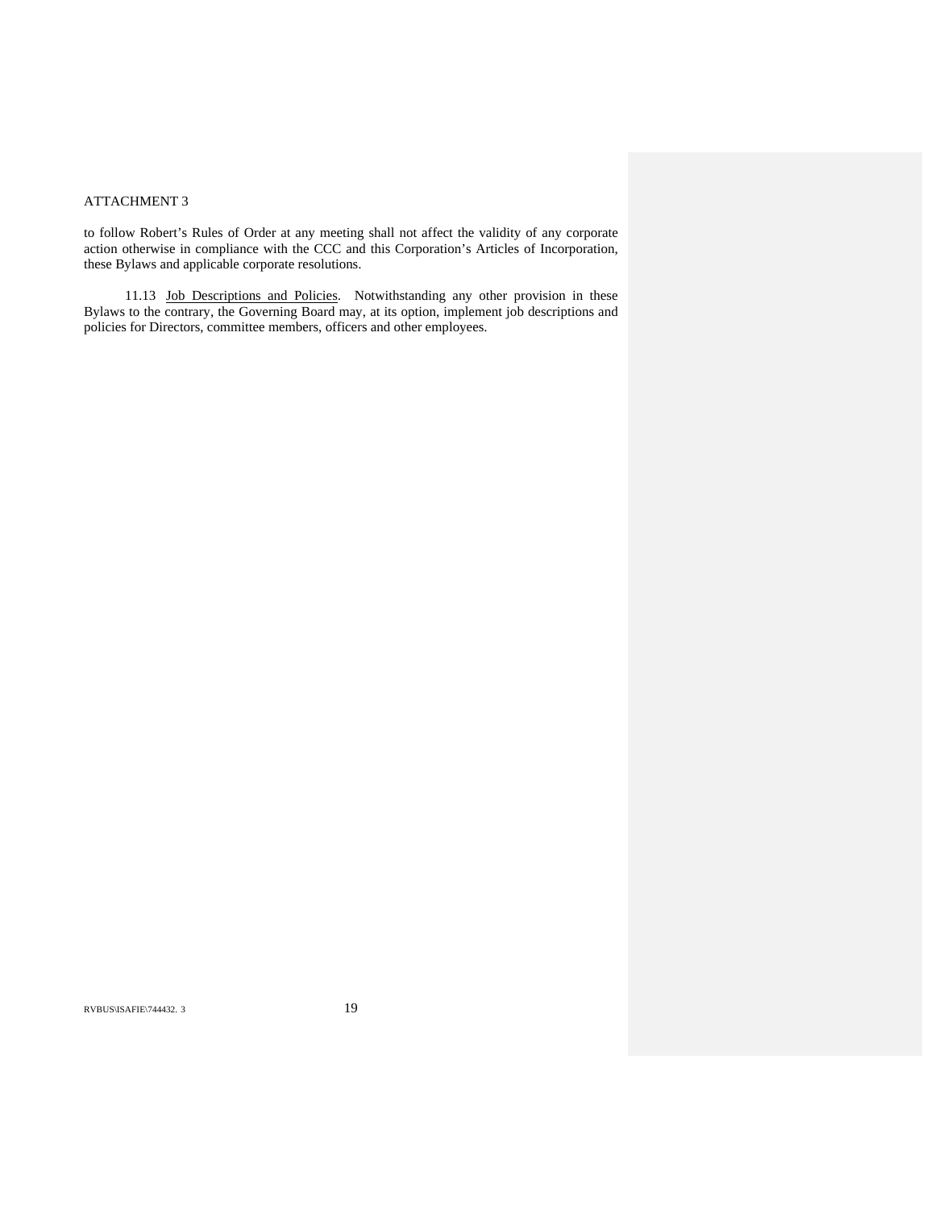ATTACHMENT 3

to follow Robert's Rules of Order at any meeting shall not affect the validity of any corporate action otherwise in compliance with the CCC and this Corporation's Articles of Incorporation, these Bylaws and applicable corporate resolutions.

11.13 <u>Job Descriptions and Policies</u>. Notwithstanding any other provision in these Bylaws to the contrary, the Governing Board may, at its option, implement job descriptions and policies for Directors, committee members, officers and other employees.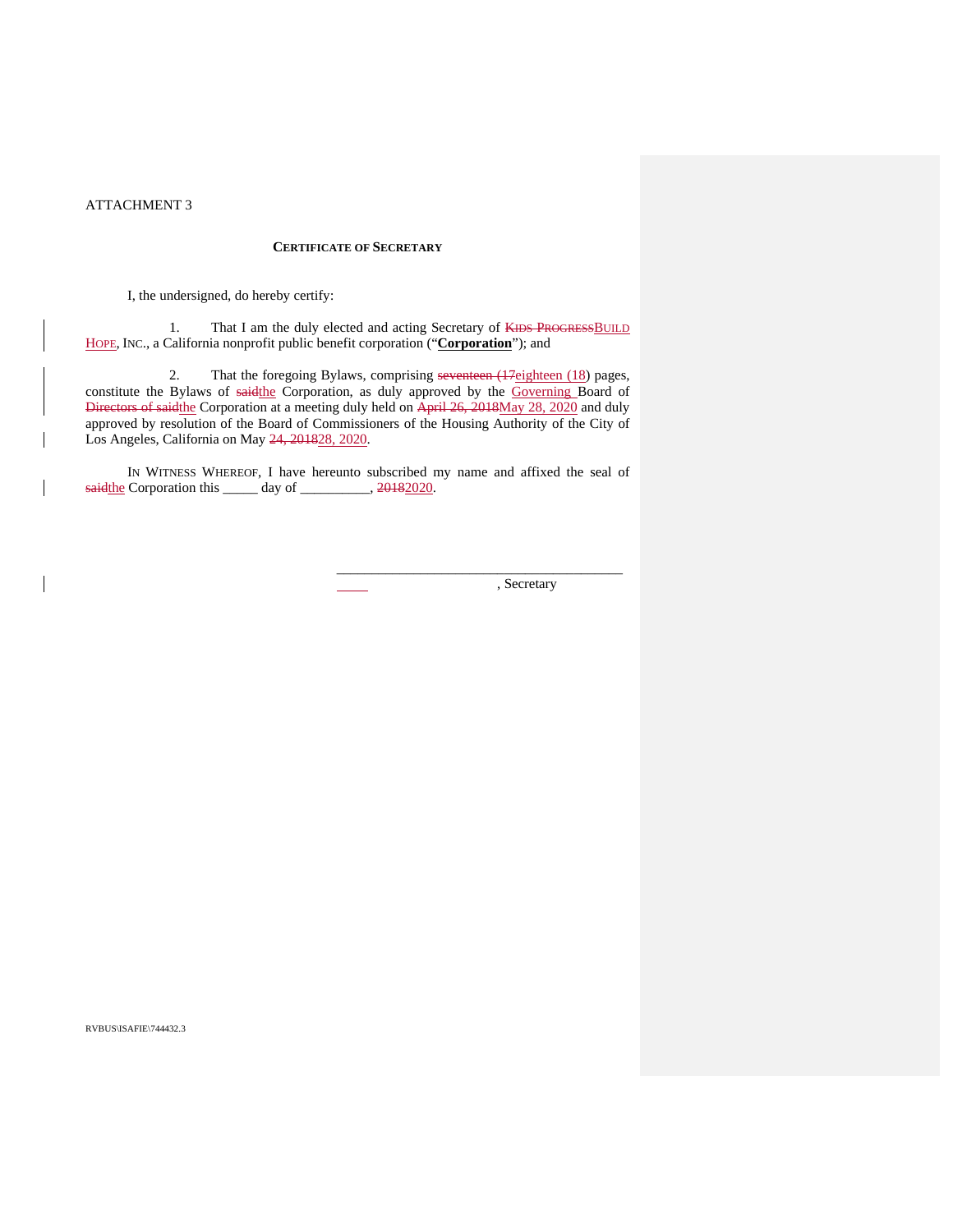ATTACHMENT 3

**CERTIFICATE OF SECRETARY**

I, the undersigned, do hereby certify:

1. That I am the duly elected and acting Secretary of ~~KIDS PROGRESS~~BUILD HOPE, INC., a California nonprofit public benefit corporation ("**Corporation**"); and

2. That the foregoing Bylaws, comprising ~~seventeen (17~~eighteen (18) pages, constitute the Bylaws of ~~said~~the Corporation, as duly approved by the Governing Board of ~~Directors of said~~the Corporation at a meeting duly held on ~~April 26, 2018~~May 28, 2020 and duly approved by resolution of the Board of Commissioners of the Housing Authority of the City of Los Angeles, California on May ~~24, 2018~~28, 2020.

IN WITNESS WHEREOF, I have hereunto subscribed my name and affixed the seal of ~~said~~the Corporation this _____ day of __________, ~~2018~~2020.

\_\_\_\_\_\_\_\_\_\_\_\_\_\_\_\_\_\_\_\_\_\_\_\_\_\_\_\_\_\_\_\_\_\_\_\_\_\_\_\_
\_\_\_\_\_ , Secretary

RVBUS\ISAFIE\744432.3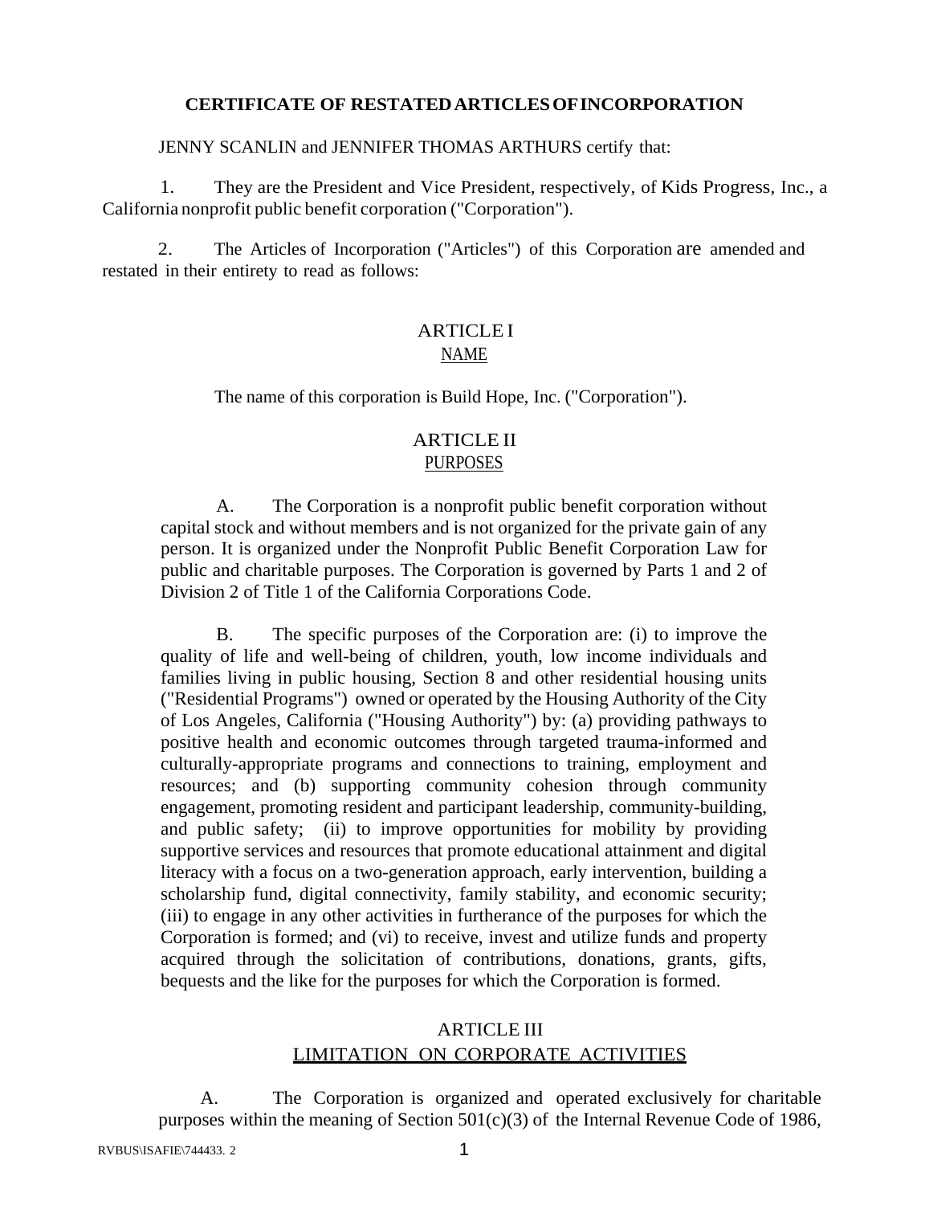**CERTIFICATE OF RESTATED ARTICLES OF INCORPORATION**

JENNY SCANLIN and JENNIFER THOMAS ARTHURS certify that:

1. They are the President and Vice President, respectively, of Kids Progress, Inc., a California nonprofit public benefit corporation ("Corporation").

2. The Articles of Incorporation ("Articles") of this Corporation are amended and restated in their entirety to read as follows:

ARTICLE I
NAME

The name of this corporation is Build Hope, Inc. ("Corporation").

ARTICLE II
PURPOSES

A. The Corporation is a nonprofit public benefit corporation without capital stock and without members and is not organized for the private gain of any person. It is organized under the Nonprofit Public Benefit Corporation Law for public and charitable purposes. The Corporation is governed by Parts 1 and 2 of Division 2 of Title 1 of the California Corporations Code.

B. The specific purposes of the Corporation are: (i) to improve the quality of life and well-being of children, youth, low income individuals and families living in public housing, Section 8 and other residential housing units ("Residential Programs") owned or operated by the Housing Authority of the City of Los Angeles, California ("Housing Authority") by: (a) providing pathways to positive health and economic outcomes through targeted trauma-informed and culturally-appropriate programs and connections to training, employment and resources; and (b) supporting community cohesion through community engagement, promoting resident and participant leadership, community-building, and public safety; (ii) to improve opportunities for mobility by providing supportive services and resources that promote educational attainment and digital literacy with a focus on a two-generation approach, early intervention, building a scholarship fund, digital connectivity, family stability, and economic security; (iii) to engage in any other activities in furtherance of the purposes for which the Corporation is formed; and (vi) to receive, invest and utilize funds and property acquired through the solicitation of contributions, donations, grants, gifts, bequests and the like for the purposes for which the Corporation is formed.

ARTICLE III
LIMITATION ON CORPORATE ACTIVITIES

A. The Corporation is organized and operated exclusively for charitable purposes within the meaning of Section 501(c)(3) of the Internal Revenue Code of 1986,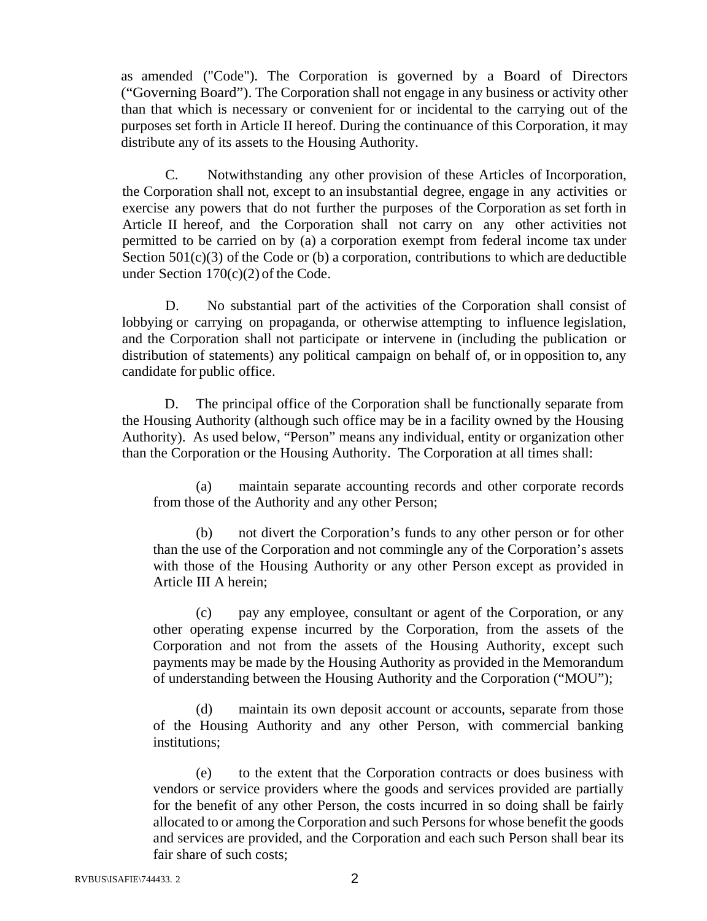as amended ("Code"). The Corporation is governed by a Board of Directors ("Governing Board"). The Corporation shall not engage in any business or activity other than that which is necessary or convenient for or incidental to the carrying out of the purposes set forth in Article II hereof. During the continuance of this Corporation, it may distribute any of its assets to the Housing Authority.

C. Notwithstanding any other provision of these Articles of Incorporation, the Corporation shall not, except to an insubstantial degree, engage in any activities or exercise any powers that do not further the purposes of the Corporation as set forth in Article II hereof, and the Corporation shall not carry on any other activities not permitted to be carried on by (a) a corporation exempt from federal income tax under Section 501(c)(3) of the Code or (b) a corporation, contributions to which are deductible under Section 170(c)(2) of the Code.

D. No substantial part of the activities of the Corporation shall consist of lobbying or carrying on propaganda, or otherwise attempting to influence legislation, and the Corporation shall not participate or intervene in (including the publication or distribution of statements) any political campaign on behalf of, or in opposition to, any candidate for public office.

D. The principal office of the Corporation shall be functionally separate from the Housing Authority (although such office may be in a facility owned by the Housing Authority). As used below, "Person" means any individual, entity or organization other than the Corporation or the Housing Authority. The Corporation at all times shall:

(a) maintain separate accounting records and other corporate records from those of the Authority and any other Person;

(b) not divert the Corporation's funds to any other person or for other than the use of the Corporation and not commingle any of the Corporation's assets with those of the Housing Authority or any other Person except as provided in Article III A herein;

(c) pay any employee, consultant or agent of the Corporation, or any other operating expense incurred by the Corporation, from the assets of the Corporation and not from the assets of the Housing Authority, except such payments may be made by the Housing Authority as provided in the Memorandum of understanding between the Housing Authority and the Corporation ("MOU");

(d) maintain its own deposit account or accounts, separate from those of the Housing Authority and any other Person, with commercial banking institutions;

(e) to the extent that the Corporation contracts or does business with vendors or service providers where the goods and services provided are partially for the benefit of any other Person, the costs incurred in so doing shall be fairly allocated to or among the Corporation and such Persons for whose benefit the goods and services are provided, and the Corporation and each such Person shall bear its fair share of such costs;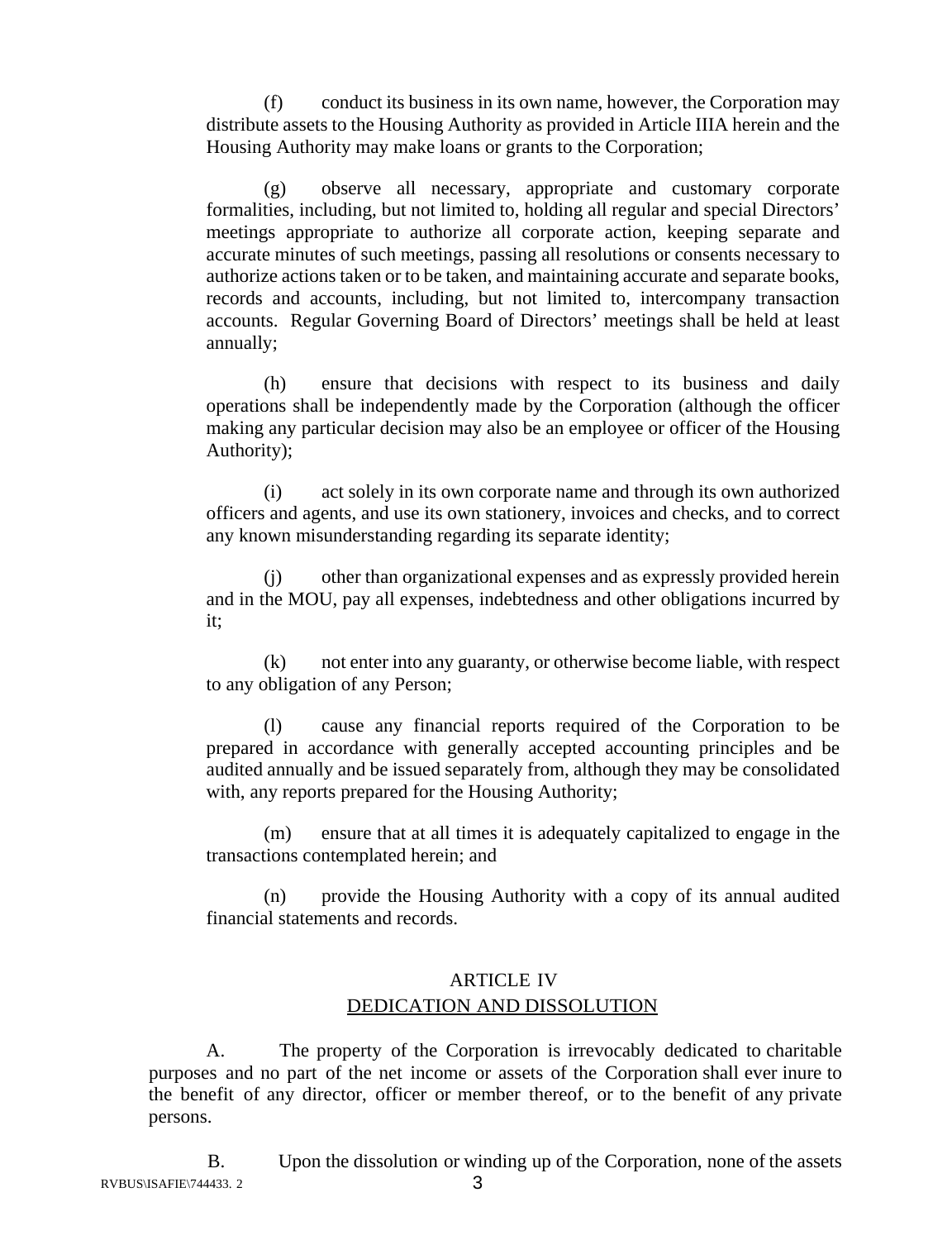(f) conduct its business in its own name, however, the Corporation may distribute assets to the Housing Authority as provided in Article IIIA herein and the Housing Authority may make loans or grants to the Corporation;

(g) observe all necessary, appropriate and customary corporate formalities, including, but not limited to, holding all regular and special Directors' meetings appropriate to authorize all corporate action, keeping separate and accurate minutes of such meetings, passing all resolutions or consents necessary to authorize actions taken or to be taken, and maintaining accurate and separate books, records and accounts, including, but not limited to, intercompany transaction accounts. Regular Governing Board of Directors' meetings shall be held at least annually;

(h) ensure that decisions with respect to its business and daily operations shall be independently made by the Corporation (although the officer making any particular decision may also be an employee or officer of the Housing Authority);

(i) act solely in its own corporate name and through its own authorized officers and agents, and use its own stationery, invoices and checks, and to correct any known misunderstanding regarding its separate identity;

(j) other than organizational expenses and as expressly provided herein and in the MOU, pay all expenses, indebtedness and other obligations incurred by it;

(k) not enter into any guaranty, or otherwise become liable, with respect to any obligation of any Person;

(l) cause any financial reports required of the Corporation to be prepared in accordance with generally accepted accounting principles and be audited annually and be issued separately from, although they may be consolidated with, any reports prepared for the Housing Authority;

(m) ensure that at all times it is adequately capitalized to engage in the transactions contemplated herein; and

(n) provide the Housing Authority with a copy of its annual audited financial statements and records.

## ARTICLE IV
## DEDICATION AND DISSOLUTION

A. The property of the Corporation is irrevocably dedicated to charitable purposes and no part of the net income or assets of the Corporation shall ever inure to the benefit of any director, officer or member thereof, or to the benefit of any private persons.

B. Upon the dissolution or winding up of the Corporation, none of the assets

RVBUS\ISAFIE\744433. 2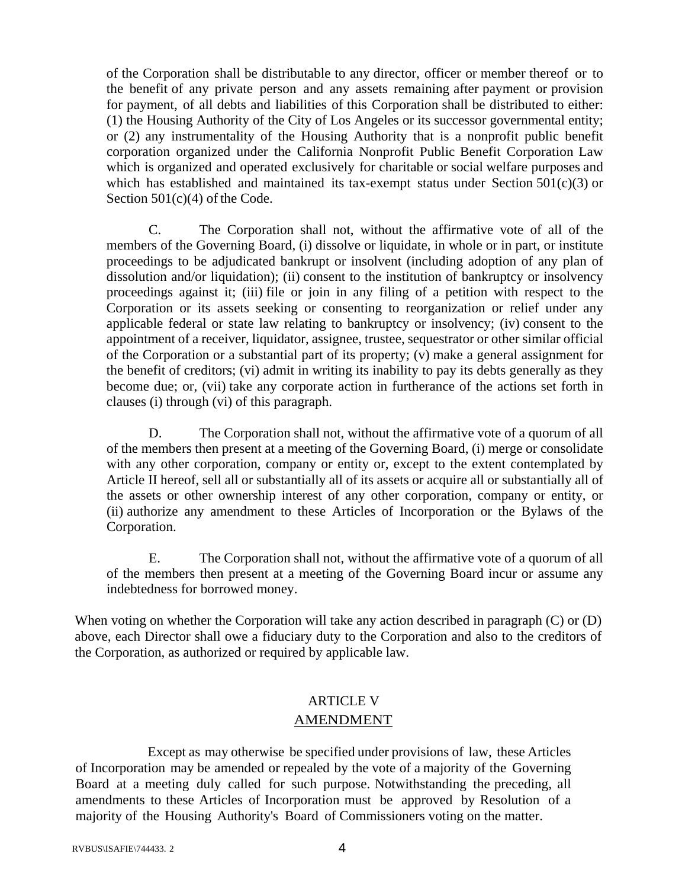of the Corporation shall be distributable to any director, officer or member thereof or to the benefit of any private person and any assets remaining after payment or provision for payment, of all debts and liabilities of this Corporation shall be distributed to either: (1) the Housing Authority of the City of Los Angeles or its successor governmental entity; or (2) any instrumentality of the Housing Authority that is a nonprofit public benefit corporation organized under the California Nonprofit Public Benefit Corporation Law which is organized and operated exclusively for charitable or social welfare purposes and which has established and maintained its tax-exempt status under Section 501(c)(3) or Section 501(c)(4) of the Code.

C. The Corporation shall not, without the affirmative vote of all of the members of the Governing Board, (i) dissolve or liquidate, in whole or in part, or institute proceedings to be adjudicated bankrupt or insolvent (including adoption of any plan of dissolution and/or liquidation); (ii) consent to the institution of bankruptcy or insolvency proceedings against it; (iii) file or join in any filing of a petition with respect to the Corporation or its assets seeking or consenting to reorganization or relief under any applicable federal or state law relating to bankruptcy or insolvency; (iv) consent to the appointment of a receiver, liquidator, assignee, trustee, sequestrator or other similar official of the Corporation or a substantial part of its property; (v) make a general assignment for the benefit of creditors; (vi) admit in writing its inability to pay its debts generally as they become due; or, (vii) take any corporate action in furtherance of the actions set forth in clauses (i) through (vi) of this paragraph.

D. The Corporation shall not, without the affirmative vote of a quorum of all of the members then present at a meeting of the Governing Board, (i) merge or consolidate with any other corporation, company or entity or, except to the extent contemplated by Article II hereof, sell all or substantially all of its assets or acquire all or substantially all of the assets or other ownership interest of any other corporation, company or entity, or (ii) authorize any amendment to these Articles of Incorporation or the Bylaws of the Corporation.

E. The Corporation shall not, without the affirmative vote of a quorum of all of the members then present at a meeting of the Governing Board incur or assume any indebtedness for borrowed money.

When voting on whether the Corporation will take any action described in paragraph (C) or (D) above, each Director shall owe a fiduciary duty to the Corporation and also to the creditors of the Corporation, as authorized or required by applicable law.

## ARTICLE V
## AMENDMENT

Except as may otherwise be specified under provisions of law, these Articles of Incorporation may be amended or repealed by the vote of a majority of the Governing Board at a meeting duly called for such purpose. Notwithstanding the preceding, all amendments to these Articles of Incorporation must be approved by Resolution of a majority of the Housing Authority's Board of Commissioners voting on the matter.

RVBUS\ISAFIE\744433. 2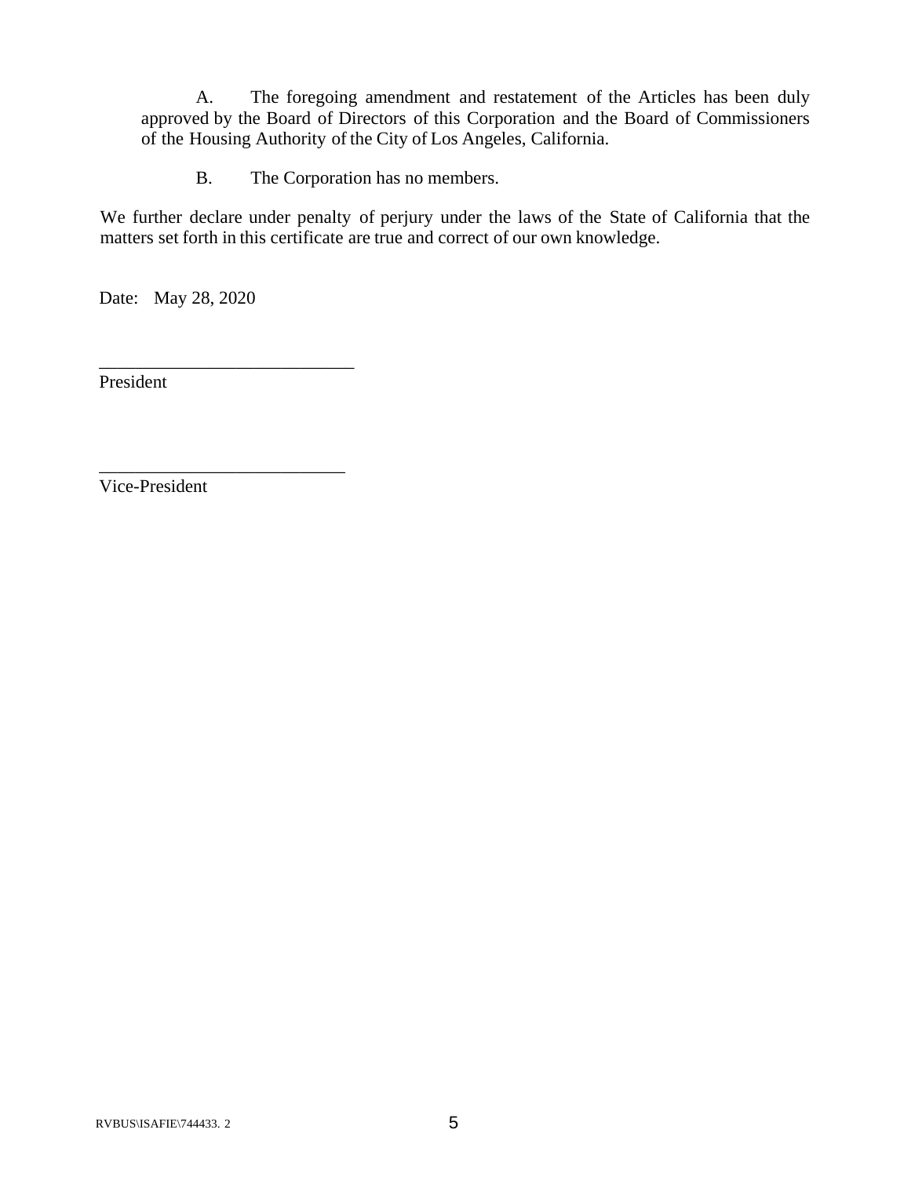A. The foregoing amendment and restatement of the Articles has been duly approved by the Board of Directors of this Corporation and the Board of Commissioners of the Housing Authority of the City of Los Angeles, California.

B. The Corporation has no members.

We further declare under penalty of perjury under the laws of the State of California that the matters set forth in this certificate are true and correct of our own knowledge.

Date: May 28, 2020

_____________________________
President

_____________________________
Vice-President

RVBUS\ISAFIE\744433. 2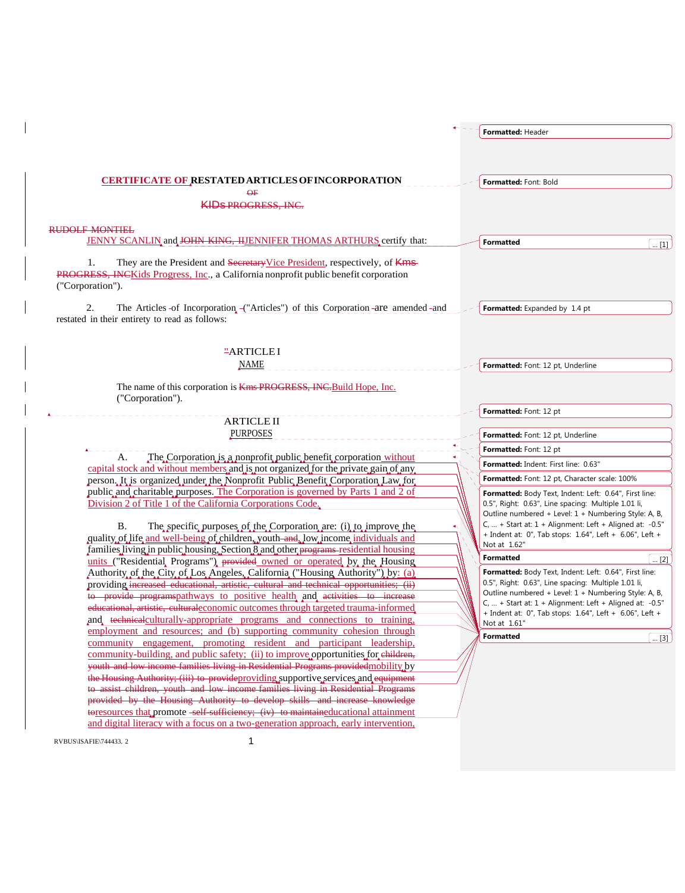# CERTIFICATE OF RESTATED ARTICLES OF INCORPORATION

~~OF~~

~~KIDs PROGRESS, INC.~~

~~RUDOLF MONTIEL~~

JENNY SCANLIN and ~~JOHN KING, II~~JENNIFER THOMAS ARTHURS certify that:

1. They are the President and ~~Secretary~~Vice President, respectively, of ~~Kms PROGRESS, INC~~Kids Progress, Inc., a California nonprofit public benefit corporation ("Corporation").

2. The Articles of Incorporation ("Articles") of this Corporation are amended and restated in their entirety to read as follows:

## "ARTICLE I
## NAME

The name of this corporation is ~~Kms PROGRESS, INC.~~Build Hope, Inc. ("Corporation").

## ARTICLE II
## PURPOSES

A. The Corporation is a nonprofit public benefit corporation without capital stock and without members and is not organized for the private gain of any person. It is organized under the Nonprofit Public Benefit Corporation Law for public and charitable purposes. The Corporation is governed by Parts 1 and 2 of Division 2 of Title 1 of the California Corporations Code.

B. The specific purposes of the Corporation are: (i) to improve the quality of life and well-being of children, youth ~~and~~, low income individuals and families living in public housing, Section 8 and other ~~programs~~ residential housing units ("Residential Programs") ~~provided~~ owned or operated by the Housing Authority of the City of Los Angeles, California ("Housing Authority") by: (a) providing ~~increased educational, artistic, cultural and technical opportunities; (ii) to provide programs~~pathways to positive health and ~~activities to increase educational, artistic, cultural~~economic outcomes through targeted trauma-informed and ~~technical~~culturally-appropriate programs and connections to training, employment and resources; and (b) supporting community cohesion through community engagement, promoting resident and participant leadership, community-building, and public safety; (ii) to improve opportunities for ~~children, youth and low income families living in Residential Programs provided~~mobility by ~~the Housing Authority; (iii) to provide~~providing supportive services and ~~equipment to assist children, youth and low income families living in Residential Programs provided by the Housing Authority to develop skills and increase knowledge to~~resources that promote ~~self-sufficiency; (iv) to maintain~~educational attainment and digital literacy with a focus on a two-generation approach, early intervention,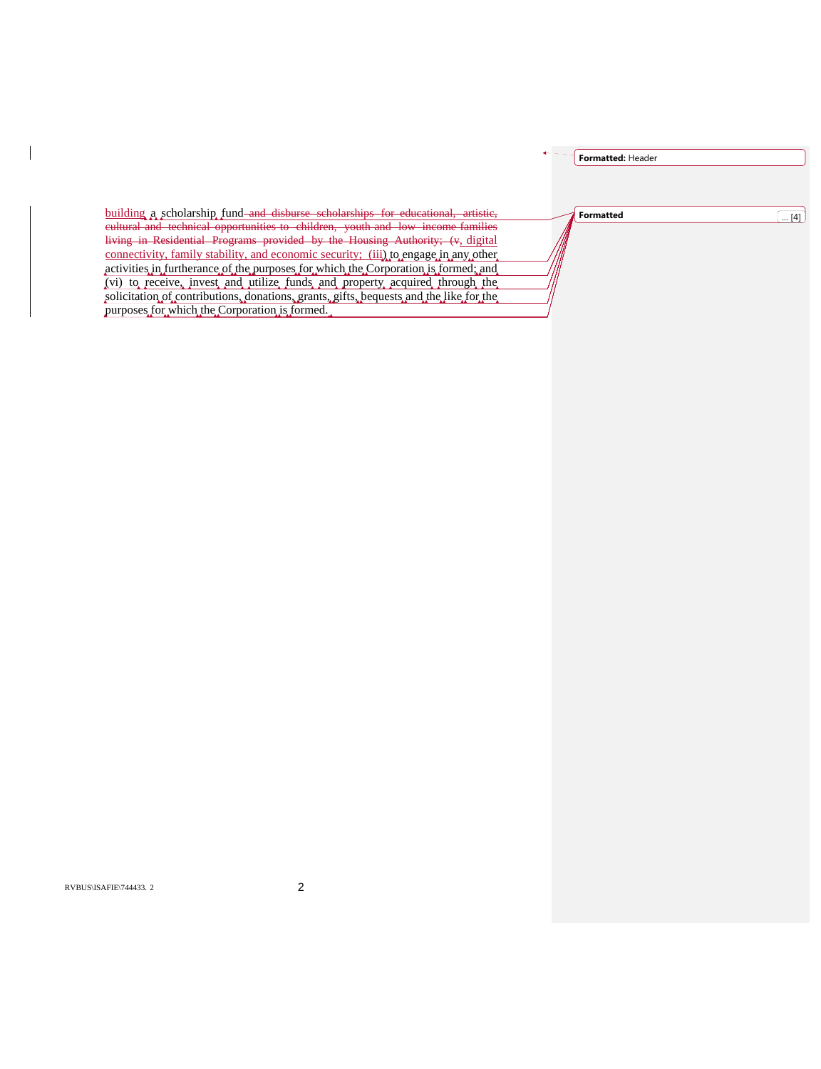building a scholarship fund and disburse scholarships for educational, artistic, cultural and technical opportunities to children, youth and low income families living in Residential Programs provided by the Housing Authority; (v, digital connectivity, family stability, and economic security; (iii) to engage in any other activities in furtherance of the purposes for which the Corporation is formed; and (vi) to receive, invest and utilize funds and property acquired through the solicitation of contributions, donations, grants, gifts, bequests and the like for the purposes for which the Corporation is formed.

Formatted: Header

Formatted ... [4]

RVBUS\ISAFIE\744433. 2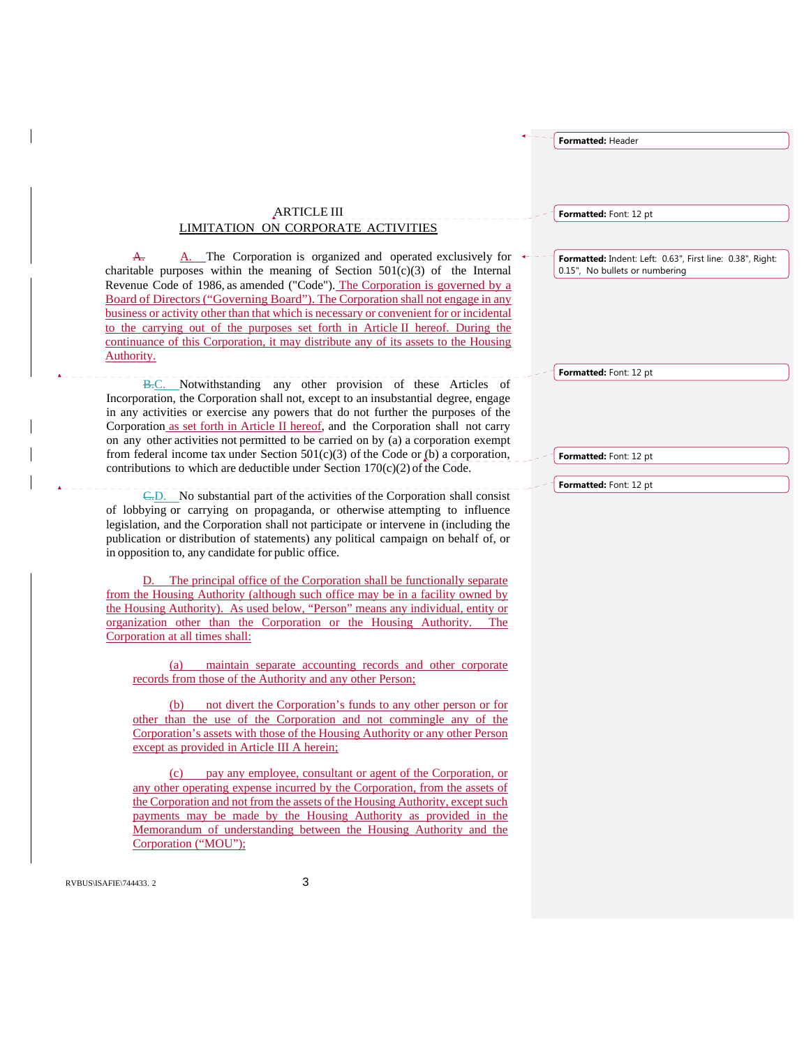ARTICLE III

LIMITATION ON CORPORATE ACTIVITIES

~~A.~~ A. The Corporation is organized and operated exclusively for charitable purposes within the meaning of Section 501(c)(3) of the Internal Revenue Code of 1986, as amended ("Code"). The Corporation is governed by a Board of Directors ("Governing Board"). The Corporation shall not engage in any business or activity other than that which is necessary or convenient for or incidental to the carrying out of the purposes set forth in Article II hereof. During the continuance of this Corporation, it may distribute any of its assets to the Housing Authority.

~~B.~~C. Notwithstanding any other provision of these Articles of Incorporation, the Corporation shall not, except to an insubstantial degree, engage in any activities or exercise any powers that do not further the purposes of the Corporation as set forth in Article II hereof, and the Corporation shall not carry on any other activities not permitted to be carried on by (a) a corporation exempt from federal income tax under Section 501(c)(3) of the Code or (b) a corporation, contributions to which are deductible under Section 170(c)(2) of the Code.

~~C.~~D. No substantial part of the activities of the Corporation shall consist of lobbying or carrying on propaganda, or otherwise attempting to influence legislation, and the Corporation shall not participate or intervene in (including the publication or distribution of statements) any political campaign on behalf of, or in opposition to, any candidate for public office.

D. The principal office of the Corporation shall be functionally separate from the Housing Authority (although such office may be in a facility owned by the Housing Authority). As used below, "Person" means any individual, entity or organization other than the Corporation or the Housing Authority. The Corporation at all times shall:

(a) maintain separate accounting records and other corporate records from those of the Authority and any other Person;

(b) not divert the Corporation's funds to any other person or for other than the use of the Corporation and not commingle any of the Corporation's assets with those of the Housing Authority or any other Person except as provided in Article III A herein;

(c) pay any employee, consultant or agent of the Corporation, or any other operating expense incurred by the Corporation, from the assets of the Corporation and not from the assets of the Housing Authority, except such payments may be made by the Housing Authority as provided in the Memorandum of understanding between the Housing Authority and the Corporation ("MOU");

RVBUS\ISAFIE\744433. 2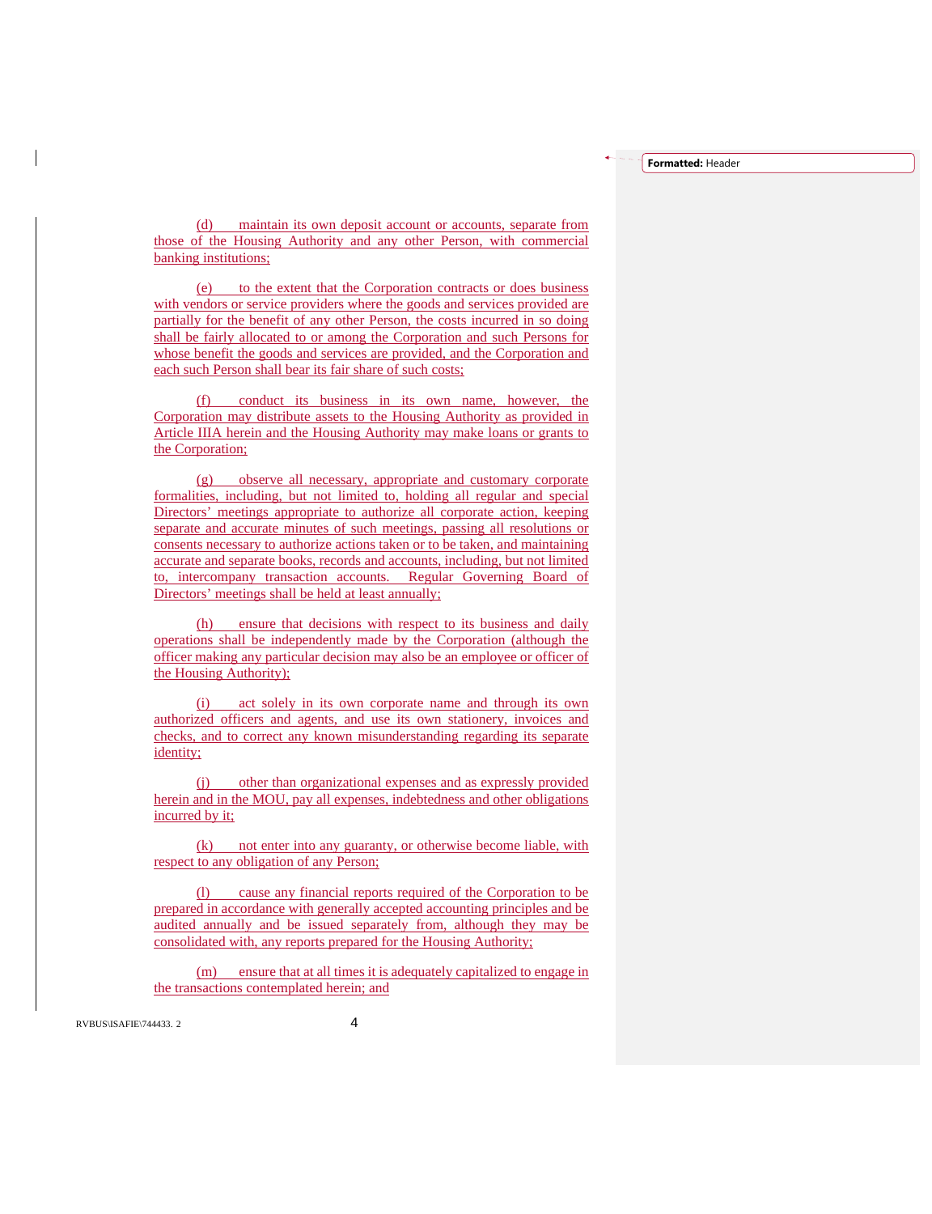(d) maintain its own deposit account or accounts, separate from those of the Housing Authority and any other Person, with commercial banking institutions;

(e) to the extent that the Corporation contracts or does business with vendors or service providers where the goods and services provided are partially for the benefit of any other Person, the costs incurred in so doing shall be fairly allocated to or among the Corporation and such Persons for whose benefit the goods and services are provided, and the Corporation and each such Person shall bear its fair share of such costs;

(f) conduct its business in its own name, however, the Corporation may distribute assets to the Housing Authority as provided in Article IIIA herein and the Housing Authority may make loans or grants to the Corporation;

(g) observe all necessary, appropriate and customary corporate formalities, including, but not limited to, holding all regular and special Directors' meetings appropriate to authorize all corporate action, keeping separate and accurate minutes of such meetings, passing all resolutions or consents necessary to authorize actions taken or to be taken, and maintaining accurate and separate books, records and accounts, including, but not limited to, intercompany transaction accounts. Regular Governing Board of Directors' meetings shall be held at least annually;

(h) ensure that decisions with respect to its business and daily operations shall be independently made by the Corporation (although the officer making any particular decision may also be an employee or officer of the Housing Authority);

(i) act solely in its own corporate name and through its own authorized officers and agents, and use its own stationery, invoices and checks, and to correct any known misunderstanding regarding its separate identity;

(j) other than organizational expenses and as expressly provided herein and in the MOU, pay all expenses, indebtedness and other obligations incurred by it;

(k) not enter into any guaranty, or otherwise become liable, with respect to any obligation of any Person;

(l) cause any financial reports required of the Corporation to be prepared in accordance with generally accepted accounting principles and be audited annually and be issued separately from, although they may be consolidated with, any reports prepared for the Housing Authority;

(m) ensure that at all times it is adequately capitalized to engage in the transactions contemplated herein; and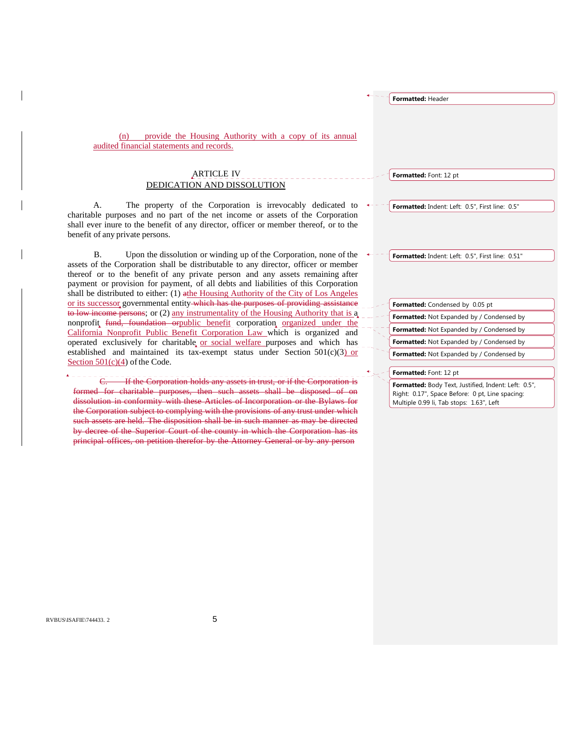(n) provide the Housing Authority with a copy of its annual audited financial statements and records.

## ARTICLE IV
## DEDICATION AND DISSOLUTION

A. The property of the Corporation is irrevocably dedicated to charitable purposes and no part of the net income or assets of the Corporation shall ever inure to the benefit of any director, officer or member thereof, or to the benefit of any private persons.

B. Upon the dissolution or winding up of the Corporation, none of the assets of the Corporation shall be distributable to any director, officer or member thereof or to the benefit of any private person and any assets remaining after payment or provision for payment, of all debts and liabilities of this Corporation shall be distributed to either: (1) athe Housing Authority of the City of Los Angeles or its successor, governmental entity which has the purposes of providing assistance to low income persons; or (2) any instrumentality of the Housing Authority that is a nonprofit fund, foundation orpublic benefit corporation, organized under the California Nonprofit Public Benefit Corporation Law which is organized and operated exclusively for charitable, or social welfare purposes and which has established and maintained its tax-exempt status under Section 501(c)(3) or Section 501(c)(4) of the Code.

C. If the Corporation holds any assets in trust, or if the Corporation is formed for charitable purposes, then such assets shall be disposed of on dissolution in conformity with these Articles of Incorporation or the Bylaws for the Corporation subject to complying with the provisions of any trust under which such assets are held. The disposition shall be in such manner as may be directed by decree of the Superior Court of the county in which the Corporation has its principal offices, on petition therefor by the Attorney General or by any person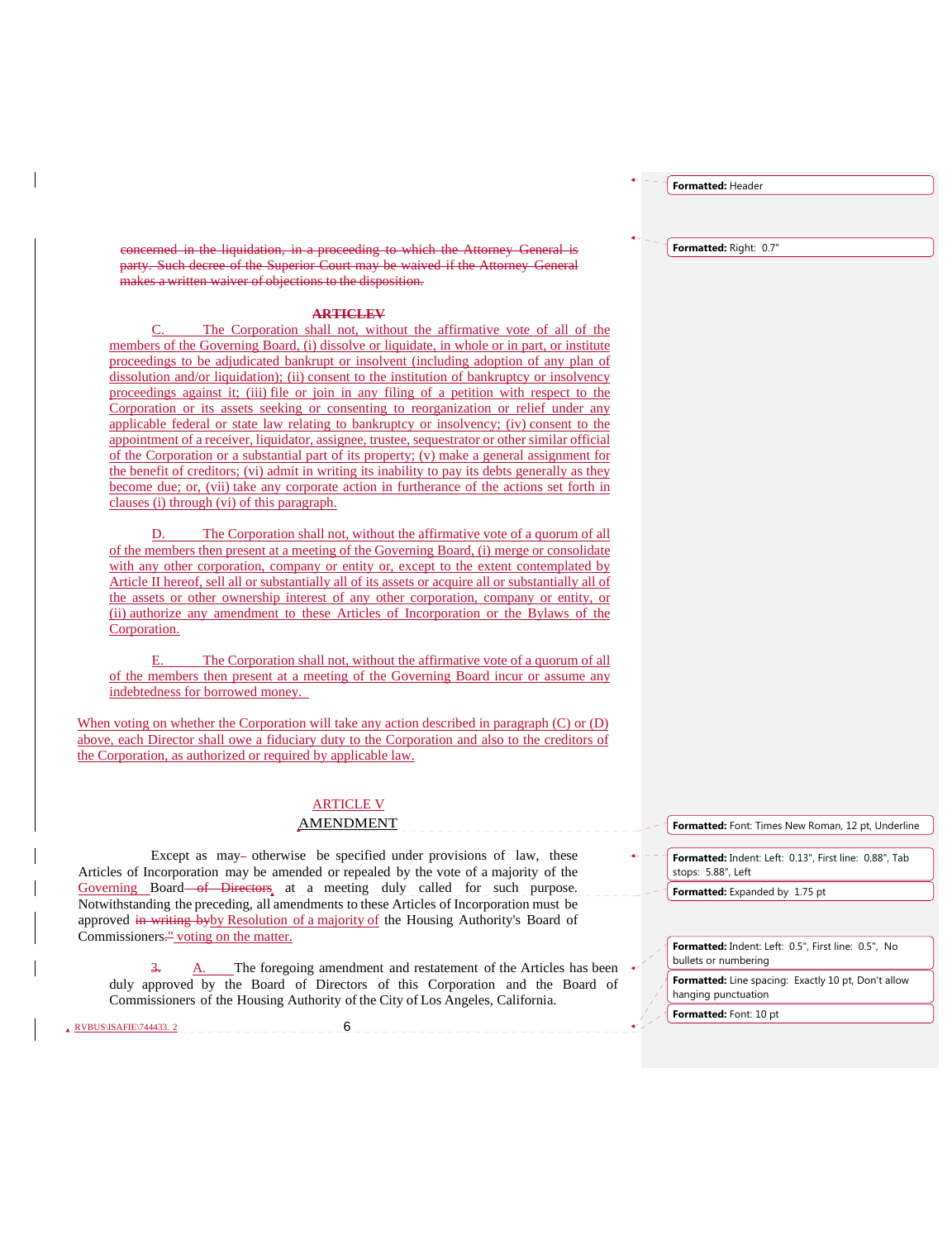~~concerned in the liquidation, in a proceeding to which the Attorney General is party. Such decree of the Superior Court may be waived if the Attorney General makes a written waiver of objections to the disposition.~~

~~ARTICLEV~~

C. The Corporation shall not, without the affirmative vote of all of the members of the Governing Board, (i) dissolve or liquidate, in whole or in part, or institute proceedings to be adjudicated bankrupt or insolvent (including adoption of any plan of dissolution and/or liquidation); (ii) consent to the institution of bankruptcy or insolvency proceedings against it; (iii) file or join in any filing of a petition with respect to the Corporation or its assets seeking or consenting to reorganization or relief under any applicable federal or state law relating to bankruptcy or insolvency; (iv) consent to the appointment of a receiver, liquidator, assignee, trustee, sequestrator or other similar official of the Corporation or a substantial part of its property; (v) make a general assignment for the benefit of creditors; (vi) admit in writing its inability to pay its debts generally as they become due; or, (vii) take any corporate action in furtherance of the actions set forth in clauses (i) through (vi) of this paragraph.

D. The Corporation shall not, without the affirmative vote of a quorum of all of the members then present at a meeting of the Governing Board, (i) merge or consolidate with any other corporation, company or entity or, except to the extent contemplated by Article II hereof, sell all or substantially all of its assets or acquire all or substantially all of the assets or other ownership interest of any other corporation, company or entity, or (ii) authorize any amendment to these Articles of Incorporation or the Bylaws of the Corporation.

E. The Corporation shall not, without the affirmative vote of a quorum of all of the members then present at a meeting of the Governing Board incur or assume any indebtedness for borrowed money.

When voting on whether the Corporation will take any action described in paragraph (C) or (D) above, each Director shall owe a fiduciary duty to the Corporation and also to the creditors of the Corporation, as authorized or required by applicable law.

ARTICLE V

AMENDMENT

Except as may otherwise be specified under provisions of law, these Articles of Incorporation may be amended or repealed by the vote of a majority of the Governing Board ~~of Directors~~ at a meeting duly called for such purpose. Notwithstanding the preceding, all amendments to these Articles of Incorporation must be approved ~~in writing by~~by Resolution of a majority of the Housing Authority's Board of Commissioners~~."~~ voting on the matter.

~~3.~~ A. The foregoing amendment and restatement of the Articles has been duly approved by the Board of Directors of this Corporation and the Board of Commissioners of the Housing Authority of the City of Los Angeles, California.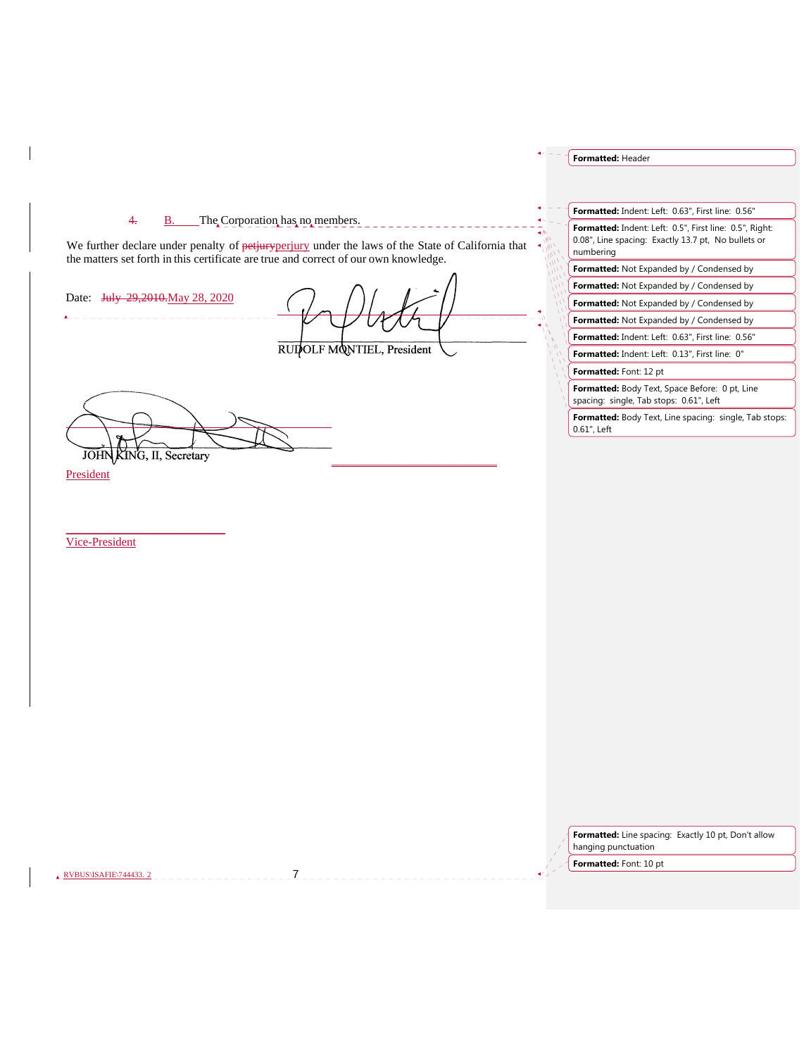4. B. The Corporation has no members.

We further declare under penalty of petjuryperjury under the laws of the State of California that the matters set forth in this certificate are true and correct of our own knowledge.

Date: July 29,2010.May 28, 2020

RUDOLF MONTIEL, President

JOHN KING, II, Secretary

President

Vice-President

Formatted: Header

Formatted: Indent: Left: 0.63", First line: 0.56"

Formatted: Indent: Left: 0.5", First line: 0.5", Right: 0.08", Line spacing: Exactly 13.7 pt, No bullets or numbering

Formatted: Not Expanded by / Condensed by

Formatted: Not Expanded by / Condensed by

Formatted: Not Expanded by / Condensed by

Formatted: Not Expanded by / Condensed by

Formatted: Indent: Left: 0.63", First line: 0.56"

Formatted: Indent: Left: 0.13", First line: 0"

Formatted: Font: 12 pt

Formatted: Body Text, Space Before: 0 pt, Line spacing: single, Tab stops: 0.61", Left

Formatted: Body Text, Line spacing: single, Tab stops: 0.61", Left

RVBUS\ISAFIE\744433. 2

Formatted: Line spacing: Exactly 10 pt, Don't allow hanging punctuation

Formatted: Font: 10 pt